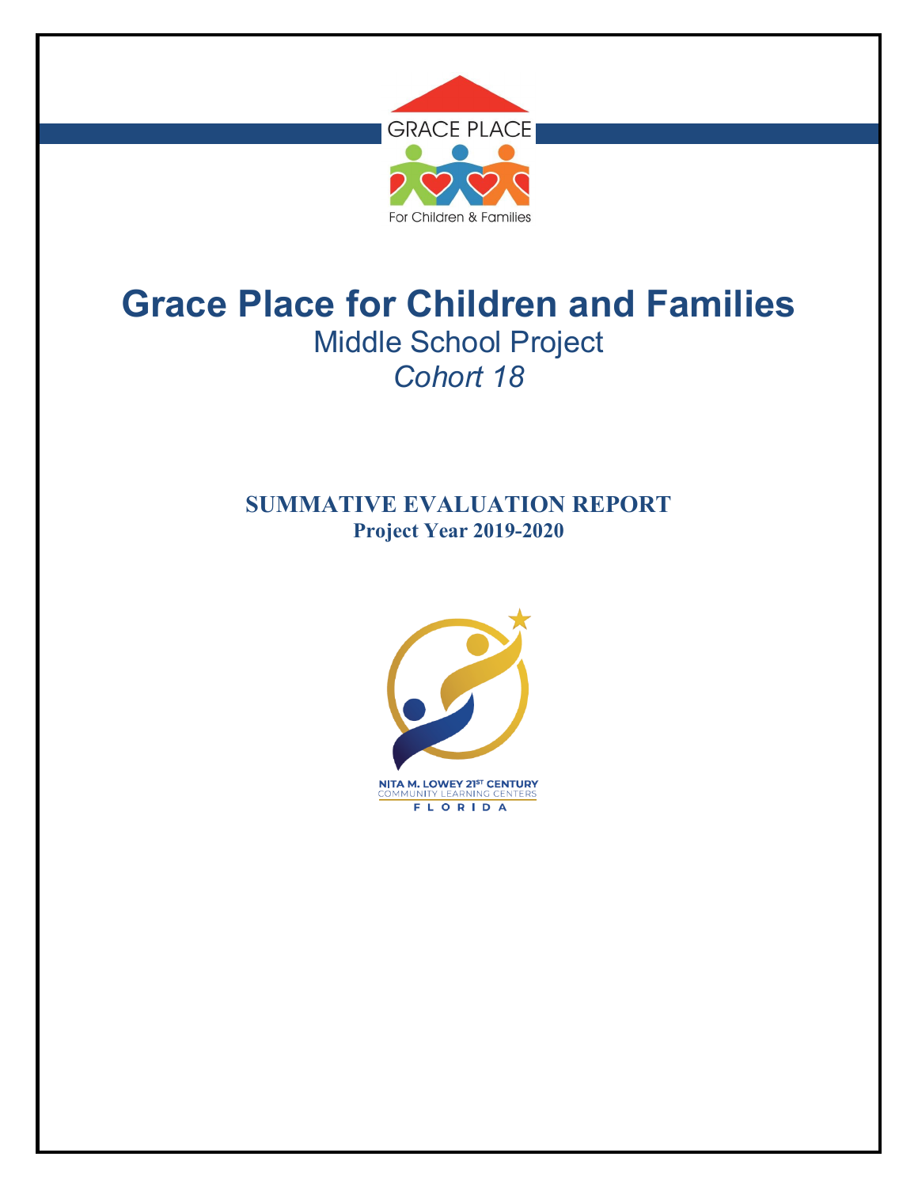GRACE PLACE

For Children & Families

# Grace Place for Children and Families

## Middle School Project

*Cohort 18*

**SUMMATIVE EVALUATION REPORT**

**Project Year 2019-2020**

NITA M. LOWEY 21ST CENTURY COMMUNITY LEARNING CENTERS FLORIDA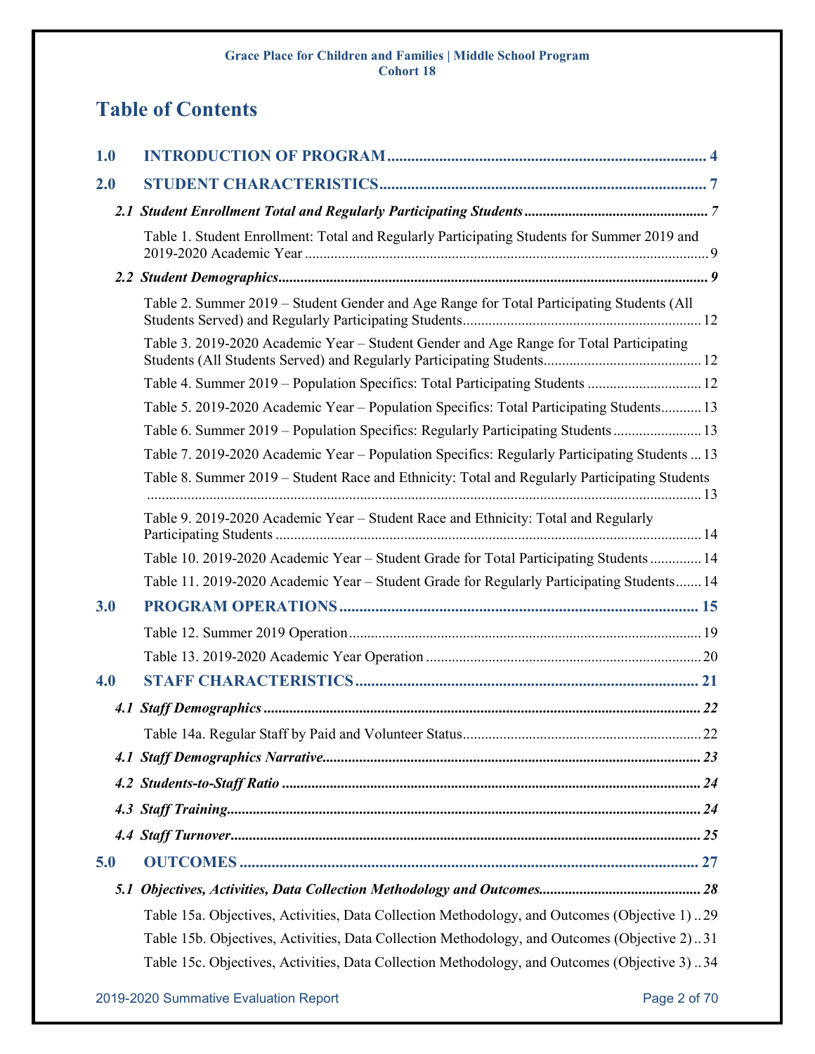# Table of Contents

**1.0 INTRODUCTION OF PROGRAM** ........ 4

**2.0 STUDENT CHARACTERISTICS** ........ 7

***2.1 Student Enrollment Total and Regularly Participating Students*** ........ 7

Table 1. Student Enrollment: Total and Regularly Participating Students for Summer 2019 and 2019-2020 Academic Year ........ 9

***2.2 Student Demographics*** ........ 9

Table 2. Summer 2019 – Student Gender and Age Range for Total Participating Students (All Students Served) and Regularly Participating Students ........ 12

Table 3. 2019-2020 Academic Year – Student Gender and Age Range for Total Participating Students (All Students Served) and Regularly Participating Students ........ 12

Table 4. Summer 2019 – Population Specifics: Total Participating Students ........ 12

Table 5. 2019-2020 Academic Year – Population Specifics: Total Participating Students ........ 13

Table 6. Summer 2019 – Population Specifics: Regularly Participating Students ........ 13

Table 7. 2019-2020 Academic Year – Population Specifics: Regularly Participating Students ........ 13

Table 8. Summer 2019 – Student Race and Ethnicity: Total and Regularly Participating Students ........ 13

Table 9. 2019-2020 Academic Year – Student Race and Ethnicity: Total and Regularly Participating Students ........ 14

Table 10. 2019-2020 Academic Year – Student Grade for Total Participating Students ........ 14

Table 11. 2019-2020 Academic Year – Student Grade for Regularly Participating Students ........ 14

**3.0 PROGRAM OPERATIONS** ........ 15

Table 12. Summer 2019 Operation ........ 19

Table 13. 2019-2020 Academic Year Operation ........ 20

**4.0 STAFF CHARACTERISTICS** ........ 21

***4.1 Staff Demographics*** ........ 22

Table 14a. Regular Staff by Paid and Volunteer Status ........ 22

***4.1 Staff Demographics Narrative*** ........ 23

***4.2 Students-to-Staff Ratio*** ........ 24

***4.3 Staff Training*** ........ 24

***4.4 Staff Turnover*** ........ 25

**5.0 OUTCOMES** ........ 27

***5.1 Objectives, Activities, Data Collection Methodology and Outcomes*** ........ 28

Table 15a. Objectives, Activities, Data Collection Methodology, and Outcomes (Objective 1) ........ 29

Table 15b. Objectives, Activities, Data Collection Methodology, and Outcomes (Objective 2) ........ 31

Table 15c. Objectives, Activities, Data Collection Methodology, and Outcomes (Objective 3) ........ 34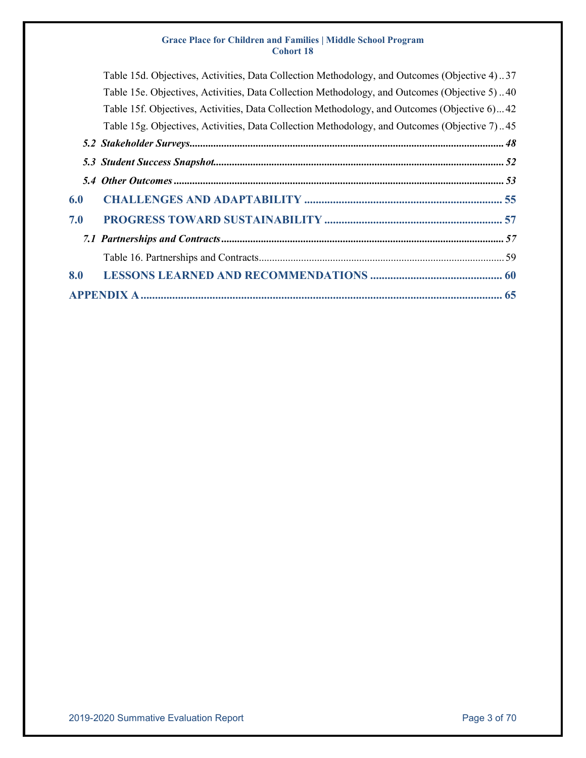Table 15d. Objectives, Activities, Data Collection Methodology, and Outcomes (Objective 4) .. 37

Table 15e. Objectives, Activities, Data Collection Methodology, and Outcomes (Objective 5) .. 40

Table 15f. Objectives, Activities, Data Collection Methodology, and Outcomes (Objective 6) ... 42

Table 15g. Objectives, Activities, Data Collection Methodology, and Outcomes (Objective 7) .. 45

***5.2 Stakeholder Surveys*** ..... ***48***

***5.3 Student Success Snapshot*** ..... ***52***

***5.4 Other Outcomes*** ..... ***53***

**6.0 CHALLENGES AND ADAPTABILITY** ..... **55**

**7.0 PROGRESS TOWARD SUSTAINABILITY** ..... **57**

***7.1 Partnerships and Contracts*** ..... ***57***

Table 16. Partnerships and Contracts ..... 59

**8.0 LESSONS LEARNED AND RECOMMENDATIONS** ..... **60**

**APPENDIX A** ..... **65**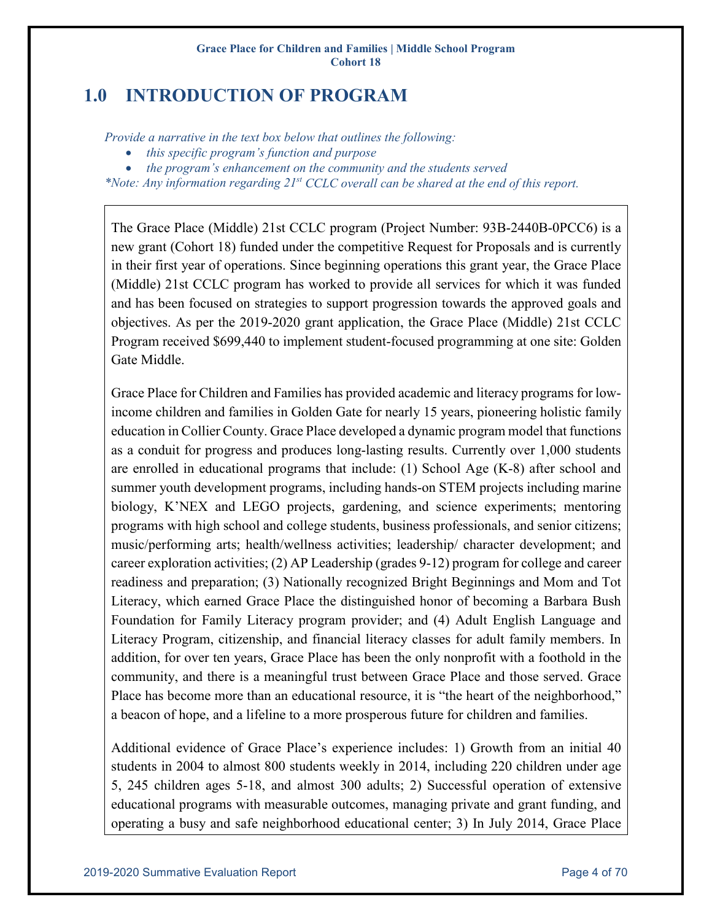# 1.0 INTRODUCTION OF PROGRAM

*Provide a narrative in the text box below that outlines the following:*

- *this specific program's function and purpose*
- *the program's enhancement on the community and the students served*

*\*Note: Any information regarding 21st CCLC overall can be shared at the end of this report.*

The Grace Place (Middle) 21st CCLC program (Project Number: 93B-2440B-0PCC6) is a new grant (Cohort 18) funded under the competitive Request for Proposals and is currently in their first year of operations. Since beginning operations this grant year, the Grace Place (Middle) 21st CCLC program has worked to provide all services for which it was funded and has been focused on strategies to support progression towards the approved goals and objectives. As per the 2019-2020 grant application, the Grace Place (Middle) 21st CCLC Program received $699,440 to implement student-focused programming at one site: Golden Gate Middle.

Grace Place for Children and Families has provided academic and literacy programs for low-income children and families in Golden Gate for nearly 15 years, pioneering holistic family education in Collier County. Grace Place developed a dynamic program model that functions as a conduit for progress and produces long-lasting results. Currently over 1,000 students are enrolled in educational programs that include: (1) School Age (K-8) after school and summer youth development programs, including hands-on STEM projects including marine biology, K'NEX and LEGO projects, gardening, and science experiments; mentoring programs with high school and college students, business professionals, and senior citizens; music/performing arts; health/wellness activities; leadership/ character development; and career exploration activities; (2) AP Leadership (grades 9-12) program for college and career readiness and preparation; (3) Nationally recognized Bright Beginnings and Mom and Tot Literacy, which earned Grace Place the distinguished honor of becoming a Barbara Bush Foundation for Family Literacy program provider; and (4) Adult English Language and Literacy Program, citizenship, and financial literacy classes for adult family members. In addition, for over ten years, Grace Place has been the only nonprofit with a foothold in the community, and there is a meaningful trust between Grace Place and those served. Grace Place has become more than an educational resource, it is "the heart of the neighborhood," a beacon of hope, and a lifeline to a more prosperous future for children and families.

Additional evidence of Grace Place's experience includes: 1) Growth from an initial 40 students in 2004 to almost 800 students weekly in 2014, including 220 children under age 5, 245 children ages 5-18, and almost 300 adults; 2) Successful operation of extensive educational programs with measurable outcomes, managing private and grant funding, and operating a busy and safe neighborhood educational center; 3) In July 2014, Grace Place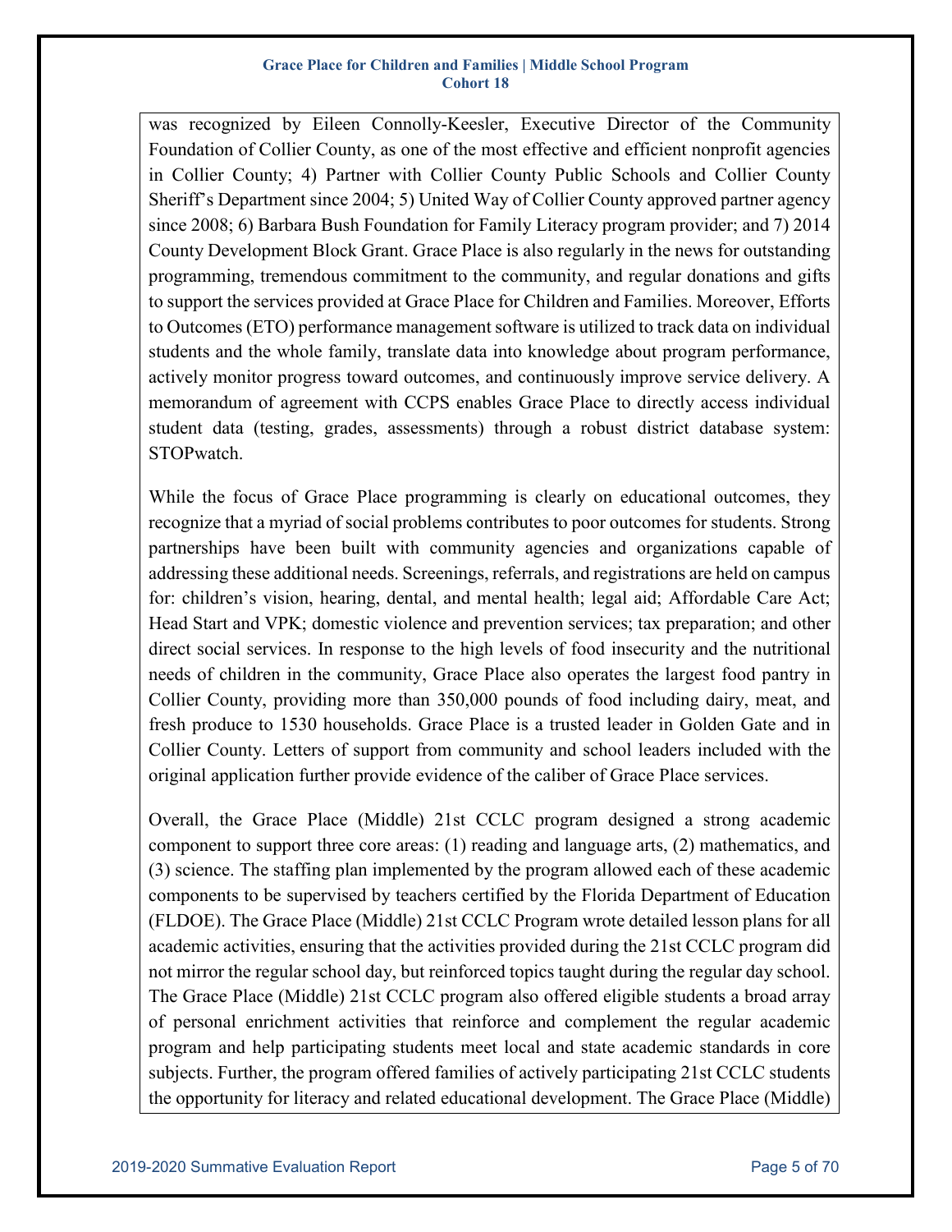was recognized by Eileen Connolly-Keesler, Executive Director of the Community Foundation of Collier County, as one of the most effective and efficient nonprofit agencies in Collier County; 4) Partner with Collier County Public Schools and Collier County Sheriff's Department since 2004; 5) United Way of Collier County approved partner agency since 2008; 6) Barbara Bush Foundation for Family Literacy program provider; and 7) 2014 County Development Block Grant. Grace Place is also regularly in the news for outstanding programming, tremendous commitment to the community, and regular donations and gifts to support the services provided at Grace Place for Children and Families. Moreover, Efforts to Outcomes (ETO) performance management software is utilized to track data on individual students and the whole family, translate data into knowledge about program performance, actively monitor progress toward outcomes, and continuously improve service delivery. A memorandum of agreement with CCPS enables Grace Place to directly access individual student data (testing, grades, assessments) through a robust district database system: STOPwatch.

While the focus of Grace Place programming is clearly on educational outcomes, they recognize that a myriad of social problems contributes to poor outcomes for students. Strong partnerships have been built with community agencies and organizations capable of addressing these additional needs. Screenings, referrals, and registrations are held on campus for: children's vision, hearing, dental, and mental health; legal aid; Affordable Care Act; Head Start and VPK; domestic violence and prevention services; tax preparation; and other direct social services. In response to the high levels of food insecurity and the nutritional needs of children in the community, Grace Place also operates the largest food pantry in Collier County, providing more than 350,000 pounds of food including dairy, meat, and fresh produce to 1530 households. Grace Place is a trusted leader in Golden Gate and in Collier County. Letters of support from community and school leaders included with the original application further provide evidence of the caliber of Grace Place services.

Overall, the Grace Place (Middle) 21st CCLC program designed a strong academic component to support three core areas: (1) reading and language arts, (2) mathematics, and (3) science. The staffing plan implemented by the program allowed each of these academic components to be supervised by teachers certified by the Florida Department of Education (FLDOE). The Grace Place (Middle) 21st CCLC Program wrote detailed lesson plans for all academic activities, ensuring that the activities provided during the 21st CCLC program did not mirror the regular school day, but reinforced topics taught during the regular day school. The Grace Place (Middle) 21st CCLC program also offered eligible students a broad array of personal enrichment activities that reinforce and complement the regular academic program and help participating students meet local and state academic standards in core subjects. Further, the program offered families of actively participating 21st CCLC students the opportunity for literacy and related educational development. The Grace Place (Middle)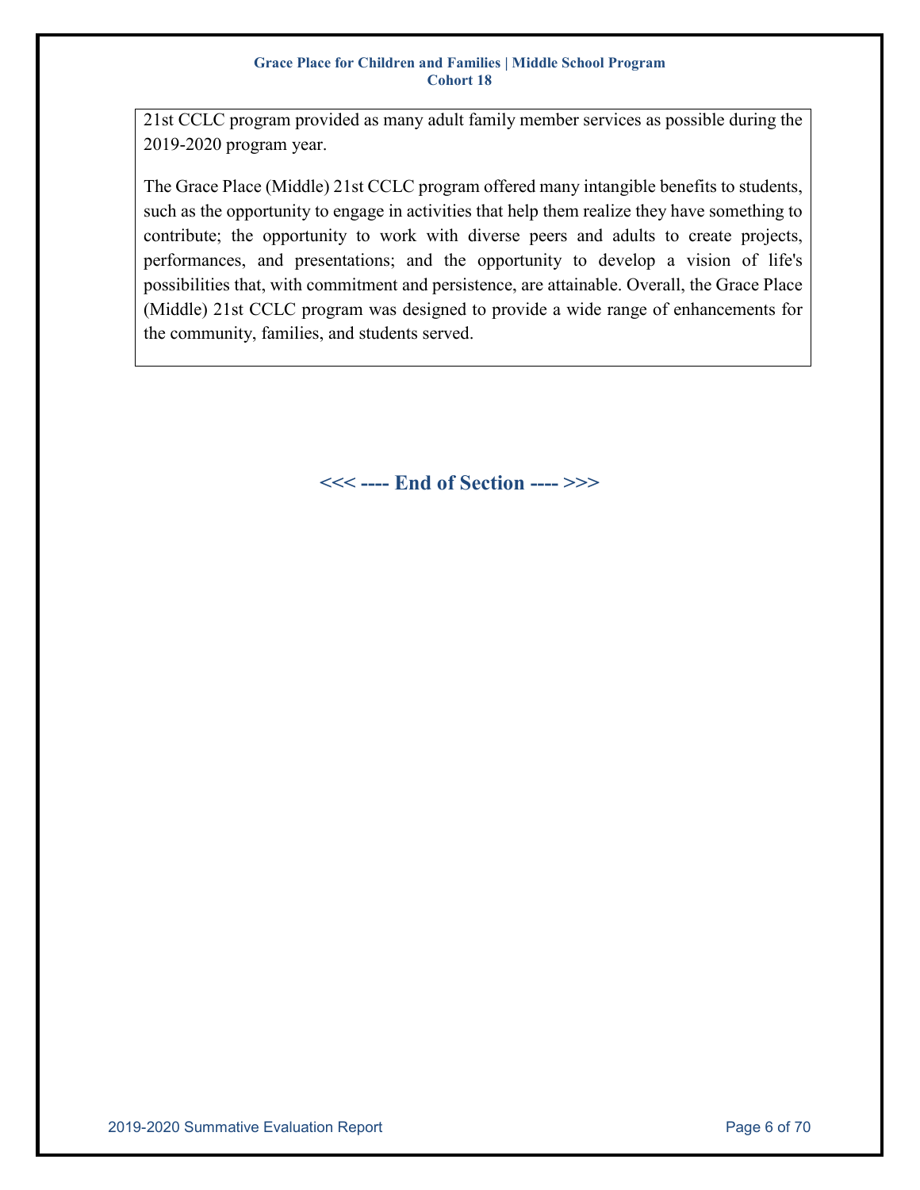21st CCLC program provided as many adult family member services as possible during the 2019-2020 program year.

The Grace Place (Middle) 21st CCLC program offered many intangible benefits to students, such as the opportunity to engage in activities that help them realize they have something to contribute; the opportunity to work with diverse peers and adults to create projects, performances, and presentations; and the opportunity to develop a vision of life's possibilities that, with commitment and persistence, are attainable. Overall, the Grace Place (Middle) 21st CCLC program was designed to provide a wide range of enhancements for the community, families, and students served.

**<<< ---- End of Section ---- >>>**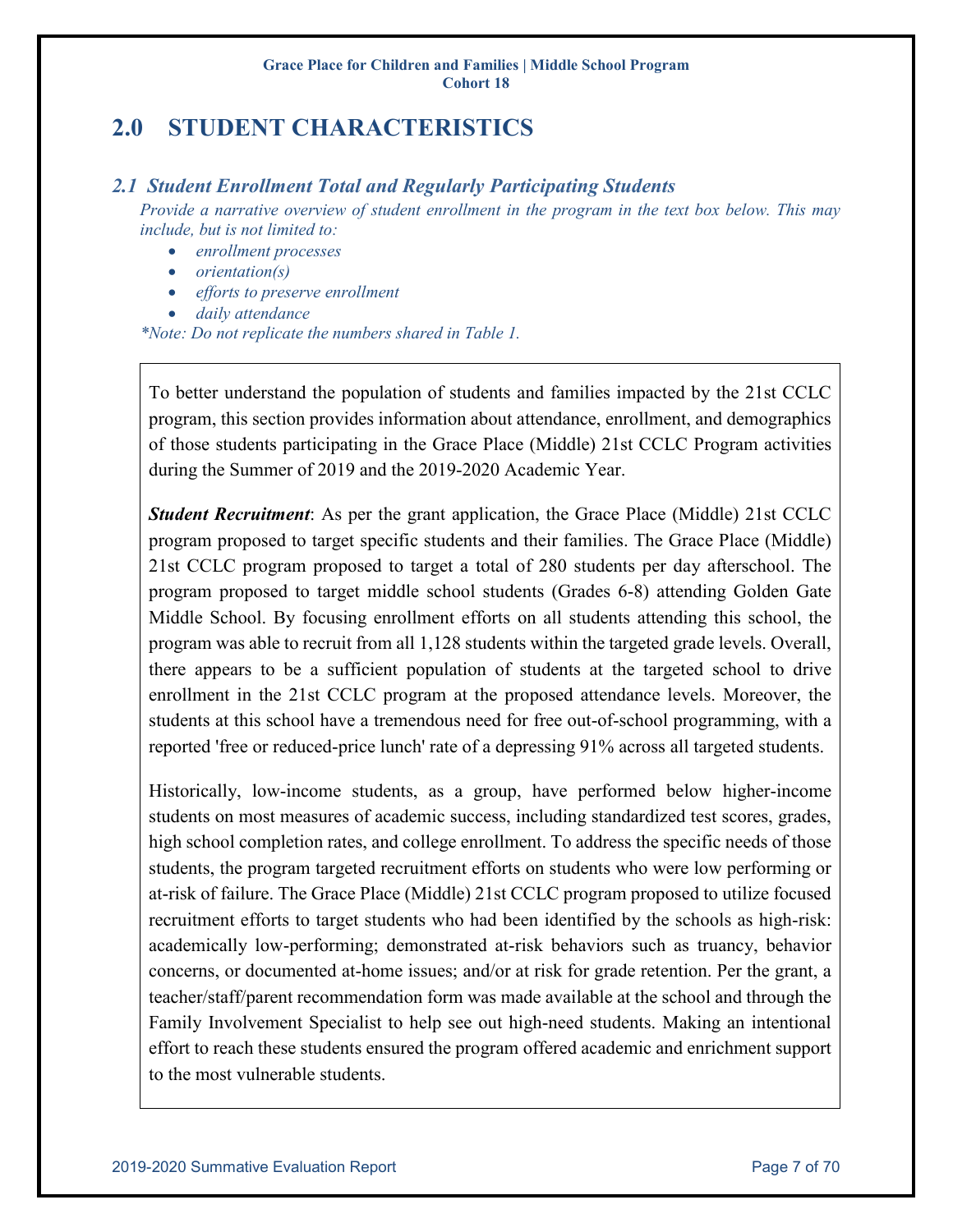# 2.0 STUDENT CHARACTERISTICS

## *2.1 Student Enrollment Total and Regularly Participating Students*

*Provide a narrative overview of student enrollment in the program in the text box below. This may include, but is not limited to:*

- *enrollment processes*
- *orientation(s)*
- *efforts to preserve enrollment*
- *daily attendance*

*\*Note: Do not replicate the numbers shared in Table 1.*

To better understand the population of students and families impacted by the 21st CCLC program, this section provides information about attendance, enrollment, and demographics of those students participating in the Grace Place (Middle) 21st CCLC Program activities during the Summer of 2019 and the 2019-2020 Academic Year.

***Student Recruitment***: As per the grant application, the Grace Place (Middle) 21st CCLC program proposed to target specific students and their families. The Grace Place (Middle) 21st CCLC program proposed to target a total of 280 students per day afterschool. The program proposed to target middle school students (Grades 6-8) attending Golden Gate Middle School. By focusing enrollment efforts on all students attending this school, the program was able to recruit from all 1,128 students within the targeted grade levels. Overall, there appears to be a sufficient population of students at the targeted school to drive enrollment in the 21st CCLC program at the proposed attendance levels. Moreover, the students at this school have a tremendous need for free out-of-school programming, with a reported 'free or reduced-price lunch' rate of a depressing 91% across all targeted students.

Historically, low-income students, as a group, have performed below higher-income students on most measures of academic success, including standardized test scores, grades, high school completion rates, and college enrollment. To address the specific needs of those students, the program targeted recruitment efforts on students who were low performing or at-risk of failure. The Grace Place (Middle) 21st CCLC program proposed to utilize focused recruitment efforts to target students who had been identified by the schools as high-risk: academically low-performing; demonstrated at-risk behaviors such as truancy, behavior concerns, or documented at-home issues; and/or at risk for grade retention. Per the grant, a teacher/staff/parent recommendation form was made available at the school and through the Family Involvement Specialist to help see out high-need students. Making an intentional effort to reach these students ensured the program offered academic and enrichment support to the most vulnerable students.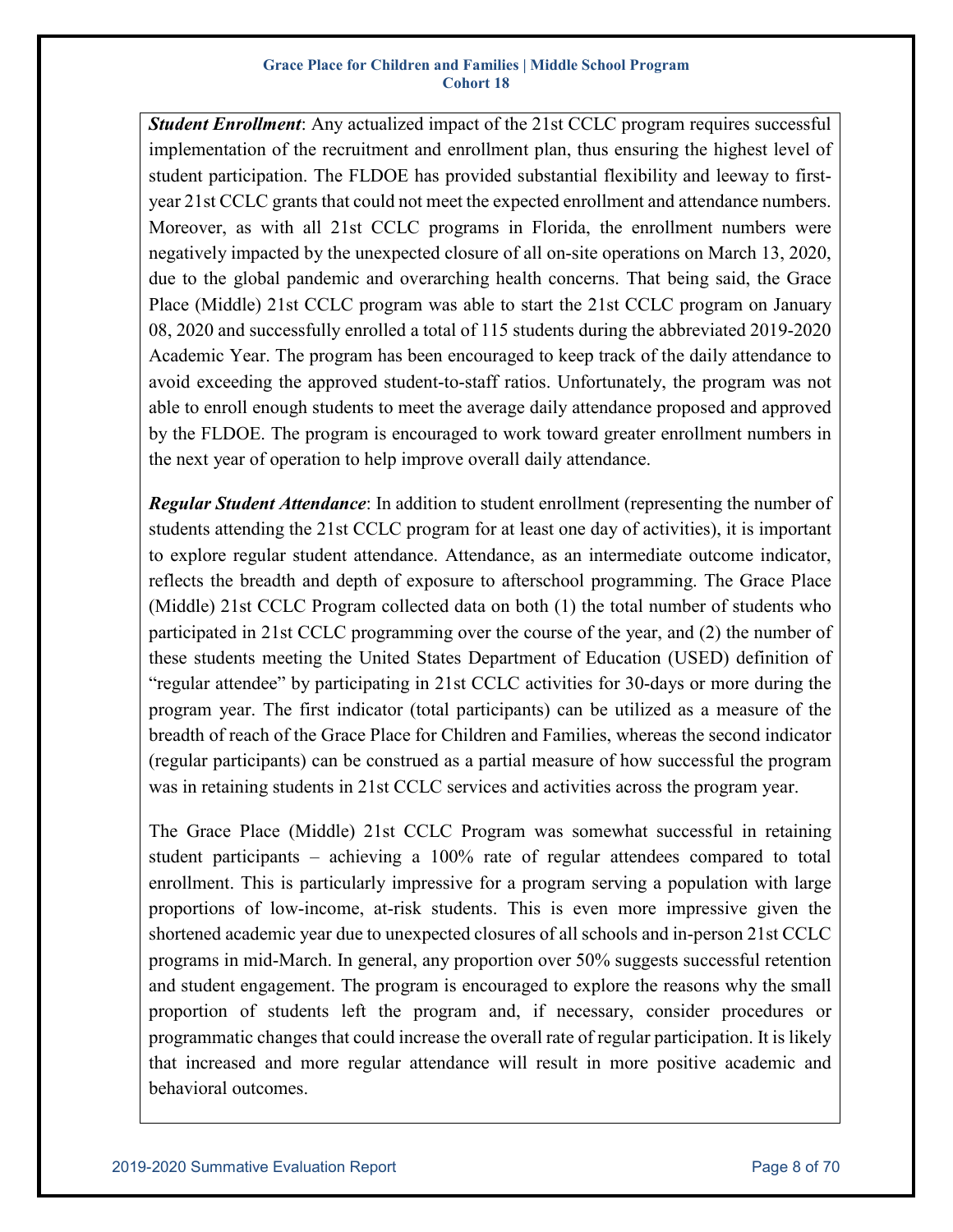***Student Enrollment***: Any actualized impact of the 21st CCLC program requires successful implementation of the recruitment and enrollment plan, thus ensuring the highest level of student participation. The FLDOE has provided substantial flexibility and leeway to first-year 21st CCLC grants that could not meet the expected enrollment and attendance numbers. Moreover, as with all 21st CCLC programs in Florida, the enrollment numbers were negatively impacted by the unexpected closure of all on-site operations on March 13, 2020, due to the global pandemic and overarching health concerns. That being said, the Grace Place (Middle) 21st CCLC program was able to start the 21st CCLC program on January 08, 2020 and successfully enrolled a total of 115 students during the abbreviated 2019-2020 Academic Year. The program has been encouraged to keep track of the daily attendance to avoid exceeding the approved student-to-staff ratios. Unfortunately, the program was not able to enroll enough students to meet the average daily attendance proposed and approved by the FLDOE. The program is encouraged to work toward greater enrollment numbers in the next year of operation to help improve overall daily attendance.

***Regular Student Attendance***: In addition to student enrollment (representing the number of students attending the 21st CCLC program for at least one day of activities), it is important to explore regular student attendance. Attendance, as an intermediate outcome indicator, reflects the breadth and depth of exposure to afterschool programming. The Grace Place (Middle) 21st CCLC Program collected data on both (1) the total number of students who participated in 21st CCLC programming over the course of the year, and (2) the number of these students meeting the United States Department of Education (USED) definition of "regular attendee" by participating in 21st CCLC activities for 30-days or more during the program year. The first indicator (total participants) can be utilized as a measure of the breadth of reach of the Grace Place for Children and Families, whereas the second indicator (regular participants) can be construed as a partial measure of how successful the program was in retaining students in 21st CCLC services and activities across the program year.

The Grace Place (Middle) 21st CCLC Program was somewhat successful in retaining student participants – achieving a 100% rate of regular attendees compared to total enrollment. This is particularly impressive for a program serving a population with large proportions of low-income, at-risk students. This is even more impressive given the shortened academic year due to unexpected closures of all schools and in-person 21st CCLC programs in mid-March. In general, any proportion over 50% suggests successful retention and student engagement. The program is encouraged to explore the reasons why the small proportion of students left the program and, if necessary, consider procedures or programmatic changes that could increase the overall rate of regular participation. It is likely that increased and more regular attendance will result in more positive academic and behavioral outcomes.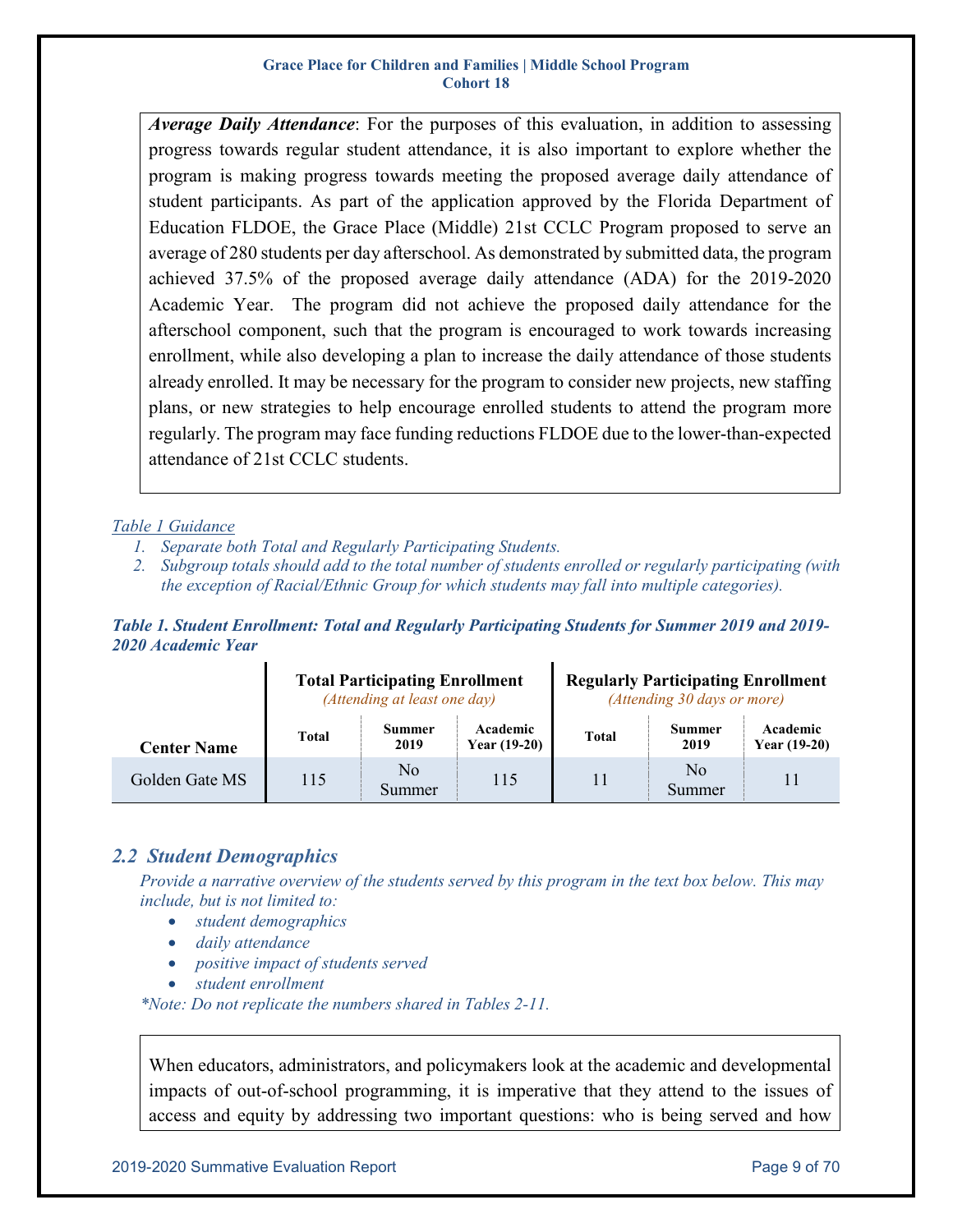***Average Daily Attendance***: For the purposes of this evaluation, in addition to assessing progress towards regular student attendance, it is also important to explore whether the program is making progress towards meeting the proposed average daily attendance of student participants. As part of the application approved by the Florida Department of Education FLDOE, the Grace Place (Middle) 21st CCLC Program proposed to serve an average of 280 students per day afterschool. As demonstrated by submitted data, the program achieved 37.5% of the proposed average daily attendance (ADA) for the 2019-2020 Academic Year. The program did not achieve the proposed daily attendance for the afterschool component, such that the program is encouraged to work towards increasing enrollment, while also developing a plan to increase the daily attendance of those students already enrolled. It may be necessary for the program to consider new projects, new staffing plans, or new strategies to help encourage enrolled students to attend the program more regularly. The program may face funding reductions FLDOE due to the lower-than-expected attendance of 21st CCLC students.

*Table 1 Guidance*

1. *Separate both Total and Regularly Participating Students.*
2. *Subgroup totals should add to the total number of students enrolled or regularly participating (with the exception of Racial/Ethnic Group for which students may fall into multiple categories).*

***Table 1. Student Enrollment: Total and Regularly Participating Students for Summer 2019 and 2019-2020 Academic Year***

| | **Total Participating Enrollment** *(Attending at least one day)* | | | **Regularly Participating Enrollment** *(Attending 30 days or more)* | | |
|---|---|---|---|---|---|---|
| **Center Name** | **Total** | **Summer 2019** | **Academic Year (19-20)** | **Total** | **Summer 2019** | **Academic Year (19-20)** |
| Golden Gate MS | 115 | No Summer | 115 | 11 | No Summer | 11 |

## *2.2 Student Demographics*

*Provide a narrative overview of the students served by this program in the text box below. This may include, but is not limited to:*

- *student demographics*
- *daily attendance*
- *positive impact of students served*
- *student enrollment*

*\*Note: Do not replicate the numbers shared in Tables 2-11.*

When educators, administrators, and policymakers look at the academic and developmental impacts of out-of-school programming, it is imperative that they attend to the issues of access and equity by addressing two important questions: who is being served and how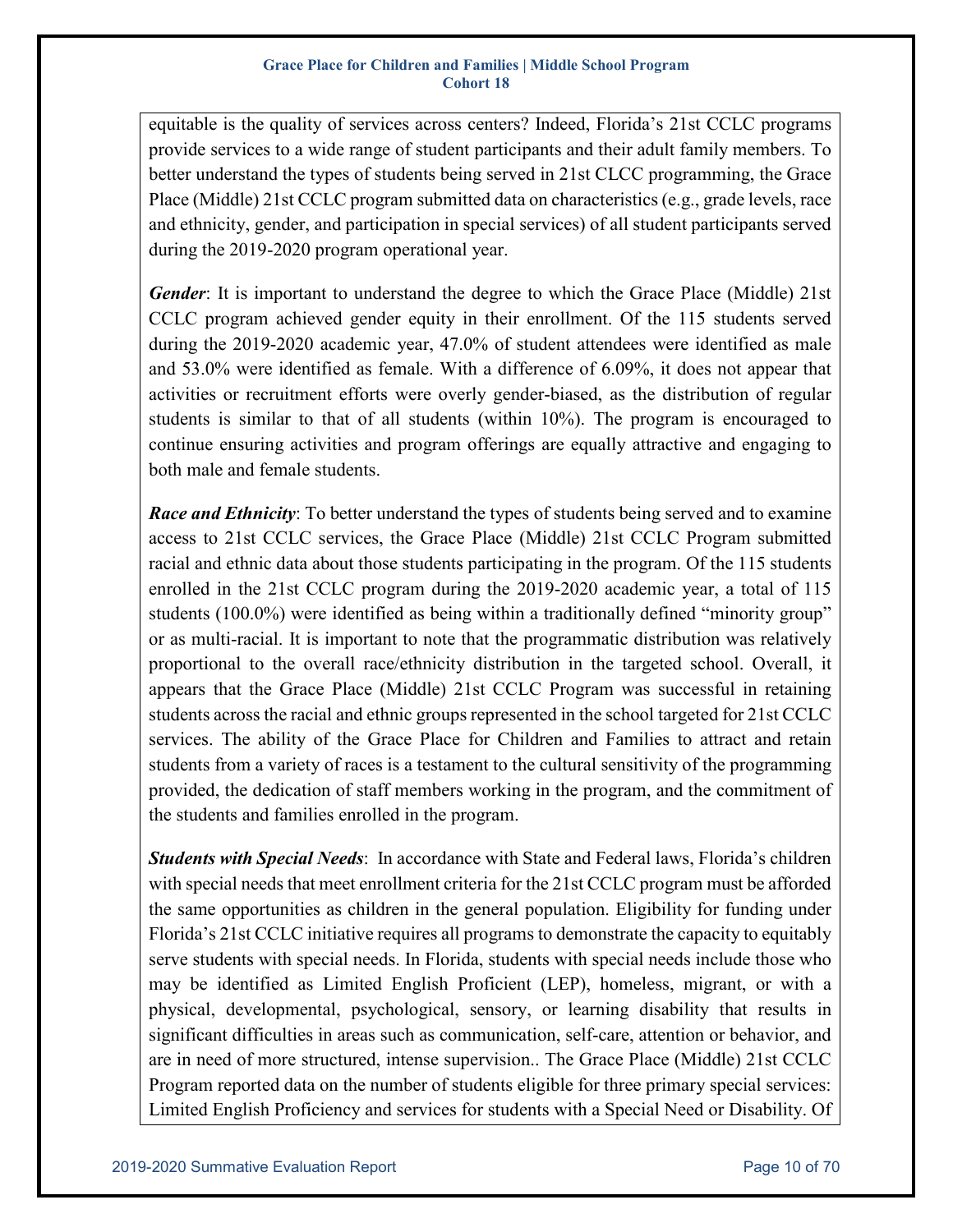equitable is the quality of services across centers? Indeed, Florida's 21st CCLC programs provide services to a wide range of student participants and their adult family members. To better understand the types of students being served in 21st CLCC programming, the Grace Place (Middle) 21st CCLC program submitted data on characteristics (e.g., grade levels, race and ethnicity, gender, and participation in special services) of all student participants served during the 2019-2020 program operational year.

***Gender***: It is important to understand the degree to which the Grace Place (Middle) 21st CCLC program achieved gender equity in their enrollment. Of the 115 students served during the 2019-2020 academic year, 47.0% of student attendees were identified as male and 53.0% were identified as female. With a difference of 6.09%, it does not appear that activities or recruitment efforts were overly gender-biased, as the distribution of regular students is similar to that of all students (within 10%). The program is encouraged to continue ensuring activities and program offerings are equally attractive and engaging to both male and female students.

***Race and Ethnicity***: To better understand the types of students being served and to examine access to 21st CCLC services, the Grace Place (Middle) 21st CCLC Program submitted racial and ethnic data about those students participating in the program. Of the 115 students enrolled in the 21st CCLC program during the 2019-2020 academic year, a total of 115 students (100.0%) were identified as being within a traditionally defined "minority group" or as multi-racial. It is important to note that the programmatic distribution was relatively proportional to the overall race/ethnicity distribution in the targeted school. Overall, it appears that the Grace Place (Middle) 21st CCLC Program was successful in retaining students across the racial and ethnic groups represented in the school targeted for 21st CCLC services. The ability of the Grace Place for Children and Families to attract and retain students from a variety of races is a testament to the cultural sensitivity of the programming provided, the dedication of staff members working in the program, and the commitment of the students and families enrolled in the program.

***Students with Special Needs***: In accordance with State and Federal laws, Florida's children with special needs that meet enrollment criteria for the 21st CCLC program must be afforded the same opportunities as children in the general population. Eligibility for funding under Florida's 21st CCLC initiative requires all programs to demonstrate the capacity to equitably serve students with special needs. In Florida, students with special needs include those who may be identified as Limited English Proficient (LEP), homeless, migrant, or with a physical, developmental, psychological, sensory, or learning disability that results in significant difficulties in areas such as communication, self-care, attention or behavior, and are in need of more structured, intense supervision.. The Grace Place (Middle) 21st CCLC Program reported data on the number of students eligible for three primary special services: Limited English Proficiency and services for students with a Special Need or Disability. Of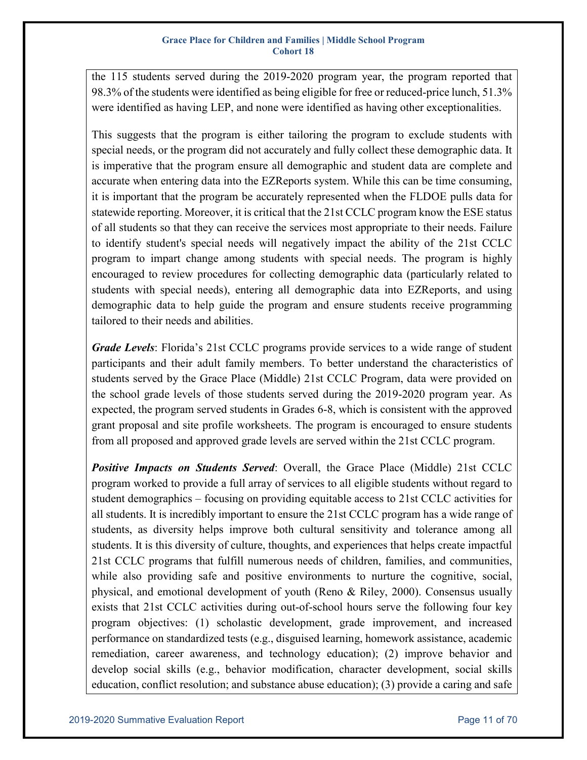the 115 students served during the 2019-2020 program year, the program reported that 98.3% of the students were identified as being eligible for free or reduced-price lunch, 51.3% were identified as having LEP, and none were identified as having other exceptionalities.

This suggests that the program is either tailoring the program to exclude students with special needs, or the program did not accurately and fully collect these demographic data. It is imperative that the program ensure all demographic and student data are complete and accurate when entering data into the EZReports system. While this can be time consuming, it is important that the program be accurately represented when the FLDOE pulls data for statewide reporting. Moreover, it is critical that the 21st CCLC program know the ESE status of all students so that they can receive the services most appropriate to their needs. Failure to identify student's special needs will negatively impact the ability of the 21st CCLC program to impart change among students with special needs. The program is highly encouraged to review procedures for collecting demographic data (particularly related to students with special needs), entering all demographic data into EZReports, and using demographic data to help guide the program and ensure students receive programming tailored to their needs and abilities.

***Grade Levels***: Florida's 21st CCLC programs provide services to a wide range of student participants and their adult family members. To better understand the characteristics of students served by the Grace Place (Middle) 21st CCLC Program, data were provided on the school grade levels of those students served during the 2019-2020 program year. As expected, the program served students in Grades 6-8, which is consistent with the approved grant proposal and site profile worksheets. The program is encouraged to ensure students from all proposed and approved grade levels are served within the 21st CCLC program.

***Positive Impacts on Students Served***: Overall, the Grace Place (Middle) 21st CCLC program worked to provide a full array of services to all eligible students without regard to student demographics – focusing on providing equitable access to 21st CCLC activities for all students. It is incredibly important to ensure the 21st CCLC program has a wide range of students, as diversity helps improve both cultural sensitivity and tolerance among all students. It is this diversity of culture, thoughts, and experiences that helps create impactful 21st CCLC programs that fulfill numerous needs of children, families, and communities, while also providing safe and positive environments to nurture the cognitive, social, physical, and emotional development of youth (Reno & Riley, 2000). Consensus usually exists that 21st CCLC activities during out-of-school hours serve the following four key program objectives: (1) scholastic development, grade improvement, and increased performance on standardized tests (e.g., disguised learning, homework assistance, academic remediation, career awareness, and technology education); (2) improve behavior and develop social skills (e.g., behavior modification, character development, social skills education, conflict resolution; and substance abuse education); (3) provide a caring and safe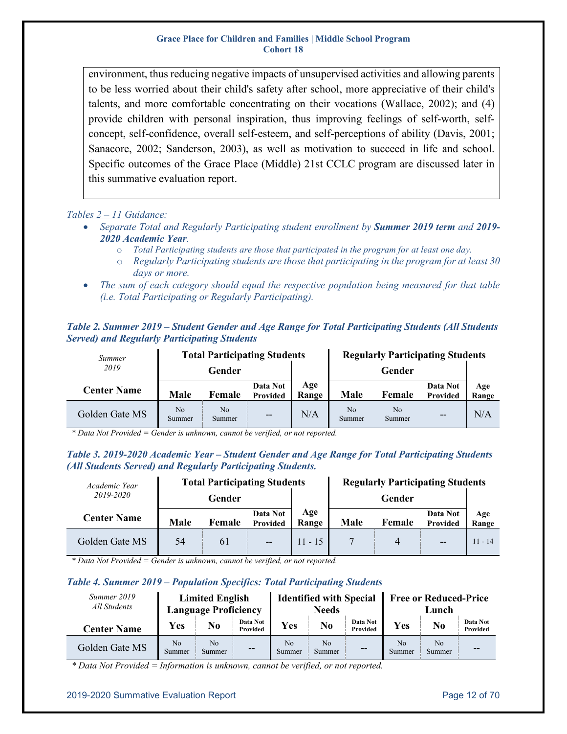environment, thus reducing negative impacts of unsupervised activities and allowing parents to be less worried about their child's safety after school, more appreciative of their child's talents, and more comfortable concentrating on their vocations (Wallace, 2002); and (4) provide children with personal inspiration, thus improving feelings of self-worth, self-concept, self-confidence, overall self-esteem, and self-perceptions of ability (Davis, 2001; Sanacore, 2002; Sanderson, 2003), as well as motivation to succeed in life and school. Specific outcomes of the Grace Place (Middle) 21st CCLC program are discussed later in this summative evaluation report.

*Tables 2 – 11 Guidance:*

- *Separate Total and Regularly Participating student enrollment by **Summer 2019 term** and **2019-2020 Academic Year**.*
    - *Total Participating students are those that participated in the program for at least one day.*
    - *Regularly Participating students are those that participating in the program for at least 30 days or more.*
- *The sum of each category should equal the respective population being measured for that table (i.e. Total Participating or Regularly Participating).*

***Table 2. Summer 2019 – Student Gender and Age Range for Total Participating Students (All Students Served) and Regularly Participating Students***

| *Summer 2019* | Total Participating Students | | | | Regularly Participating Students | | | |
|---|---|---|---|---|---|---|---|---|
| | Gender | | | | Gender | | | |
| **Center Name** | **Male** | **Female** | **Data Not Provided** | **Age Range** | **Male** | **Female** | **Data Not Provided** | **Age Range** |
| Golden Gate MS | No Summer | No Summer | -- | N/A | No Summer | No Summer | -- | N/A |

\* *Data Not Provided = Gender is unknown, cannot be verified, or not reported.*

***Table 3. 2019-2020 Academic Year – Student Gender and Age Range for Total Participating Students (All Students Served) and Regularly Participating Students.***

| *Academic Year 2019-2020* | Total Participating Students | | | | Regularly Participating Students | | | |
|---|---|---|---|---|---|---|---|---|
| | Gender | | | | Gender | | | |
| **Center Name** | **Male** | **Female** | **Data Not Provided** | **Age Range** | **Male** | **Female** | **Data Not Provided** | **Age Range** |
| Golden Gate MS | 54 | 61 | -- | 11 - 15 | 7 | 4 | -- | 11 - 14 |

\* *Data Not Provided = Gender is unknown, cannot be verified, or not reported.*

***Table 4. Summer 2019 – Population Specifics: Total Participating Students***

| *Summer 2019 All Students* | Limited English Language Proficiency | | | Identified with Special Needs | | | Free or Reduced-Price Lunch | | |
|---|---|---|---|---|---|---|---|---|---|
| **Center Name** | **Yes** | **No** | **Data Not Provided** | **Yes** | **No** | **Data Not Provided** | **Yes** | **No** | **Data Not Provided** |
| Golden Gate MS | No Summer | No Summer | -- | No Summer | No Summer | -- | No Summer | No Summer | -- |

\* *Data Not Provided = Information is unknown, cannot be verified, or not reported.*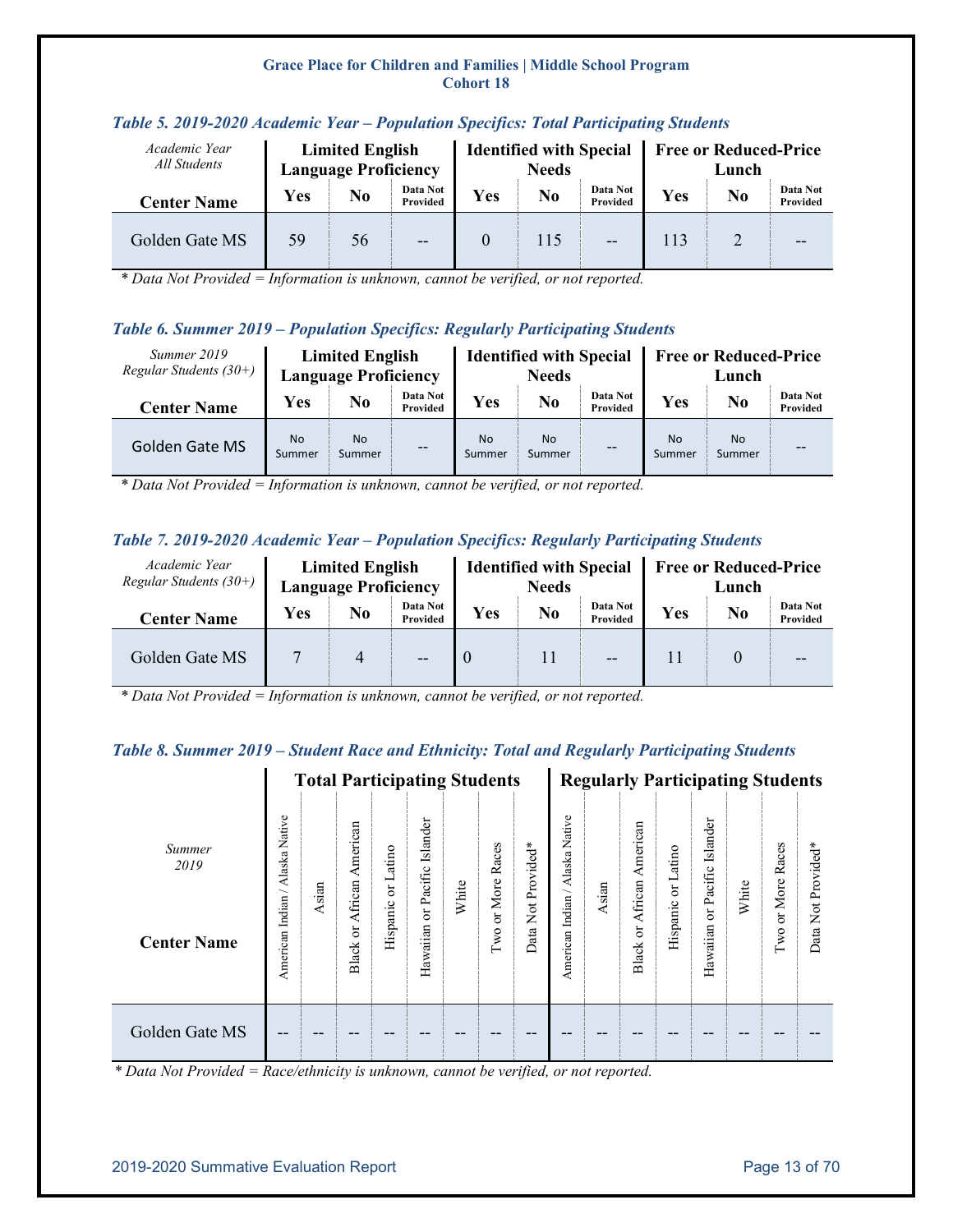### Table 5. 2019-2020 Academic Year – Population Specifics: Total Participating Students

| *Academic Year All Students* | Limited English Language Proficiency | | | Identified with Special Needs | | | Free or Reduced-Price Lunch | | |
|---|---|---|---|---|---|---|---|---|---|
| **Center Name** | **Yes** | **No** | **Data Not Provided** | **Yes** | **No** | **Data Not Provided** | **Yes** | **No** | **Data Not Provided** |
| Golden Gate MS | 59 | 56 | -- | 0 | 115 | -- | 113 | 2 | -- |

*\* Data Not Provided = Information is unknown, cannot be verified, or not reported.*

### Table 6. Summer 2019 – Population Specifics: Regularly Participating Students

| *Summer 2019 Regular Students (30+)* | Limited English Language Proficiency | | | Identified with Special Needs | | | Free or Reduced-Price Lunch | | |
|---|---|---|---|---|---|---|---|---|---|
| **Center Name** | **Yes** | **No** | **Data Not Provided** | **Yes** | **No** | **Data Not Provided** | **Yes** | **No** | **Data Not Provided** |
| Golden Gate MS | No Summer | No Summer | -- | No Summer | No Summer | -- | No Summer | No Summer | -- |

*\* Data Not Provided = Information is unknown, cannot be verified, or not reported.*

### Table 7. 2019-2020 Academic Year – Population Specifics: Regularly Participating Students

| *Academic Year Regular Students (30+)* | Limited English Language Proficiency | | | Identified with Special Needs | | | Free or Reduced-Price Lunch | | |
|---|---|---|---|---|---|---|---|---|---|
| **Center Name** | **Yes** | **No** | **Data Not Provided** | **Yes** | **No** | **Data Not Provided** | **Yes** | **No** | **Data Not Provided** |
| Golden Gate MS | 7 | 4 | -- | 0 | 11 | -- | 11 | 0 | -- |

*\* Data Not Provided = Information is unknown, cannot be verified, or not reported.*

### Table 8. Summer 2019 – Student Race and Ethnicity: Total and Regularly Participating Students

| *Summer 2019* | Total Participating Students | | | | | | | | Regularly Participating Students | | | | | | | |
|---|---|---|---|---|---|---|---|---|---|---|---|---|---|---|---|---|
| **Center Name** | American Indian / Alaska Native | Asian | Black or African American | Hispanic or Latino | Hawaiian or Pacific Islander | White | Two or More Races | Data Not Provided* | American Indian / Alaska Native | Asian | Black or African American | Hispanic or Latino | Hawaiian or Pacific Islander | White | Two or More Races | Data Not Provided* |
| Golden Gate MS | -- | -- | -- | -- | -- | -- | -- | -- | -- | -- | -- | -- | -- | -- | -- | -- |

*\* Data Not Provided = Race/ethnicity is unknown, cannot be verified, or not reported.*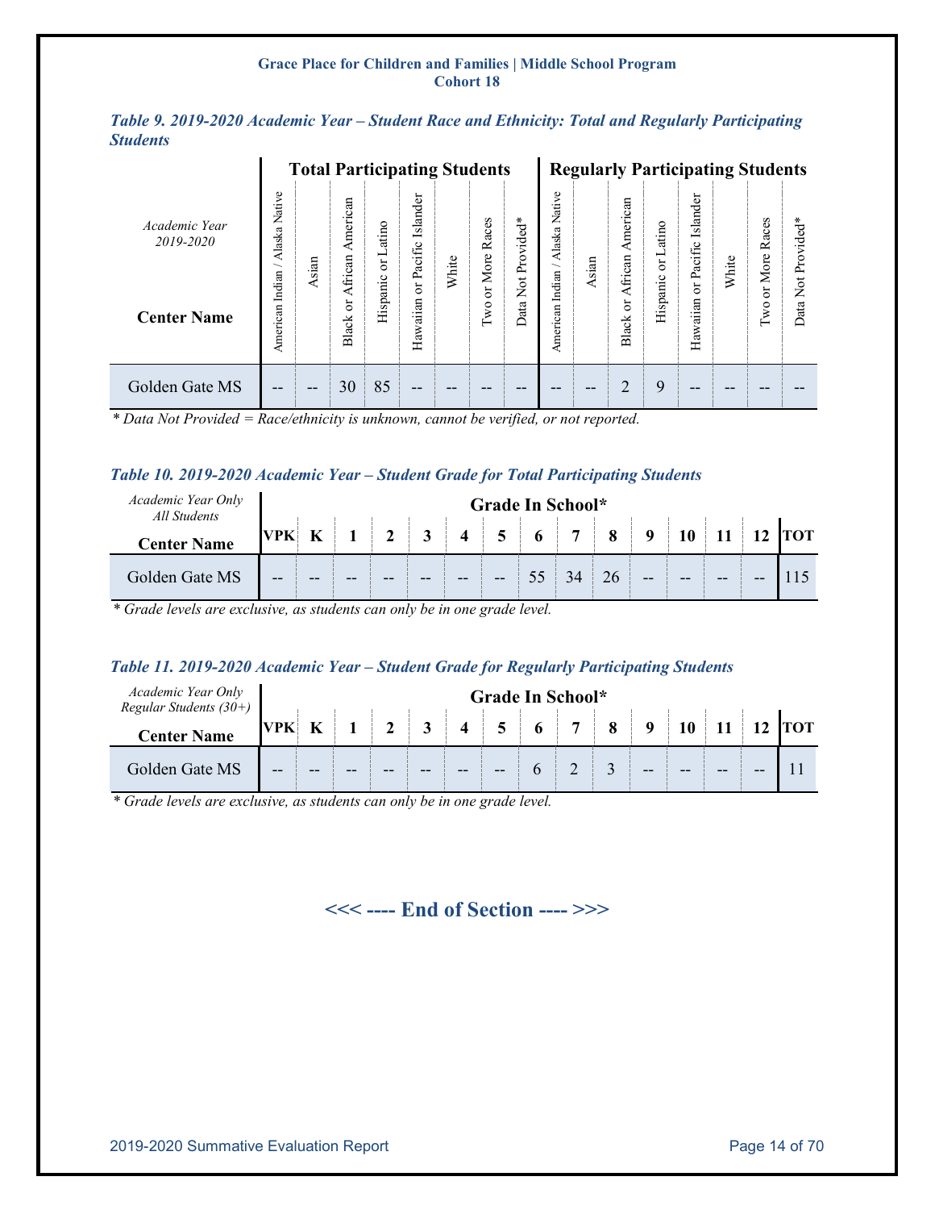**Grace Place for Children and Families | Middle School Program**
**Cohort 18**

***Table 9. 2019-2020 Academic Year – Student Race and Ethnicity: Total and Regularly Participating Students***

| *Academic Year 2019-2020* | **Total Participating Students** | | | | | | | | **Regularly Participating Students** | | | | | | | |
|---|---|---|---|---|---|---|---|---|---|---|---|---|---|---|---|---|
| **Center Name** | American Indian / Alaska Native | Asian | Black or African American | Hispanic or Latino | Hawaiian or Pacific Islander | White | Two or More Races | Data Not Provided* | American Indian / Alaska Native | Asian | Black or African American | Hispanic or Latino | Hawaiian or Pacific Islander | White | Two or More Races | Data Not Provided* |
| Golden Gate MS | -- | -- | 30 | 85 | -- | -- | -- | -- | -- | -- | 2 | 9 | -- | -- | -- | -- |

*\* Data Not Provided = Race/ethnicity is unknown, cannot be verified, or not reported.*

***Table 10. 2019-2020 Academic Year – Student Grade for Total Participating Students***

| *Academic Year Only All Students* | **Grade In School*** | | | | | | | | | | | | | | | |
|---|---|---|---|---|---|---|---|---|---|---|---|---|---|---|---|---|
| **Center Name** | **VPK** | **K** | **1** | **2** | **3** | **4** | **5** | **6** | **7** | **8** | **9** | **10** | **11** | **12** | **TOT** |
| Golden Gate MS | -- | -- | -- | -- | -- | -- | -- | 55 | 34 | 26 | -- | -- | -- | -- | 115 |

*\* Grade levels are exclusive, as students can only be in one grade level.*

***Table 11. 2019-2020 Academic Year – Student Grade for Regularly Participating Students***

| *Academic Year Only Regular Students (30+)* | **Grade In School*** | | | | | | | | | | | | | | | |
|---|---|---|---|---|---|---|---|---|---|---|---|---|---|---|---|---|
| **Center Name** | **VPK** | **K** | **1** | **2** | **3** | **4** | **5** | **6** | **7** | **8** | **9** | **10** | **11** | **12** | **TOT** |
| Golden Gate MS | -- | -- | -- | -- | -- | -- | -- | 6 | 2 | 3 | -- | -- | -- | -- | 11 |

*\* Grade levels are exclusive, as students can only be in one grade level.*

**<<< ---- End of Section ---- >>>**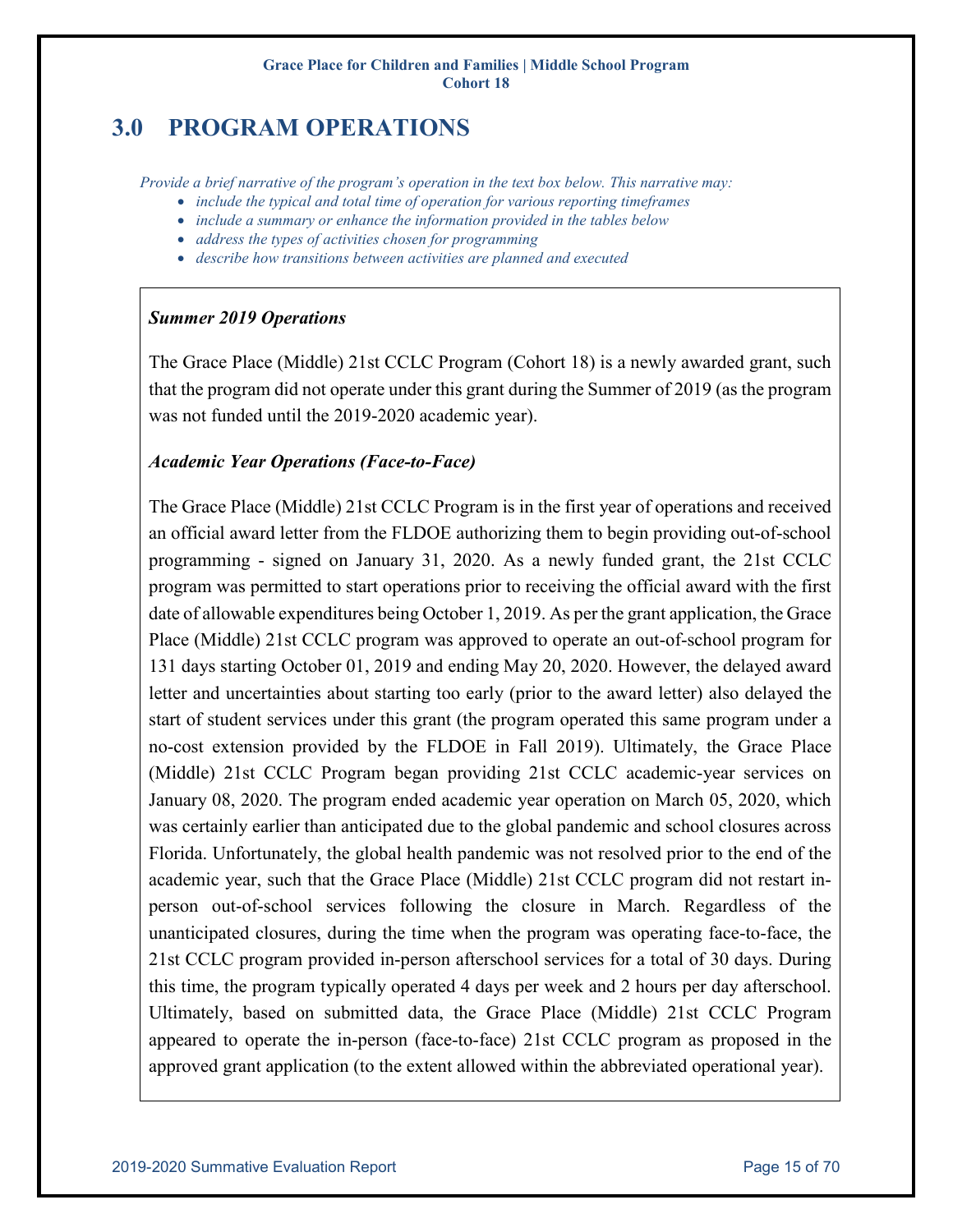# 3.0 PROGRAM OPERATIONS

*Provide a brief narrative of the program's operation in the text box below. This narrative may:*

- *include the typical and total time of operation for various reporting timeframes*
- *include a summary or enhance the information provided in the tables below*
- *address the types of activities chosen for programming*
- *describe how transitions between activities are planned and executed*

***Summer 2019 Operations***

The Grace Place (Middle) 21st CCLC Program (Cohort 18) is a newly awarded grant, such that the program did not operate under this grant during the Summer of 2019 (as the program was not funded until the 2019-2020 academic year).

***Academic Year Operations (Face-to-Face)***

The Grace Place (Middle) 21st CCLC Program is in the first year of operations and received an official award letter from the FLDOE authorizing them to begin providing out-of-school programming - signed on January 31, 2020. As a newly funded grant, the 21st CCLC program was permitted to start operations prior to receiving the official award with the first date of allowable expenditures being October 1, 2019. As per the grant application, the Grace Place (Middle) 21st CCLC program was approved to operate an out-of-school program for 131 days starting October 01, 2019 and ending May 20, 2020. However, the delayed award letter and uncertainties about starting too early (prior to the award letter) also delayed the start of student services under this grant (the program operated this same program under a no-cost extension provided by the FLDOE in Fall 2019). Ultimately, the Grace Place (Middle) 21st CCLC Program began providing 21st CCLC academic-year services on January 08, 2020. The program ended academic year operation on March 05, 2020, which was certainly earlier than anticipated due to the global pandemic and school closures across Florida. Unfortunately, the global health pandemic was not resolved prior to the end of the academic year, such that the Grace Place (Middle) 21st CCLC program did not restart in-person out-of-school services following the closure in March. Regardless of the unanticipated closures, during the time when the program was operating face-to-face, the 21st CCLC program provided in-person afterschool services for a total of 30 days. During this time, the program typically operated 4 days per week and 2 hours per day afterschool. Ultimately, based on submitted data, the Grace Place (Middle) 21st CCLC Program appeared to operate the in-person (face-to-face) 21st CCLC program as proposed in the approved grant application (to the extent allowed within the abbreviated operational year).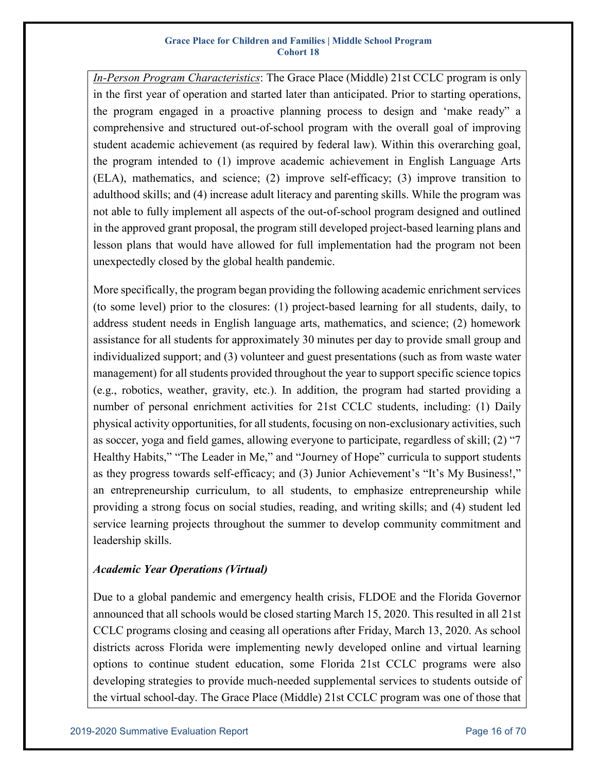*In-Person Program Characteristics*: The Grace Place (Middle) 21st CCLC program is only in the first year of operation and started later than anticipated. Prior to starting operations, the program engaged in a proactive planning process to design and 'make ready" a comprehensive and structured out-of-school program with the overall goal of improving student academic achievement (as required by federal law). Within this overarching goal, the program intended to (1) improve academic achievement in English Language Arts (ELA), mathematics, and science; (2) improve self-efficacy; (3) improve transition to adulthood skills; and (4) increase adult literacy and parenting skills. While the program was not able to fully implement all aspects of the out-of-school program designed and outlined in the approved grant proposal, the program still developed project-based learning plans and lesson plans that would have allowed for full implementation had the program not been unexpectedly closed by the global health pandemic.

More specifically, the program began providing the following academic enrichment services (to some level) prior to the closures: (1) project-based learning for all students, daily, to address student needs in English language arts, mathematics, and science; (2) homework assistance for all students for approximately 30 minutes per day to provide small group and individualized support; and (3) volunteer and guest presentations (such as from waste water management) for all students provided throughout the year to support specific science topics (e.g., robotics, weather, gravity, etc.). In addition, the program had started providing a number of personal enrichment activities for 21st CCLC students, including: (1) Daily physical activity opportunities, for all students, focusing on non-exclusionary activities, such as soccer, yoga and field games, allowing everyone to participate, regardless of skill; (2) "7 Healthy Habits," "The Leader in Me," and "Journey of Hope" curricula to support students as they progress towards self-efficacy; and (3) Junior Achievement's "It's My Business!," an entrepreneurship curriculum, to all students, to emphasize entrepreneurship while providing a strong focus on social studies, reading, and writing skills; and (4) student led service learning projects throughout the summer to develop community commitment and leadership skills.

***Academic Year Operations (Virtual)***

Due to a global pandemic and emergency health crisis, FLDOE and the Florida Governor announced that all schools would be closed starting March 15, 2020. This resulted in all 21st CCLC programs closing and ceasing all operations after Friday, March 13, 2020. As school districts across Florida were implementing newly developed online and virtual learning options to continue student education, some Florida 21st CCLC programs were also developing strategies to provide much-needed supplemental services to students outside of the virtual school-day. The Grace Place (Middle) 21st CCLC program was one of those that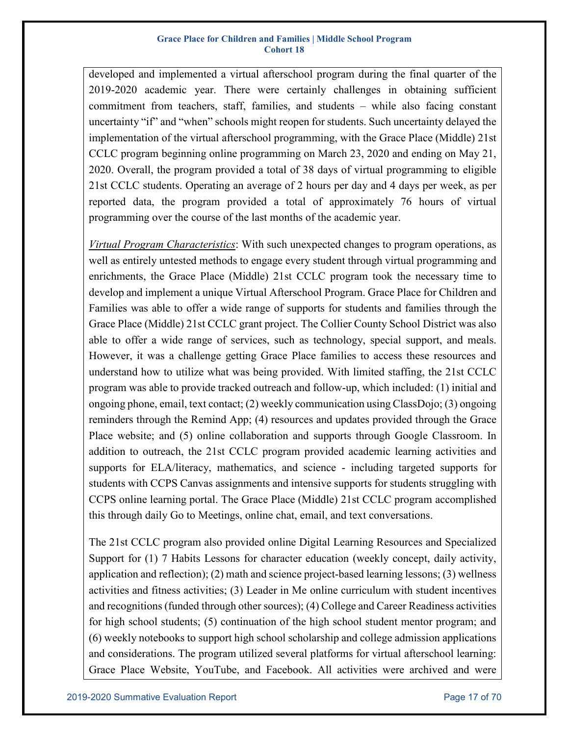developed and implemented a virtual afterschool program during the final quarter of the 2019-2020 academic year. There were certainly challenges in obtaining sufficient commitment from teachers, staff, families, and students – while also facing constant uncertainty "if" and "when" schools might reopen for students. Such uncertainty delayed the implementation of the virtual afterschool programming, with the Grace Place (Middle) 21st CCLC program beginning online programming on March 23, 2020 and ending on May 21, 2020. Overall, the program provided a total of 38 days of virtual programming to eligible 21st CCLC students. Operating an average of 2 hours per day and 4 days per week, as per reported data, the program provided a total of approximately 76 hours of virtual programming over the course of the last months of the academic year.

*Virtual Program Characteristics*: With such unexpected changes to program operations, as well as entirely untested methods to engage every student through virtual programming and enrichments, the Grace Place (Middle) 21st CCLC program took the necessary time to develop and implement a unique Virtual Afterschool Program. Grace Place for Children and Families was able to offer a wide range of supports for students and families through the Grace Place (Middle) 21st CCLC grant project. The Collier County School District was also able to offer a wide range of services, such as technology, special support, and meals. However, it was a challenge getting Grace Place families to access these resources and understand how to utilize what was being provided. With limited staffing, the 21st CCLC program was able to provide tracked outreach and follow-up, which included: (1) initial and ongoing phone, email, text contact; (2) weekly communication using ClassDojo; (3) ongoing reminders through the Remind App; (4) resources and updates provided through the Grace Place website; and (5) online collaboration and supports through Google Classroom. In addition to outreach, the 21st CCLC program provided academic learning activities and supports for ELA/literacy, mathematics, and science - including targeted supports for students with CCPS Canvas assignments and intensive supports for students struggling with CCPS online learning portal. The Grace Place (Middle) 21st CCLC program accomplished this through daily Go to Meetings, online chat, email, and text conversations.

The 21st CCLC program also provided online Digital Learning Resources and Specialized Support for (1) 7 Habits Lessons for character education (weekly concept, daily activity, application and reflection); (2) math and science project-based learning lessons; (3) wellness activities and fitness activities; (3) Leader in Me online curriculum with student incentives and recognitions (funded through other sources); (4) College and Career Readiness activities for high school students; (5) continuation of the high school student mentor program; and (6) weekly notebooks to support high school scholarship and college admission applications and considerations. The program utilized several platforms for virtual afterschool learning: Grace Place Website, YouTube, and Facebook. All activities were archived and were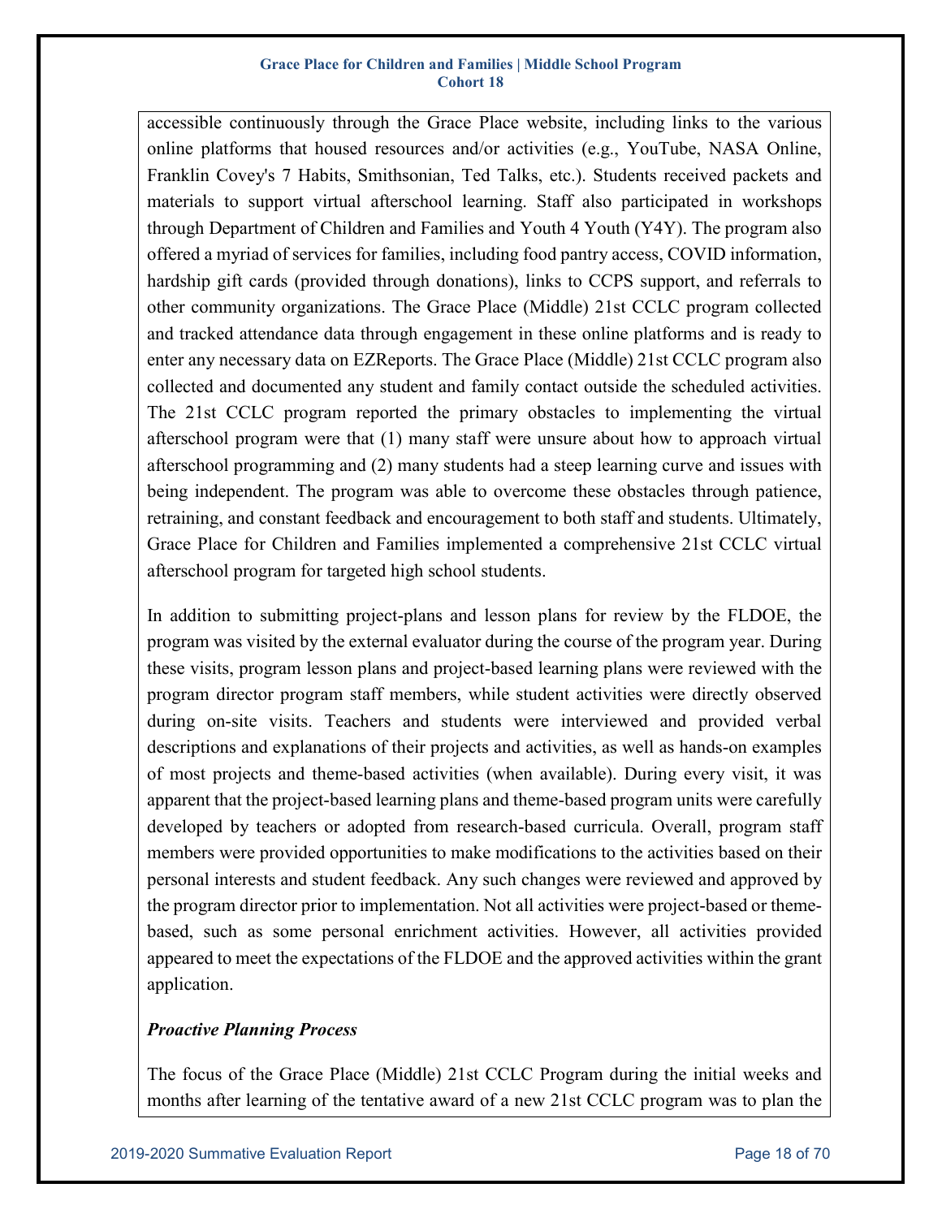accessible continuously through the Grace Place website, including links to the various online platforms that housed resources and/or activities (e.g., YouTube, NASA Online, Franklin Covey's 7 Habits, Smithsonian, Ted Talks, etc.). Students received packets and materials to support virtual afterschool learning. Staff also participated in workshops through Department of Children and Families and Youth 4 Youth (Y4Y). The program also offered a myriad of services for families, including food pantry access, COVID information, hardship gift cards (provided through donations), links to CCPS support, and referrals to other community organizations. The Grace Place (Middle) 21st CCLC program collected and tracked attendance data through engagement in these online platforms and is ready to enter any necessary data on EZReports. The Grace Place (Middle) 21st CCLC program also collected and documented any student and family contact outside the scheduled activities. The 21st CCLC program reported the primary obstacles to implementing the virtual afterschool program were that (1) many staff were unsure about how to approach virtual afterschool programming and (2) many students had a steep learning curve and issues with being independent. The program was able to overcome these obstacles through patience, retraining, and constant feedback and encouragement to both staff and students. Ultimately, Grace Place for Children and Families implemented a comprehensive 21st CCLC virtual afterschool program for targeted high school students.

In addition to submitting project-plans and lesson plans for review by the FLDOE, the program was visited by the external evaluator during the course of the program year. During these visits, program lesson plans and project-based learning plans were reviewed with the program director program staff members, while student activities were directly observed during on-site visits. Teachers and students were interviewed and provided verbal descriptions and explanations of their projects and activities, as well as hands-on examples of most projects and theme-based activities (when available). During every visit, it was apparent that the project-based learning plans and theme-based program units were carefully developed by teachers or adopted from research-based curricula. Overall, program staff members were provided opportunities to make modifications to the activities based on their personal interests and student feedback. Any such changes were reviewed and approved by the program director prior to implementation. Not all activities were project-based or theme-based, such as some personal enrichment activities. However, all activities provided appeared to meet the expectations of the FLDOE and the approved activities within the grant application.

***Proactive Planning Process***

The focus of the Grace Place (Middle) 21st CCLC Program during the initial weeks and months after learning of the tentative award of a new 21st CCLC program was to plan the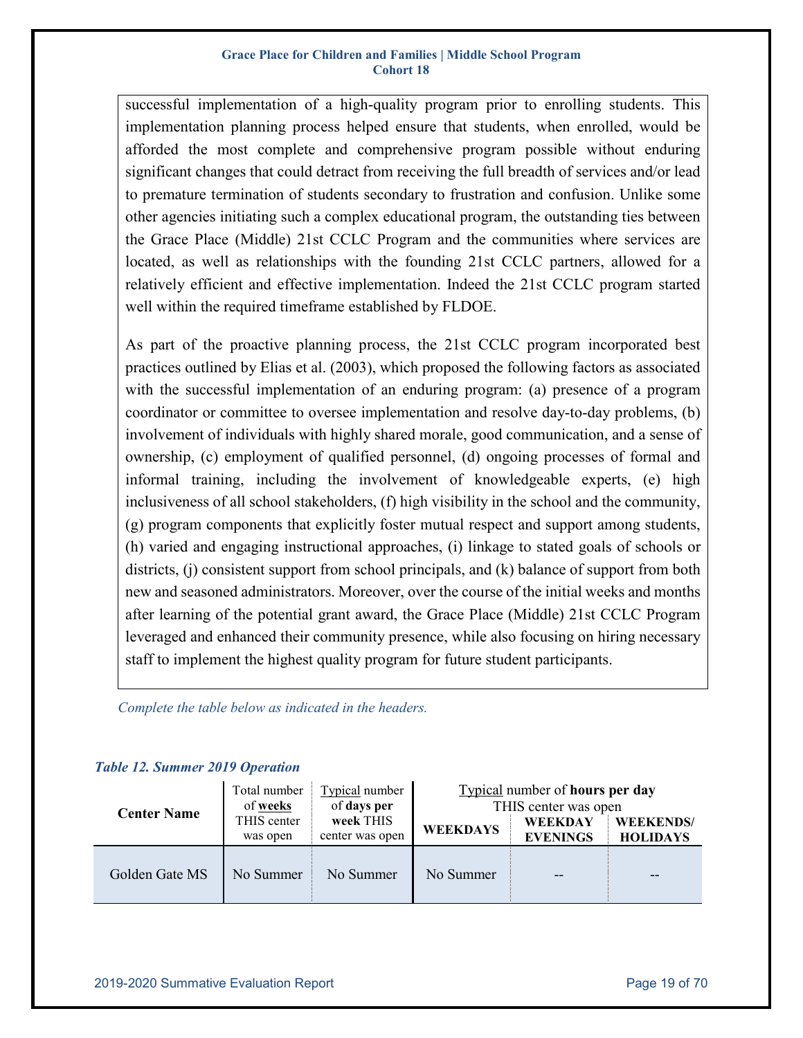successful implementation of a high-quality program prior to enrolling students. This implementation planning process helped ensure that students, when enrolled, would be afforded the most complete and comprehensive program possible without enduring significant changes that could detract from receiving the full breadth of services and/or lead to premature termination of students secondary to frustration and confusion. Unlike some other agencies initiating such a complex educational program, the outstanding ties between the Grace Place (Middle) 21st CCLC Program and the communities where services are located, as well as relationships with the founding 21st CCLC partners, allowed for a relatively efficient and effective implementation. Indeed the 21st CCLC program started well within the required timeframe established by FLDOE.

As part of the proactive planning process, the 21st CCLC program incorporated best practices outlined by Elias et al. (2003), which proposed the following factors as associated with the successful implementation of an enduring program: (a) presence of a program coordinator or committee to oversee implementation and resolve day-to-day problems, (b) involvement of individuals with highly shared morale, good communication, and a sense of ownership, (c) employment of qualified personnel, (d) ongoing processes of formal and informal training, including the involvement of knowledgeable experts, (e) high inclusiveness of all school stakeholders, (f) high visibility in the school and the community, (g) program components that explicitly foster mutual respect and support among students, (h) varied and engaging instructional approaches, (i) linkage to stated goals of schools or districts, (j) consistent support from school principals, and (k) balance of support from both new and seasoned administrators. Moreover, over the course of the initial weeks and months after learning of the potential grant award, the Grace Place (Middle) 21st CCLC Program leveraged and enhanced their community presence, while also focusing on hiring necessary staff to implement the highest quality program for future student participants.

*Complete the table below as indicated in the headers.*

***Table 12. Summer 2019 Operation***

| Center Name | Total number of **weeks** THIS center was open | Typical number of **days per week** THIS center was open | Typical number of **hours per day** THIS center was open | | |
|---|---|---|---|---|---|
| | | | **WEEKDAYS** | **WEEKDAY EVENINGS** | **WEEKENDS/ HOLIDAYS** |
| Golden Gate MS | No Summer | No Summer | No Summer | -- | -- |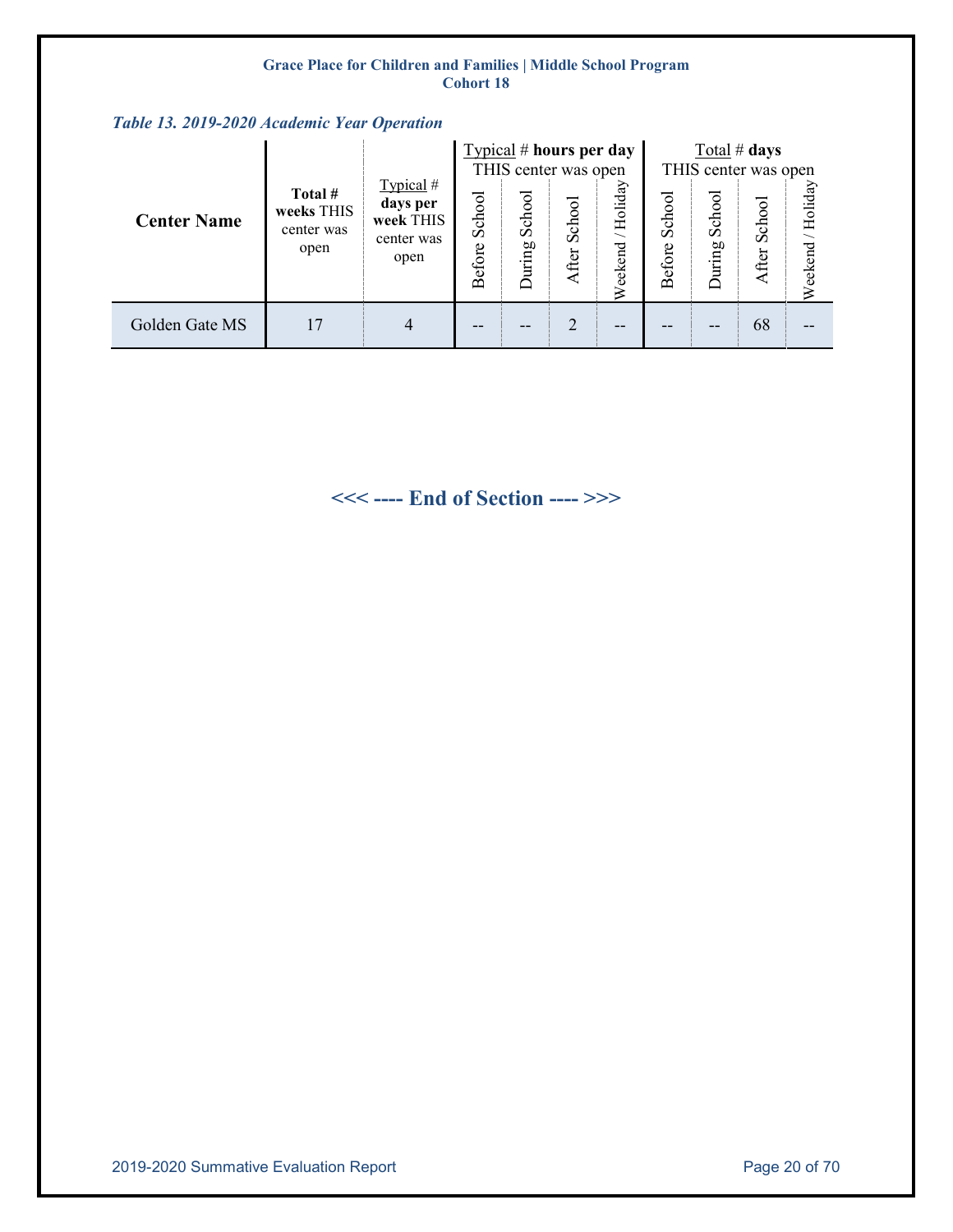*Table 13. 2019-2020 Academic Year Operation*

| Center Name | Total # weeks THIS center was open | Typical # days per week THIS center was open | Typical # hours per day THIS center was open | | | | Total # days THIS center was open | | | |
|---|---|---|---|---|---|---|---|---|---|---|
| | | | Before School | During School | After School | Weekend / Holiday | Before School | During School | After School | Weekend / Holiday |
| Golden Gate MS | 17 | 4 | -- | -- | 2 | -- | -- | -- | 68 | -- |

**<<< ---- End of Section ---- >>>**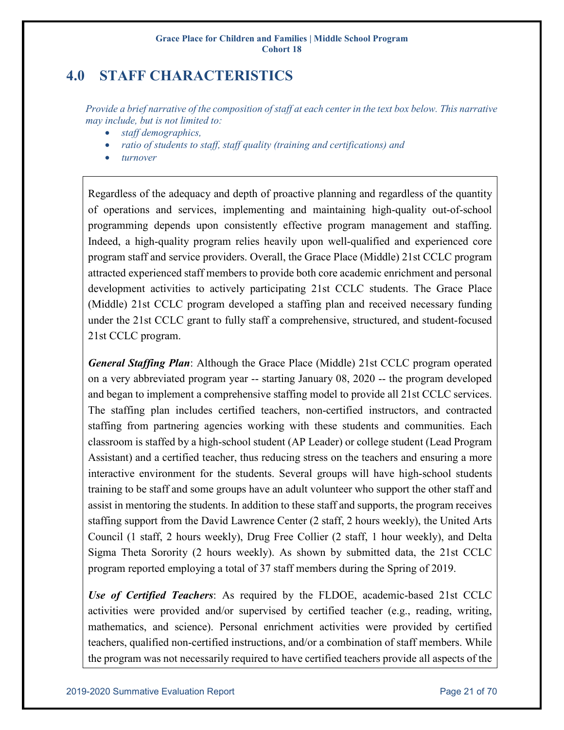## 4.0 STAFF CHARACTERISTICS

*Provide a brief narrative of the composition of staff at each center in the text box below. This narrative may include, but is not limited to:*

- *staff demographics,*
- *ratio of students to staff, staff quality (training and certifications) and*
- *turnover*

Regardless of the adequacy and depth of proactive planning and regardless of the quantity of operations and services, implementing and maintaining high-quality out-of-school programming depends upon consistently effective program management and staffing. Indeed, a high-quality program relies heavily upon well-qualified and experienced core program staff and service providers. Overall, the Grace Place (Middle) 21st CCLC program attracted experienced staff members to provide both core academic enrichment and personal development activities to actively participating 21st CCLC students. The Grace Place (Middle) 21st CCLC program developed a staffing plan and received necessary funding under the 21st CCLC grant to fully staff a comprehensive, structured, and student-focused 21st CCLC program.

***General Staffing Plan***: Although the Grace Place (Middle) 21st CCLC program operated on a very abbreviated program year -- starting January 08, 2020 -- the program developed and began to implement a comprehensive staffing model to provide all 21st CCLC services. The staffing plan includes certified teachers, non-certified instructors, and contracted staffing from partnering agencies working with these students and communities. Each classroom is staffed by a high-school student (AP Leader) or college student (Lead Program Assistant) and a certified teacher, thus reducing stress on the teachers and ensuring a more interactive environment for the students. Several groups will have high-school students training to be staff and some groups have an adult volunteer who support the other staff and assist in mentoring the students. In addition to these staff and supports, the program receives staffing support from the David Lawrence Center (2 staff, 2 hours weekly), the United Arts Council (1 staff, 2 hours weekly), Drug Free Collier (2 staff, 1 hour weekly), and Delta Sigma Theta Sorority (2 hours weekly). As shown by submitted data, the 21st CCLC program reported employing a total of 37 staff members during the Spring of 2019.

***Use of Certified Teachers***: As required by the FLDOE, academic-based 21st CCLC activities were provided and/or supervised by certified teacher (e.g., reading, writing, mathematics, and science). Personal enrichment activities were provided by certified teachers, qualified non-certified instructions, and/or a combination of staff members. While the program was not necessarily required to have certified teachers provide all aspects of the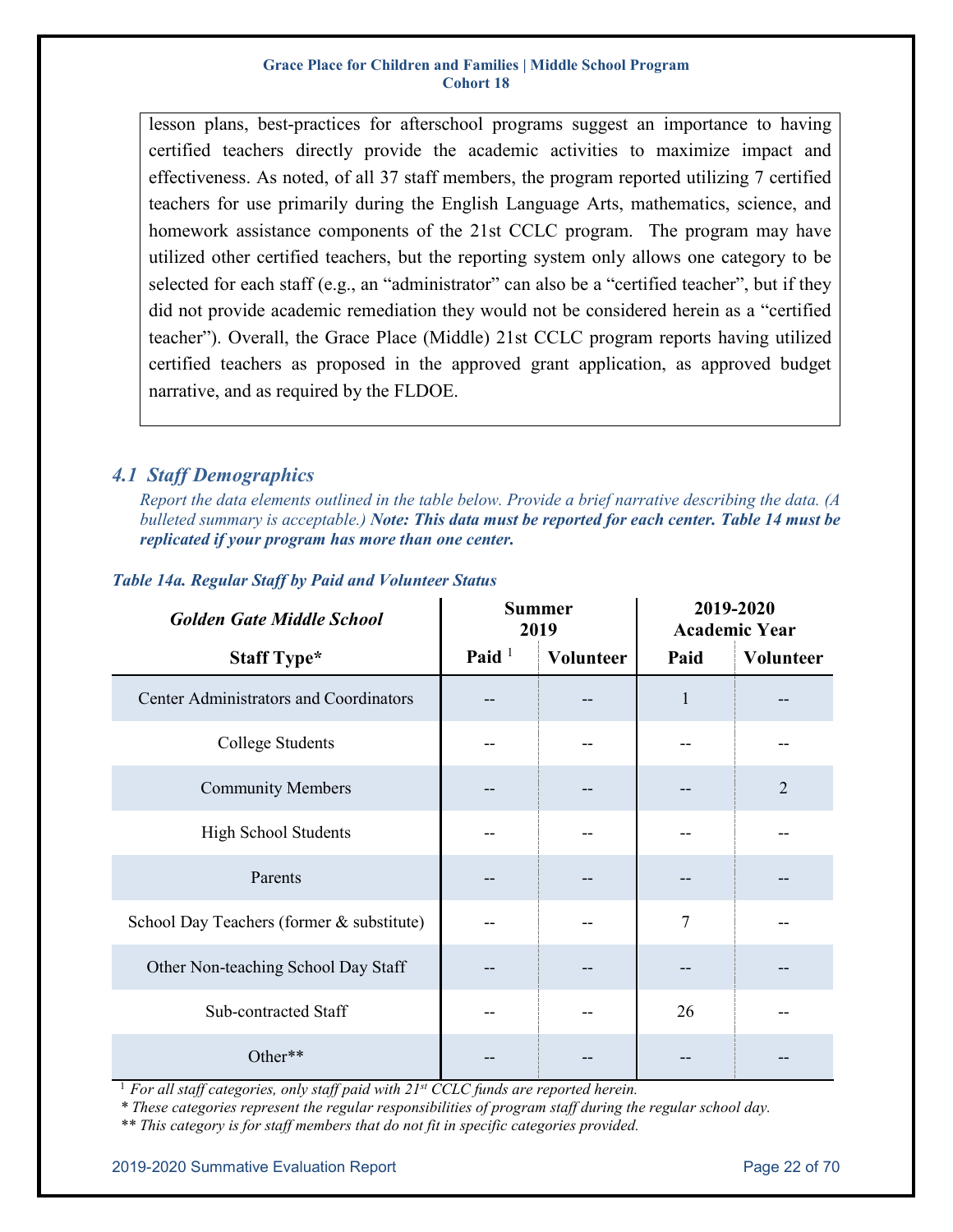lesson plans, best-practices for afterschool programs suggest an importance to having certified teachers directly provide the academic activities to maximize impact and effectiveness. As noted, of all 37 staff members, the program reported utilizing 7 certified teachers for use primarily during the English Language Arts, mathematics, science, and homework assistance components of the 21st CCLC program. The program may have utilized other certified teachers, but the reporting system only allows one category to be selected for each staff (e.g., an "administrator" can also be a "certified teacher", but if they did not provide academic remediation they would not be considered herein as a "certified teacher"). Overall, the Grace Place (Middle) 21st CCLC program reports having utilized certified teachers as proposed in the approved grant application, as approved budget narrative, and as required by the FLDOE.

## 4.1 Staff Demographics

*Report the data elements outlined in the table below. Provide a brief narrative describing the data. (A bulleted summary is acceptable.)* ***Note: This data must be reported for each center. Table 14 must be replicated if your program has more than one center.***

***Table 14a. Regular Staff by Paid and Volunteer Status***

| *Golden Gate Middle School* | Summer 2019 | | 2019-2020 Academic Year | |
|---|---|---|---|---|
| **Staff Type*** | **Paid** [1] | **Volunteer** | **Paid** | **Volunteer** |
| Center Administrators and Coordinators | -- | -- | 1 | -- |
| College Students | -- | -- | -- | -- |
| Community Members | -- | -- | -- | 2 |
| High School Students | -- | -- | -- | -- |
| Parents | -- | -- | -- | -- |
| School Day Teachers (former & substitute) | -- | -- | 7 | -- |
| Other Non-teaching School Day Staff | -- | -- | -- | -- |
| Sub-contracted Staff | -- | -- | 26 | -- |
| Other** | -- | -- | -- | -- |

[1] *For all staff categories, only staff paid with 21st CCLC funds are reported herein.*
** These categories represent the regular responsibilities of program staff during the regular school day.*
*** This category is for staff members that do not fit in specific categories provided.*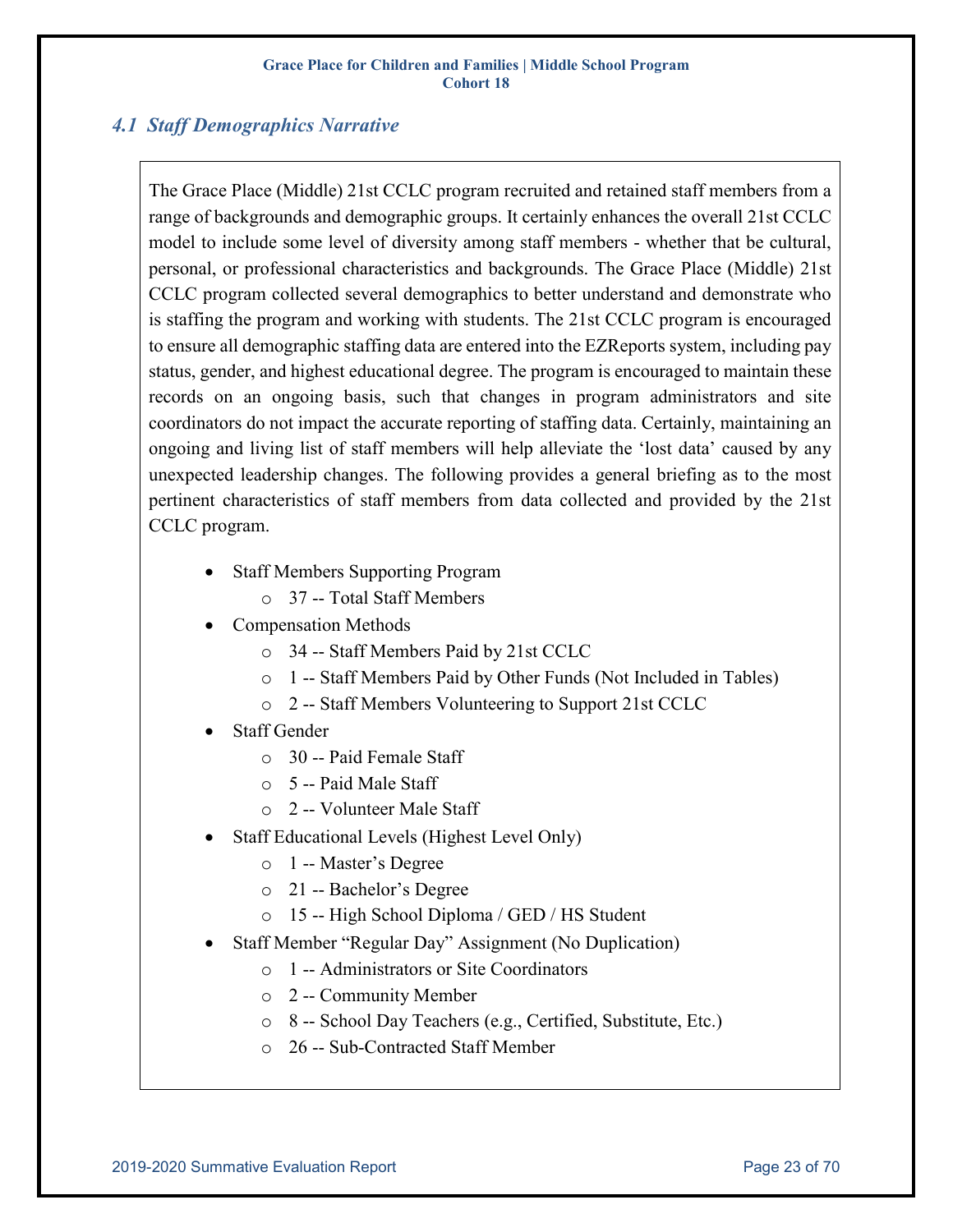## *4.1 Staff Demographics Narrative*

The Grace Place (Middle) 21st CCLC program recruited and retained staff members from a range of backgrounds and demographic groups. It certainly enhances the overall 21st CCLC model to include some level of diversity among staff members - whether that be cultural, personal, or professional characteristics and backgrounds. The Grace Place (Middle) 21st CCLC program collected several demographics to better understand and demonstrate who is staffing the program and working with students. The 21st CCLC program is encouraged to ensure all demographic staffing data are entered into the EZReports system, including pay status, gender, and highest educational degree. The program is encouraged to maintain these records on an ongoing basis, such that changes in program administrators and site coordinators do not impact the accurate reporting of staffing data. Certainly, maintaining an ongoing and living list of staff members will help alleviate the 'lost data' caused by any unexpected leadership changes. The following provides a general briefing as to the most pertinent characteristics of staff members from data collected and provided by the 21st CCLC program.

- Staff Members Supporting Program
  - 37 -- Total Staff Members
- Compensation Methods
  - 34 -- Staff Members Paid by 21st CCLC
  - 1 -- Staff Members Paid by Other Funds (Not Included in Tables)
  - 2 -- Staff Members Volunteering to Support 21st CCLC
- Staff Gender
  - 30 -- Paid Female Staff
  - 5 -- Paid Male Staff
  - 2 -- Volunteer Male Staff
- Staff Educational Levels (Highest Level Only)
  - 1 -- Master's Degree
  - 21 -- Bachelor's Degree
  - 15 -- High School Diploma / GED / HS Student
- Staff Member "Regular Day" Assignment (No Duplication)
  - 1 -- Administrators or Site Coordinators
  - 2 -- Community Member
  - 8 -- School Day Teachers (e.g., Certified, Substitute, Etc.)
  - 26 -- Sub-Contracted Staff Member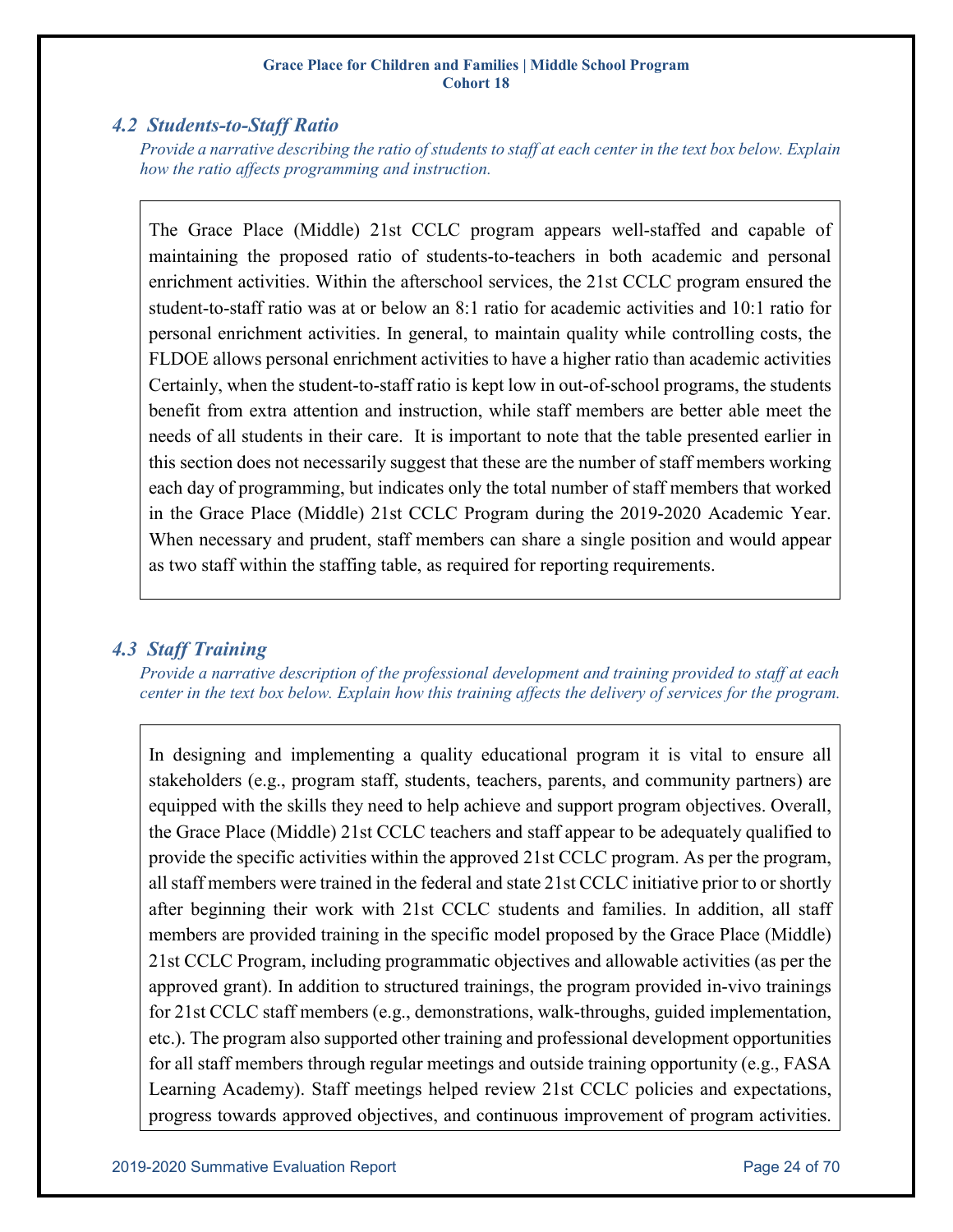### *4.2 Students-to-Staff Ratio*

*Provide a narrative describing the ratio of students to staff at each center in the text box below. Explain how the ratio affects programming and instruction.*

The Grace Place (Middle) 21st CCLC program appears well-staffed and capable of maintaining the proposed ratio of students-to-teachers in both academic and personal enrichment activities. Within the afterschool services, the 21st CCLC program ensured the student-to-staff ratio was at or below an 8:1 ratio for academic activities and 10:1 ratio for personal enrichment activities. In general, to maintain quality while controlling costs, the FLDOE allows personal enrichment activities to have a higher ratio than academic activities Certainly, when the student-to-staff ratio is kept low in out-of-school programs, the students benefit from extra attention and instruction, while staff members are better able meet the needs of all students in their care. It is important to note that the table presented earlier in this section does not necessarily suggest that these are the number of staff members working each day of programming, but indicates only the total number of staff members that worked in the Grace Place (Middle) 21st CCLC Program during the 2019-2020 Academic Year. When necessary and prudent, staff members can share a single position and would appear as two staff within the staffing table, as required for reporting requirements.

### *4.3 Staff Training*

*Provide a narrative description of the professional development and training provided to staff at each center in the text box below. Explain how this training affects the delivery of services for the program.*

In designing and implementing a quality educational program it is vital to ensure all stakeholders (e.g., program staff, students, teachers, parents, and community partners) are equipped with the skills they need to help achieve and support program objectives. Overall, the Grace Place (Middle) 21st CCLC teachers and staff appear to be adequately qualified to provide the specific activities within the approved 21st CCLC program. As per the program, all staff members were trained in the federal and state 21st CCLC initiative prior to or shortly after beginning their work with 21st CCLC students and families. In addition, all staff members are provided training in the specific model proposed by the Grace Place (Middle) 21st CCLC Program, including programmatic objectives and allowable activities (as per the approved grant). In addition to structured trainings, the program provided in-vivo trainings for 21st CCLC staff members (e.g., demonstrations, walk-throughs, guided implementation, etc.). The program also supported other training and professional development opportunities for all staff members through regular meetings and outside training opportunity (e.g., FASA Learning Academy). Staff meetings helped review 21st CCLC policies and expectations, progress towards approved objectives, and continuous improvement of program activities.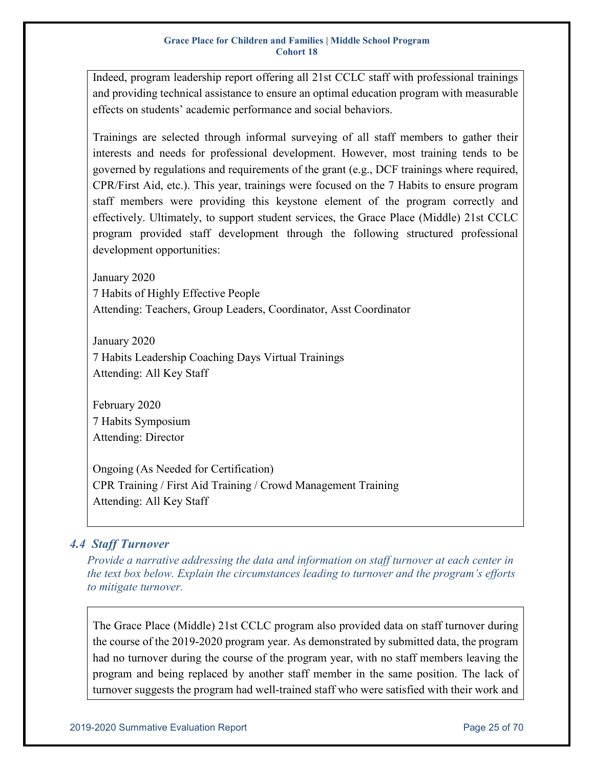Indeed, program leadership report offering all 21st CCLC staff with professional trainings and providing technical assistance to ensure an optimal education program with measurable effects on students' academic performance and social behaviors.

Trainings are selected through informal surveying of all staff members to gather their interests and needs for professional development. However, most training tends to be governed by regulations and requirements of the grant (e.g., DCF trainings where required, CPR/First Aid, etc.). This year, trainings were focused on the 7 Habits to ensure program staff members were providing this keystone element of the program correctly and effectively. Ultimately, to support student services, the Grace Place (Middle) 21st CCLC program provided staff development through the following structured professional development opportunities:

January 2020
7 Habits of Highly Effective People
Attending: Teachers, Group Leaders, Coordinator, Asst Coordinator

January 2020
7 Habits Leadership Coaching Days Virtual Trainings
Attending: All Key Staff

February 2020
7 Habits Symposium
Attending: Director

Ongoing (As Needed for Certification)
CPR Training / First Aid Training / Crowd Management Training
Attending: All Key Staff

### *4.4 Staff Turnover*

*Provide a narrative addressing the data and information on staff turnover at each center in the text box below. Explain the circumstances leading to turnover and the program's efforts to mitigate turnover.*

The Grace Place (Middle) 21st CCLC program also provided data on staff turnover during the course of the 2019-2020 program year. As demonstrated by submitted data, the program had no turnover during the course of the program year, with no staff members leaving the program and being replaced by another staff member in the same position. The lack of turnover suggests the program had well-trained staff who were satisfied with their work and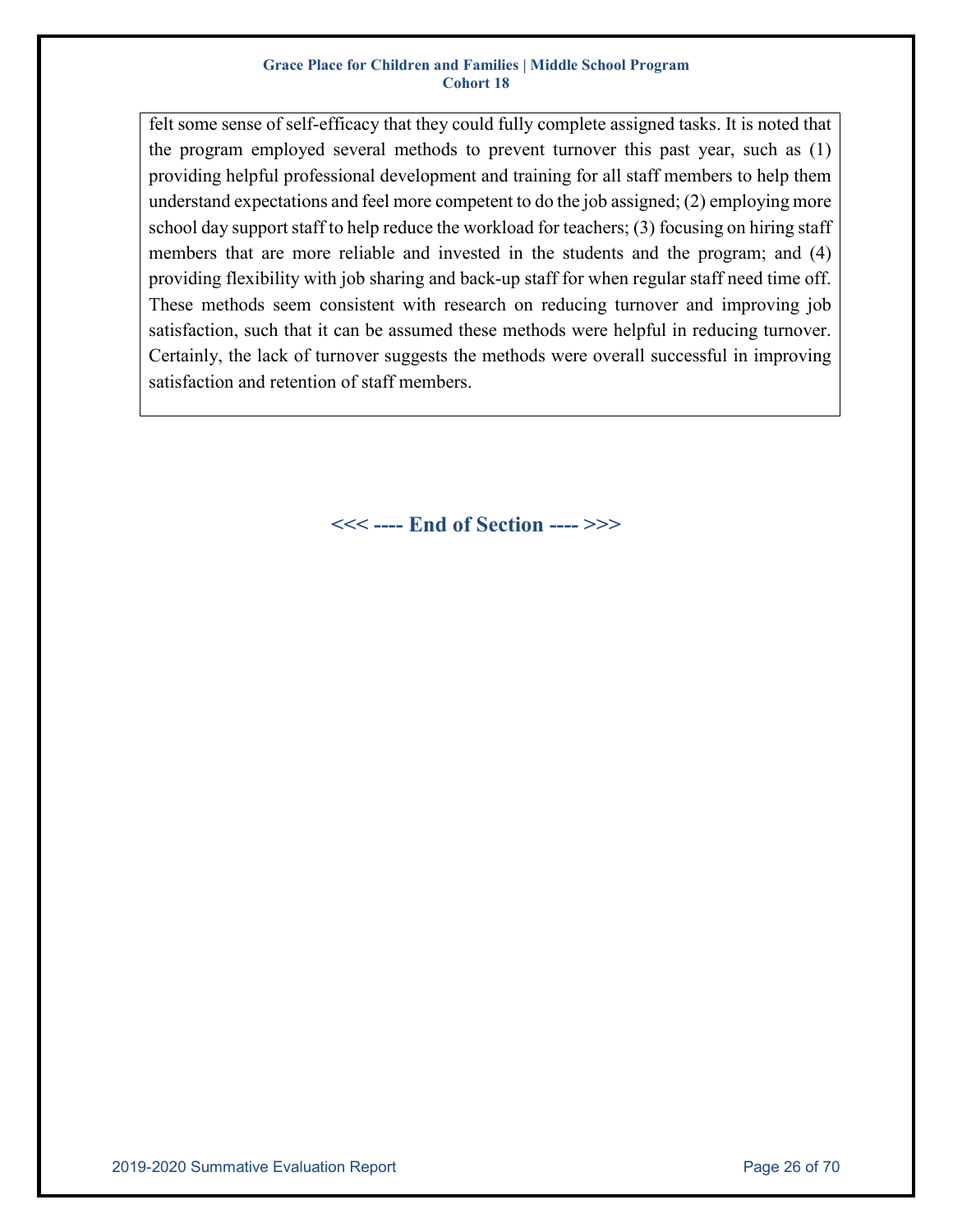felt some sense of self-efficacy that they could fully complete assigned tasks. It is noted that the program employed several methods to prevent turnover this past year, such as (1) providing helpful professional development and training for all staff members to help them understand expectations and feel more competent to do the job assigned; (2) employing more school day support staff to help reduce the workload for teachers; (3) focusing on hiring staff members that are more reliable and invested in the students and the program; and (4) providing flexibility with job sharing and back-up staff for when regular staff need time off. These methods seem consistent with research on reducing turnover and improving job satisfaction, such that it can be assumed these methods were helpful in reducing turnover. Certainly, the lack of turnover suggests the methods were overall successful in improving satisfaction and retention of staff members.

**<<< ---- End of Section ---- >>>**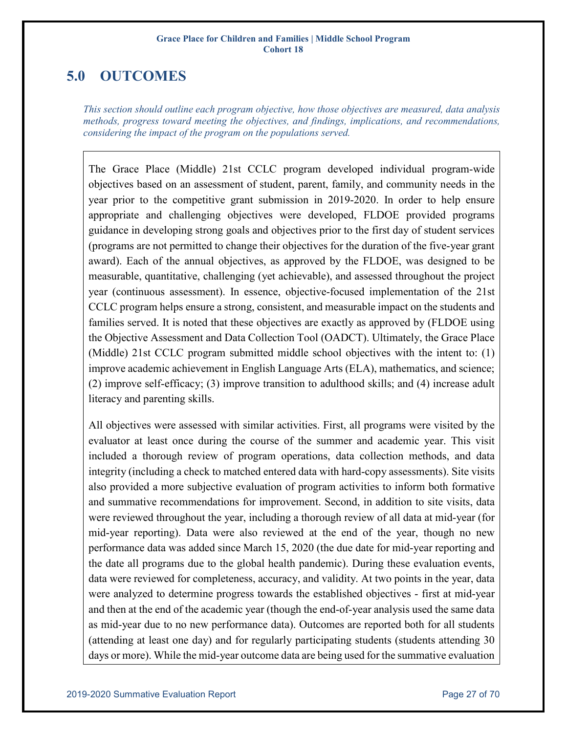# 5.0 OUTCOMES

*This section should outline each program objective, how those objectives are measured, data analysis methods, progress toward meeting the objectives, and findings, implications, and recommendations, considering the impact of the program on the populations served.*

The Grace Place (Middle) 21st CCLC program developed individual program-wide objectives based on an assessment of student, parent, family, and community needs in the year prior to the competitive grant submission in 2019-2020. In order to help ensure appropriate and challenging objectives were developed, FLDOE provided programs guidance in developing strong goals and objectives prior to the first day of student services (programs are not permitted to change their objectives for the duration of the five-year grant award). Each of the annual objectives, as approved by the FLDOE, was designed to be measurable, quantitative, challenging (yet achievable), and assessed throughout the project year (continuous assessment). In essence, objective-focused implementation of the 21st CCLC program helps ensure a strong, consistent, and measurable impact on the students and families served. It is noted that these objectives are exactly as approved by (FLDOE using the Objective Assessment and Data Collection Tool (OADCT). Ultimately, the Grace Place (Middle) 21st CCLC program submitted middle school objectives with the intent to: (1) improve academic achievement in English Language Arts (ELA), mathematics, and science; (2) improve self-efficacy; (3) improve transition to adulthood skills; and (4) increase adult literacy and parenting skills.

All objectives were assessed with similar activities. First, all programs were visited by the evaluator at least once during the course of the summer and academic year. This visit included a thorough review of program operations, data collection methods, and data integrity (including a check to matched entered data with hard-copy assessments). Site visits also provided a more subjective evaluation of program activities to inform both formative and summative recommendations for improvement. Second, in addition to site visits, data were reviewed throughout the year, including a thorough review of all data at mid-year (for mid-year reporting). Data were also reviewed at the end of the year, though no new performance data was added since March 15, 2020 (the due date for mid-year reporting and the date all programs due to the global health pandemic). During these evaluation events, data were reviewed for completeness, accuracy, and validity. At two points in the year, data were analyzed to determine progress towards the established objectives - first at mid-year and then at the end of the academic year (though the end-of-year analysis used the same data as mid-year due to no new performance data). Outcomes are reported both for all students (attending at least one day) and for regularly participating students (students attending 30 days or more). While the mid-year outcome data are being used for the summative evaluation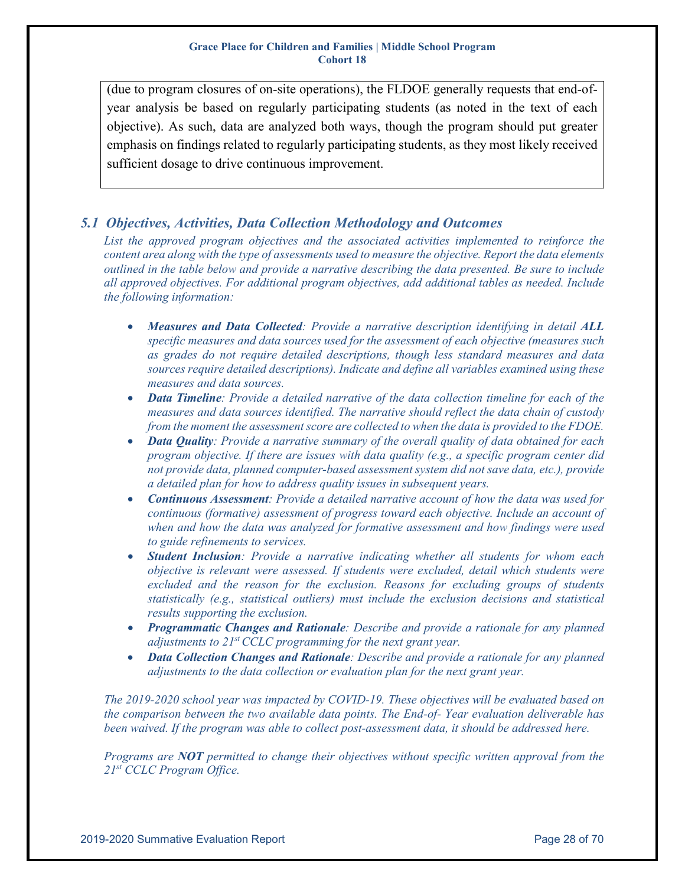(due to program closures of on-site operations), the FLDOE generally requests that end-of-year analysis be based on regularly participating students (as noted in the text of each objective). As such, data are analyzed both ways, though the program should put greater emphasis on findings related to regularly participating students, as they most likely received sufficient dosage to drive continuous improvement.

### *5.1 Objectives, Activities, Data Collection Methodology and Outcomes*

*List the approved program objectives and the associated activities implemented to reinforce the content area along with the type of assessments used to measure the objective. Report the data elements outlined in the table below and provide a narrative describing the data presented. Be sure to include all approved objectives. For additional program objectives, add additional tables as needed. Include the following information:*

- ***Measures and Data Collected****: Provide a narrative description identifying in detail **ALL** specific measures and data sources used for the assessment of each objective (measures such as grades do not require detailed descriptions, though less standard measures and data sources require detailed descriptions). Indicate and define all variables examined using these measures and data sources.*
- ***Data Timeline****: Provide a detailed narrative of the data collection timeline for each of the measures and data sources identified. The narrative should reflect the data chain of custody from the moment the assessment score are collected to when the data is provided to the FDOE.*
- ***Data Quality****: Provide a narrative summary of the overall quality of data obtained for each program objective. If there are issues with data quality (e.g., a specific program center did not provide data, planned computer-based assessment system did not save data, etc.), provide a detailed plan for how to address quality issues in subsequent years.*
- ***Continuous Assessment****: Provide a detailed narrative account of how the data was used for continuous (formative) assessment of progress toward each objective. Include an account of when and how the data was analyzed for formative assessment and how findings were used to guide refinements to services.*
- ***Student Inclusion****: Provide a narrative indicating whether all students for whom each objective is relevant were assessed. If students were excluded, detail which students were excluded and the reason for the exclusion. Reasons for excluding groups of students statistically (e.g., statistical outliers) must include the exclusion decisions and statistical results supporting the exclusion.*
- ***Programmatic Changes and Rationale****: Describe and provide a rationale for any planned adjustments to 21st CCLC programming for the next grant year.*
- ***Data Collection Changes and Rationale****: Describe and provide a rationale for any planned adjustments to the data collection or evaluation plan for the next grant year.*

*The 2019-2020 school year was impacted by COVID-19. These objectives will be evaluated based on the comparison between the two available data points. The End-of- Year evaluation deliverable has been waived. If the program was able to collect post-assessment data, it should be addressed here.*

*Programs are **NOT** permitted to change their objectives without specific written approval from the 21st CCLC Program Office.*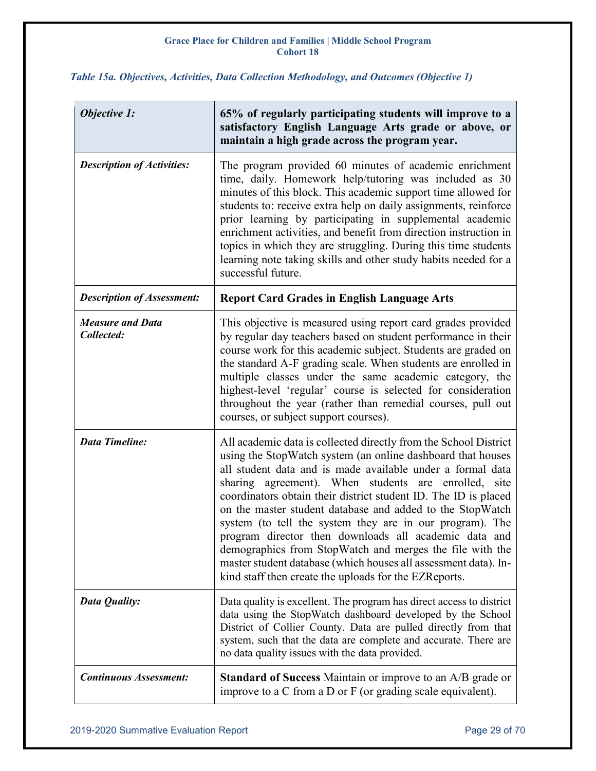*Table 15a. Objectives, Activities, Data Collection Methodology, and Outcomes (Objective 1)*

| *Objective 1:* | **65% of regularly participating students will improve to a satisfactory English Language Arts grade or above, or maintain a high grade across the program year.** |
|---|---|
| *Description of Activities:* | The program provided 60 minutes of academic enrichment time, daily. Homework help/tutoring was included as 30 minutes of this block. This academic support time allowed for students to: receive extra help on daily assignments, reinforce prior learning by participating in supplemental academic enrichment activities, and benefit from direction instruction in topics in which they are struggling. During this time students learning note taking skills and other study habits needed for a successful future. |
| *Description of Assessment:* | **Report Card Grades in English Language Arts** |
| *Measure and Data Collected:* | This objective is measured using report card grades provided by regular day teachers based on student performance in their course work for this academic subject. Students are graded on the standard A-F grading scale. When students are enrolled in multiple classes under the same academic category, the highest-level 'regular' course is selected for consideration throughout the year (rather than remedial courses, pull out courses, or subject support courses). |
| *Data Timeline:* | All academic data is collected directly from the School District using the StopWatch system (an online dashboard that houses all student data and is made available under a formal data sharing agreement). When students are enrolled, site coordinators obtain their district student ID. The ID is placed on the master student database and added to the StopWatch system (to tell the system they are in our program). The program director then downloads all academic data and demographics from StopWatch and merges the file with the master student database (which houses all assessment data). In-kind staff then create the uploads for the EZReports. |
| *Data Quality:* | Data quality is excellent. The program has direct access to district data using the StopWatch dashboard developed by the School District of Collier County. Data are pulled directly from that system, such that the data are complete and accurate. There are no data quality issues with the data provided. |
| *Continuous Assessment:* | **Standard of Success** Maintain or improve to an A/B grade or improve to a C from a D or F (or grading scale equivalent). |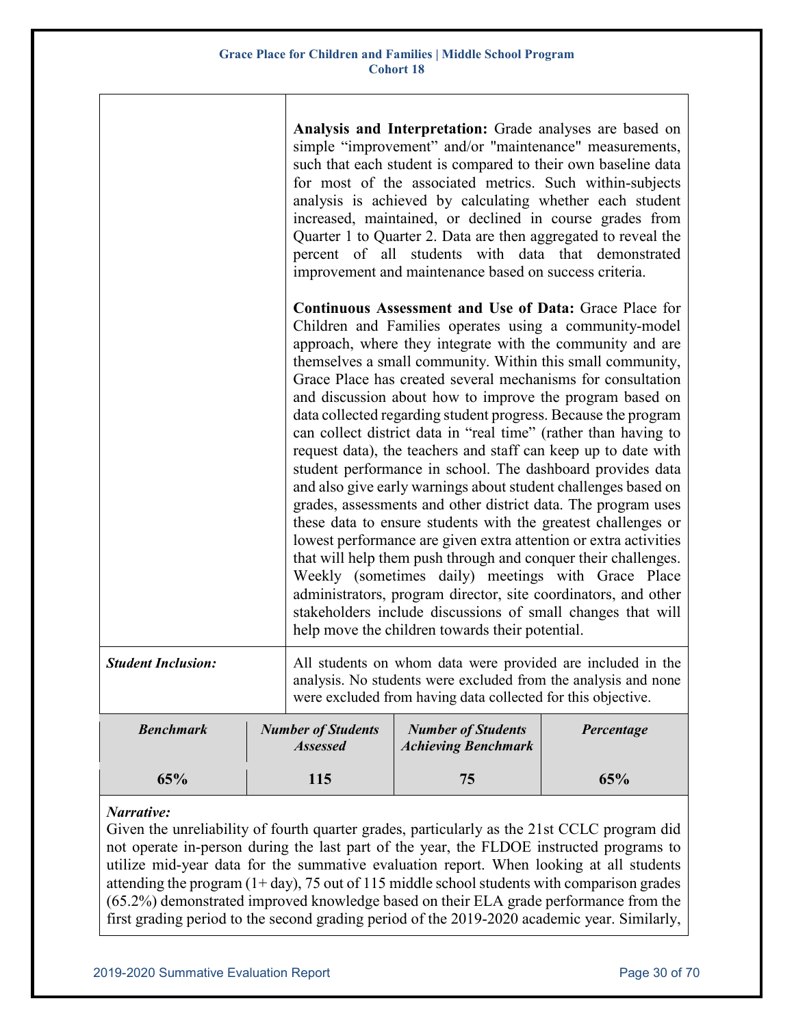| | |
|---|---|
| | **Analysis and Interpretation:** Grade analyses are based on simple "improvement" and/or "maintenance" measurements, such that each student is compared to their own baseline data for most of the associated metrics. Such within-subjects analysis is achieved by calculating whether each student increased, maintained, or declined in course grades from Quarter 1 to Quarter 2. Data are then aggregated to reveal the percent of all students with data that demonstrated improvement and maintenance based on success criteria.<br><br>**Continuous Assessment and Use of Data:** Grace Place for Children and Families operates using a community-model approach, where they integrate with the community and are themselves a small community. Within this small community, Grace Place has created several mechanisms for consultation and discussion about how to improve the program based on data collected regarding student progress. Because the program can collect district data in "real time" (rather than having to request data), the teachers and staff can keep up to date with student performance in school. The dashboard provides data and also give early warnings about student challenges based on grades, assessments and other district data. The program uses these data to ensure students with the greatest challenges or lowest performance are given extra attention or extra activities that will help them push through and conquer their challenges. Weekly (sometimes daily) meetings with Grace Place administrators, program director, site coordinators, and other stakeholders include discussions of small changes that will help move the children towards their potential. |
| ***Student Inclusion:*** | All students on whom data were provided are included in the analysis. No students were excluded from the analysis and none were excluded from having data collected for this objective. |

| *Benchmark* | *Number of Students Assessed* | *Number of Students Achieving Benchmark* | *Percentage* |
|---|---|---|---|
| **65%** | **115** | **75** | **65%** |

***Narrative:***

Given the unreliability of fourth quarter grades, particularly as the 21st CCLC program did not operate in-person during the last part of the year, the FLDOE instructed programs to utilize mid-year data for the summative evaluation report. When looking at all students attending the program (1+ day), 75 out of 115 middle school students with comparison grades (65.2%) demonstrated improved knowledge based on their ELA grade performance from the first grading period to the second grading period of the 2019-2020 academic year. Similarly,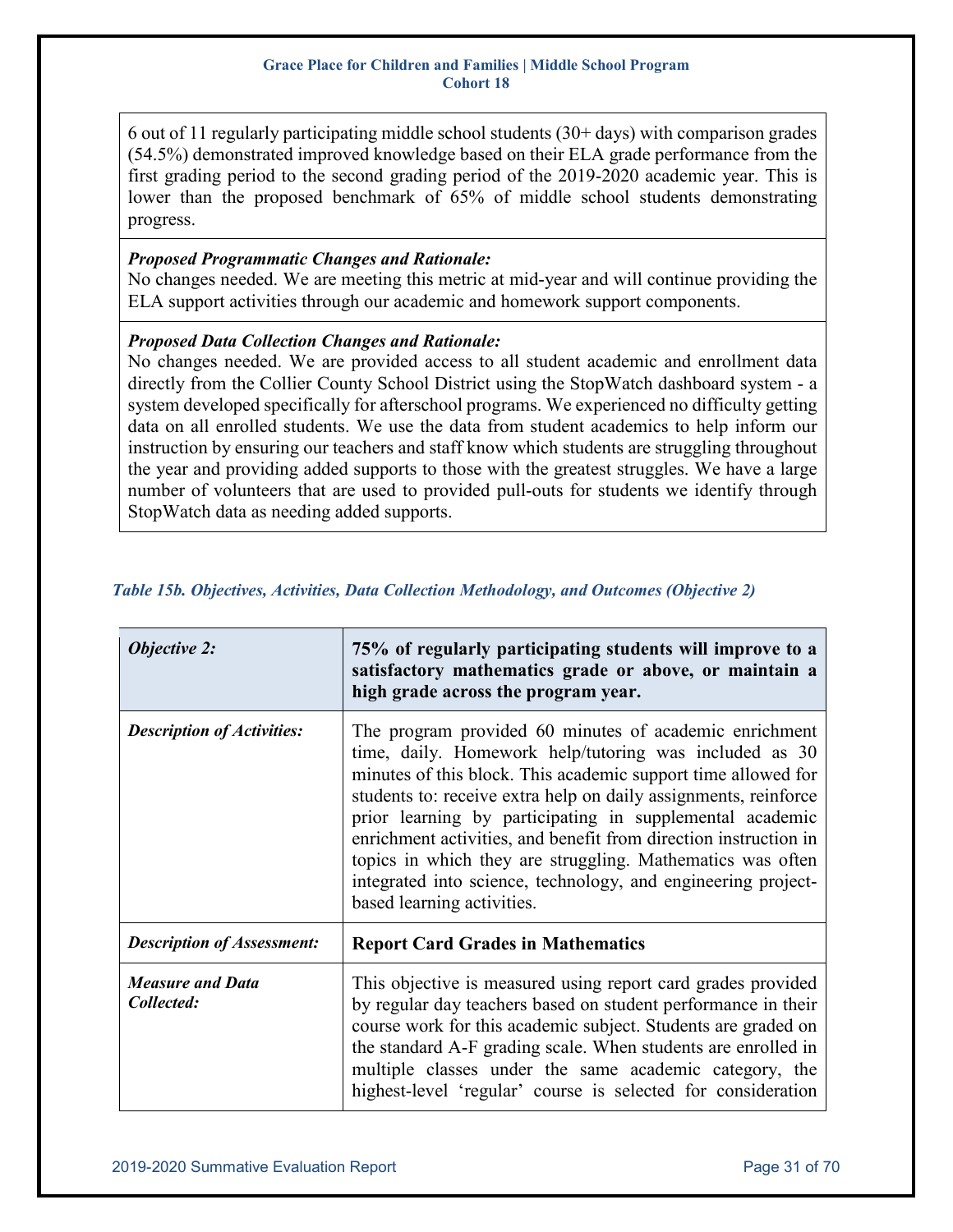| 6 out of 11 regularly participating middle school students (30+ days) with comparison grades (54.5%) demonstrated improved knowledge based on their ELA grade performance from the first grading period to the second grading period of the 2019-2020 academic year. This is lower than the proposed benchmark of 65% of middle school students demonstrating progress. |
|---|
| ***Proposed Programmatic Changes and Rationale:*** No changes needed. We are meeting this metric at mid-year and will continue providing the ELA support activities through our academic and homework support components. |
| ***Proposed Data Collection Changes and Rationale:*** No changes needed. We are provided access to all student academic and enrollment data directly from the Collier County School District using the StopWatch dashboard system - a system developed specifically for afterschool programs. We experienced no difficulty getting data on all enrolled students. We use the data from student academics to help inform our instruction by ensuring our teachers and staff know which students are struggling throughout the year and providing added supports to those with the greatest struggles. We have a large number of volunteers that are used to provided pull-outs for students we identify through StopWatch data as needing added supports. |

*Table 15b. Objectives, Activities, Data Collection Methodology, and Outcomes (Objective 2)*

| ***Objective 2:*** | **75% of regularly participating students will improve to a satisfactory mathematics grade or above, or maintain a high grade across the program year.** |
|---|---|
| ***Description of Activities:*** | The program provided 60 minutes of academic enrichment time, daily. Homework help/tutoring was included as 30 minutes of this block. This academic support time allowed for students to: receive extra help on daily assignments, reinforce prior learning by participating in supplemental academic enrichment activities, and benefit from direction instruction in topics in which they are struggling. Mathematics was often integrated into science, technology, and engineering project-based learning activities. |
| ***Description of Assessment:*** | **Report Card Grades in Mathematics** |
| ***Measure and Data Collected:*** | This objective is measured using report card grades provided by regular day teachers based on student performance in their course work for this academic subject. Students are graded on the standard A-F grading scale. When students are enrolled in multiple classes under the same academic category, the highest-level 'regular' course is selected for consideration |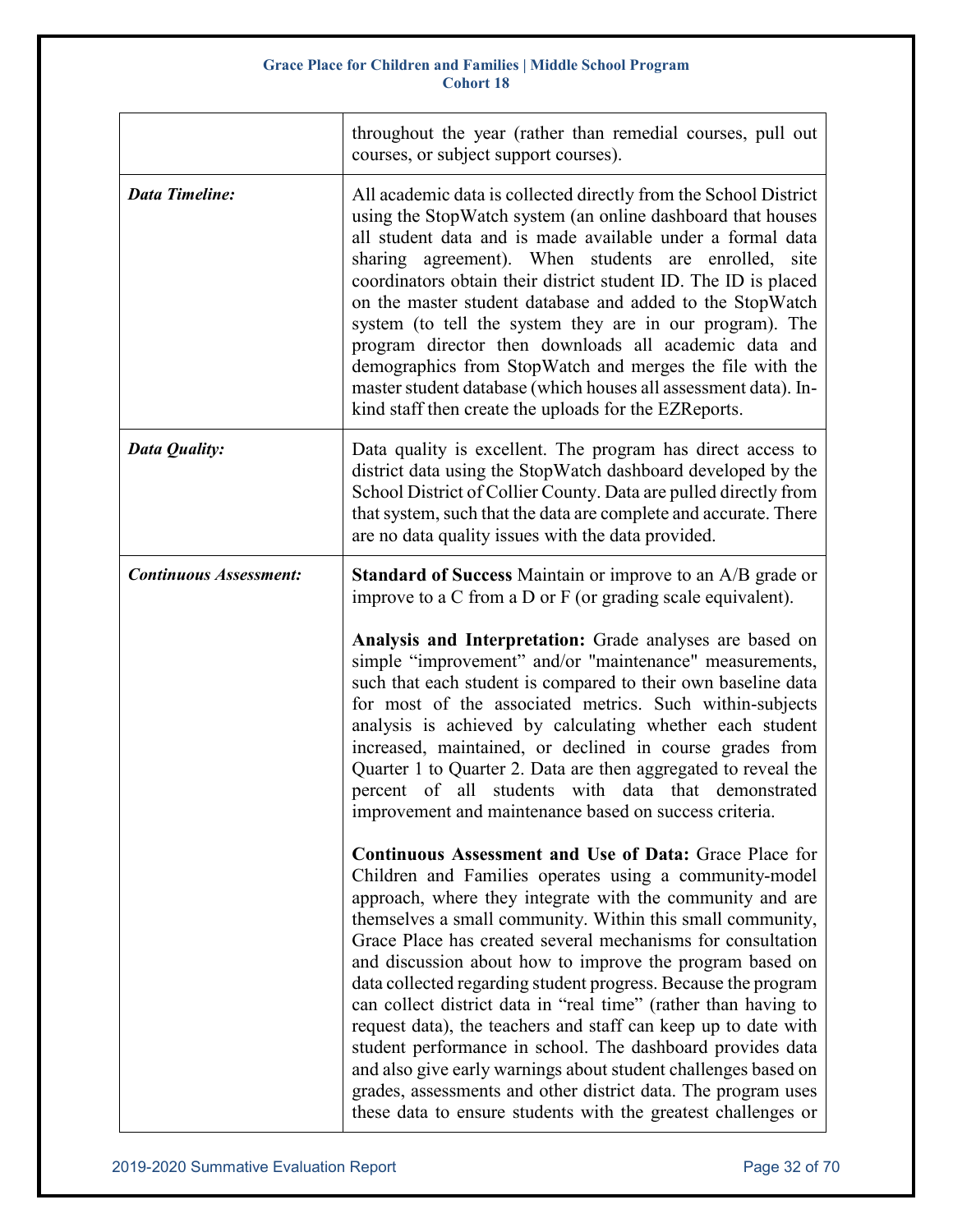| | |
|---|---|
| | throughout the year (rather than remedial courses, pull out courses, or subject support courses). |
| ***Data Timeline:*** | All academic data is collected directly from the School District using the StopWatch system (an online dashboard that houses all student data and is made available under a formal data sharing agreement). When students are enrolled, site coordinators obtain their district student ID. The ID is placed on the master student database and added to the StopWatch system (to tell the system they are in our program). The program director then downloads all academic data and demographics from StopWatch and merges the file with the master student database (which houses all assessment data). In-kind staff then create the uploads for the EZReports. |
| ***Data Quality:*** | Data quality is excellent. The program has direct access to district data using the StopWatch dashboard developed by the School District of Collier County. Data are pulled directly from that system, such that the data are complete and accurate. There are no data quality issues with the data provided. |
| ***Continuous Assessment:*** | **Standard of Success** Maintain or improve to an A/B grade or improve to a C from a D or F (or grading scale equivalent).<br><br>**Analysis and Interpretation:** Grade analyses are based on simple "improvement" and/or "maintenance" measurements, such that each student is compared to their own baseline data for most of the associated metrics. Such within-subjects analysis is achieved by calculating whether each student increased, maintained, or declined in course grades from Quarter 1 to Quarter 2. Data are then aggregated to reveal the percent of all students with data that demonstrated improvement and maintenance based on success criteria.<br><br>**Continuous Assessment and Use of Data:** Grace Place for Children and Families operates using a community-model approach, where they integrate with the community and are themselves a small community. Within this small community, Grace Place has created several mechanisms for consultation and discussion about how to improve the program based on data collected regarding student progress. Because the program can collect district data in "real time" (rather than having to request data), the teachers and staff can keep up to date with student performance in school. The dashboard provides data and also give early warnings about student challenges based on grades, assessments and other district data. The program uses these data to ensure students with the greatest challenges or |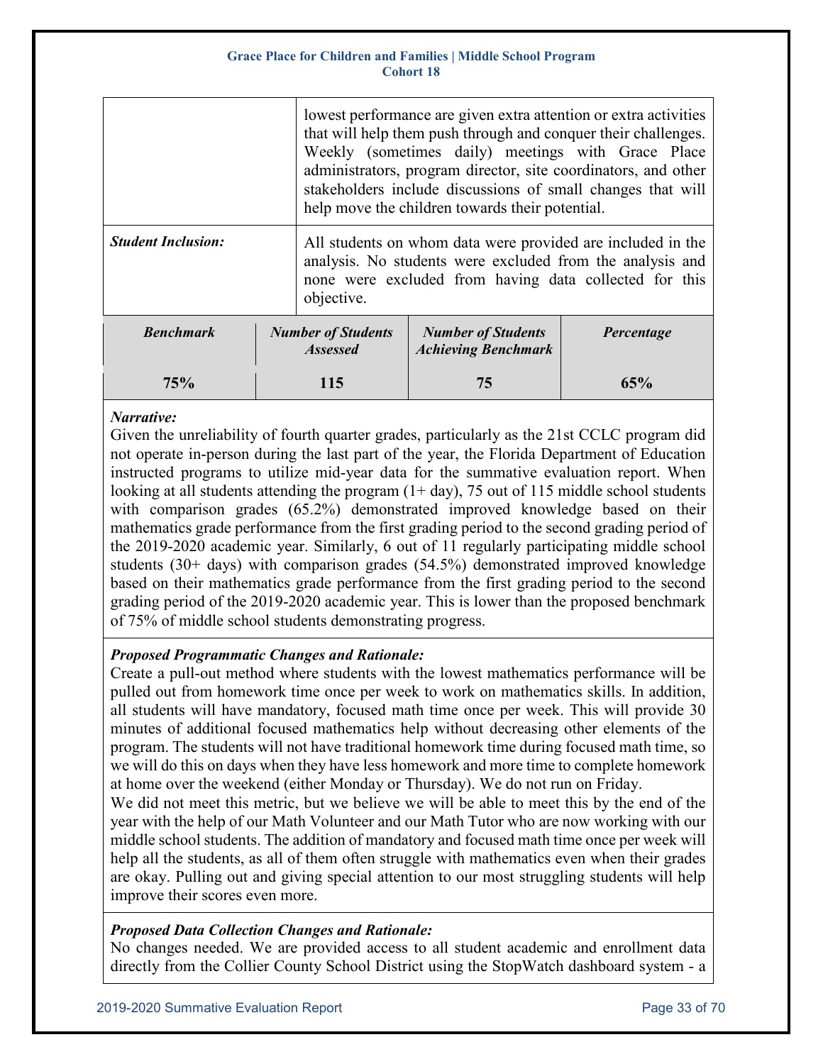| | |
|---|---|
| | lowest performance are given extra attention or extra activities that will help them push through and conquer their challenges. Weekly (sometimes daily) meetings with Grace Place administrators, program director, site coordinators, and other stakeholders include discussions of small changes that will help move the children towards their potential. |
| ***Student Inclusion:*** | All students on whom data were provided are included in the analysis. No students were excluded from the analysis and none were excluded from having data collected for this objective. |

| *Benchmark* | *Number of Students Assessed* | *Number of Students Achieving Benchmark* | *Percentage* |
|---|---|---|---|
| **75%** | **115** | **75** | **65%** |

***Narrative:***
Given the unreliability of fourth quarter grades, particularly as the 21st CCLC program did not operate in-person during the last part of the year, the Florida Department of Education instructed programs to utilize mid-year data for the summative evaluation report. When looking at all students attending the program (1+ day), 75 out of 115 middle school students with comparison grades (65.2%) demonstrated improved knowledge based on their mathematics grade performance from the first grading period to the second grading period of the 2019-2020 academic year. Similarly, 6 out of 11 regularly participating middle school students (30+ days) with comparison grades (54.5%) demonstrated improved knowledge based on their mathematics grade performance from the first grading period to the second grading period of the 2019-2020 academic year. This is lower than the proposed benchmark of 75% of middle school students demonstrating progress.

***Proposed Programmatic Changes and Rationale:***
Create a pull-out method where students with the lowest mathematics performance will be pulled out from homework time once per week to work on mathematics skills. In addition, all students will have mandatory, focused math time once per week. This will provide 30 minutes of additional focused mathematics help without decreasing other elements of the program. The students will not have traditional homework time during focused math time, so we will do this on days when they have less homework and more time to complete homework at home over the weekend (either Monday or Thursday). We do not run on Friday.
We did not meet this metric, but we believe we will be able to meet this by the end of the year with the help of our Math Volunteer and our Math Tutor who are now working with our middle school students. The addition of mandatory and focused math time once per week will help all the students, as all of them often struggle with mathematics even when their grades are okay. Pulling out and giving special attention to our most struggling students will help improve their scores even more.

***Proposed Data Collection Changes and Rationale:***
No changes needed. We are provided access to all student academic and enrollment data directly from the Collier County School District using the StopWatch dashboard system - a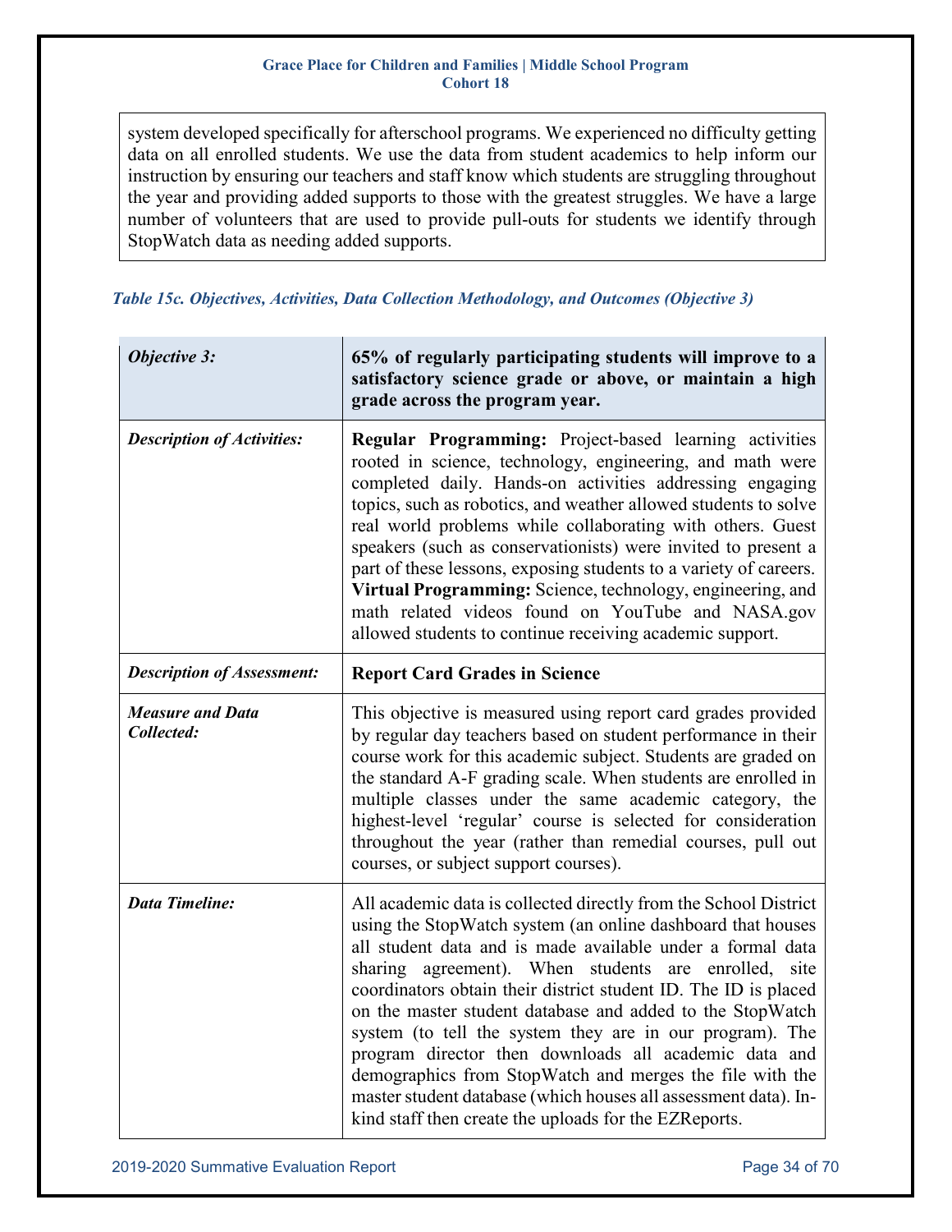system developed specifically for afterschool programs. We experienced no difficulty getting data on all enrolled students. We use the data from student academics to help inform our instruction by ensuring our teachers and staff know which students are struggling throughout the year and providing added supports to those with the greatest struggles. We have a large number of volunteers that are used to provide pull-outs for students we identify through StopWatch data as needing added supports.

*Table 15c. Objectives, Activities, Data Collection Methodology, and Outcomes (Objective 3)*

| *Objective 3:* | **65% of regularly participating students will improve to a satisfactory science grade or above, or maintain a high grade across the program year.** |
|---|---|
| *Description of Activities:* | **Regular Programming:** Project-based learning activities rooted in science, technology, engineering, and math were completed daily. Hands-on activities addressing engaging topics, such as robotics, and weather allowed students to solve real world problems while collaborating with others. Guest speakers (such as conservationists) were invited to present a part of these lessons, exposing students to a variety of careers. **Virtual Programming:** Science, technology, engineering, and math related videos found on YouTube and NASA.gov allowed students to continue receiving academic support. |
| *Description of Assessment:* | **Report Card Grades in Science** |
| *Measure and Data Collected:* | This objective is measured using report card grades provided by regular day teachers based on student performance in their course work for this academic subject. Students are graded on the standard A-F grading scale. When students are enrolled in multiple classes under the same academic category, the highest-level 'regular' course is selected for consideration throughout the year (rather than remedial courses, pull out courses, or subject support courses). |
| *Data Timeline:* | All academic data is collected directly from the School District using the StopWatch system (an online dashboard that houses all student data and is made available under a formal data sharing agreement). When students are enrolled, site coordinators obtain their district student ID. The ID is placed on the master student database and added to the StopWatch system (to tell the system they are in our program). The program director then downloads all academic data and demographics from StopWatch and merges the file with the master student database (which houses all assessment data). In-kind staff then create the uploads for the EZReports. |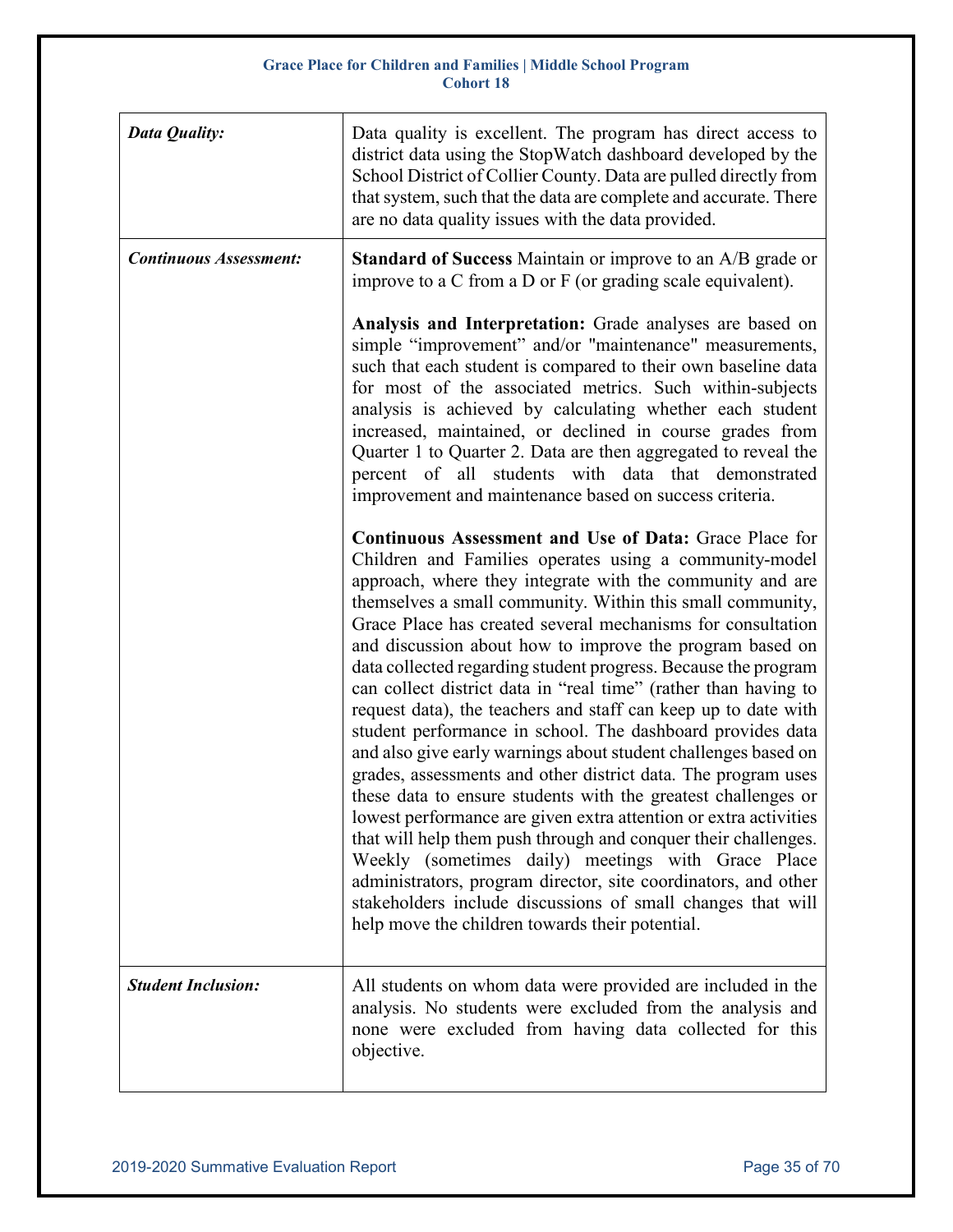| | |
|---|---|
| ***Data Quality:*** | Data quality is excellent. The program has direct access to district data using the StopWatch dashboard developed by the School District of Collier County. Data are pulled directly from that system, such that the data are complete and accurate. There are no data quality issues with the data provided. |
| ***Continuous Assessment:*** | **Standard of Success** Maintain or improve to an A/B grade or improve to a C from a D or F (or grading scale equivalent).<br><br>**Analysis and Interpretation:** Grade analyses are based on simple "improvement" and/or "maintenance" measurements, such that each student is compared to their own baseline data for most of the associated metrics. Such within-subjects analysis is achieved by calculating whether each student increased, maintained, or declined in course grades from Quarter 1 to Quarter 2. Data are then aggregated to reveal the percent of all students with data that demonstrated improvement and maintenance based on success criteria.<br><br>**Continuous Assessment and Use of Data:** Grace Place for Children and Families operates using a community-model approach, where they integrate with the community and are themselves a small community. Within this small community, Grace Place has created several mechanisms for consultation and discussion about how to improve the program based on data collected regarding student progress. Because the program can collect district data in "real time" (rather than having to request data), the teachers and staff can keep up to date with student performance in school. The dashboard provides data and also give early warnings about student challenges based on grades, assessments and other district data. The program uses these data to ensure students with the greatest challenges or lowest performance are given extra attention or extra activities that will help them push through and conquer their challenges. Weekly (sometimes daily) meetings with Grace Place administrators, program director, site coordinators, and other stakeholders include discussions of small changes that will help move the children towards their potential. |
| ***Student Inclusion:*** | All students on whom data were provided are included in the analysis. No students were excluded from the analysis and none were excluded from having data collected for this objective. |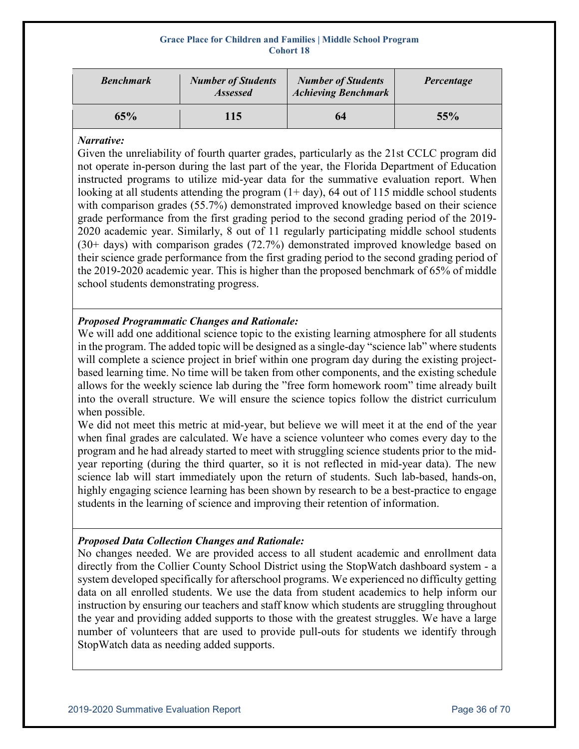**Grace Place for Children and Families | Middle School Program**
**Cohort 18**

| *Benchmark* | *Number of Students Assessed* | *Number of Students Achieving Benchmark* | *Percentage* |
|---|---|---|---|
| **65%** | **115** | **64** | **55%** |

***Narrative:***

Given the unreliability of fourth quarter grades, particularly as the 21st CCLC program did not operate in-person during the last part of the year, the Florida Department of Education instructed programs to utilize mid-year data for the summative evaluation report. When looking at all students attending the program (1+ day), 64 out of 115 middle school students with comparison grades (55.7%) demonstrated improved knowledge based on their science grade performance from the first grading period to the second grading period of the 2019-2020 academic year. Similarly, 8 out of 11 regularly participating middle school students (30+ days) with comparison grades (72.7%) demonstrated improved knowledge based on their science grade performance from the first grading period to the second grading period of the 2019-2020 academic year. This is higher than the proposed benchmark of 65% of middle school students demonstrating progress.

***Proposed Programmatic Changes and Rationale:***

We will add one additional science topic to the existing learning atmosphere for all students in the program. The added topic will be designed as a single-day "science lab" where students will complete a science project in brief within one program day during the existing project-based learning time. No time will be taken from other components, and the existing schedule allows for the weekly science lab during the "free form homework room" time already built into the overall structure. We will ensure the science topics follow the district curriculum when possible.

We did not meet this metric at mid-year, but believe we will meet it at the end of the year when final grades are calculated. We have a science volunteer who comes every day to the program and he had already started to meet with struggling science students prior to the mid-year reporting (during the third quarter, so it is not reflected in mid-year data). The new science lab will start immediately upon the return of students. Such lab-based, hands-on, highly engaging science learning has been shown by research to be a best-practice to engage students in the learning of science and improving their retention of information.

***Proposed Data Collection Changes and Rationale:***

No changes needed. We are provided access to all student academic and enrollment data directly from the Collier County School District using the StopWatch dashboard system - a system developed specifically for afterschool programs. We experienced no difficulty getting data on all enrolled students. We use the data from student academics to help inform our instruction by ensuring our teachers and staff know which students are struggling throughout the year and providing added supports to those with the greatest struggles. We have a large number of volunteers that are used to provide pull-outs for students we identify through StopWatch data as needing added supports.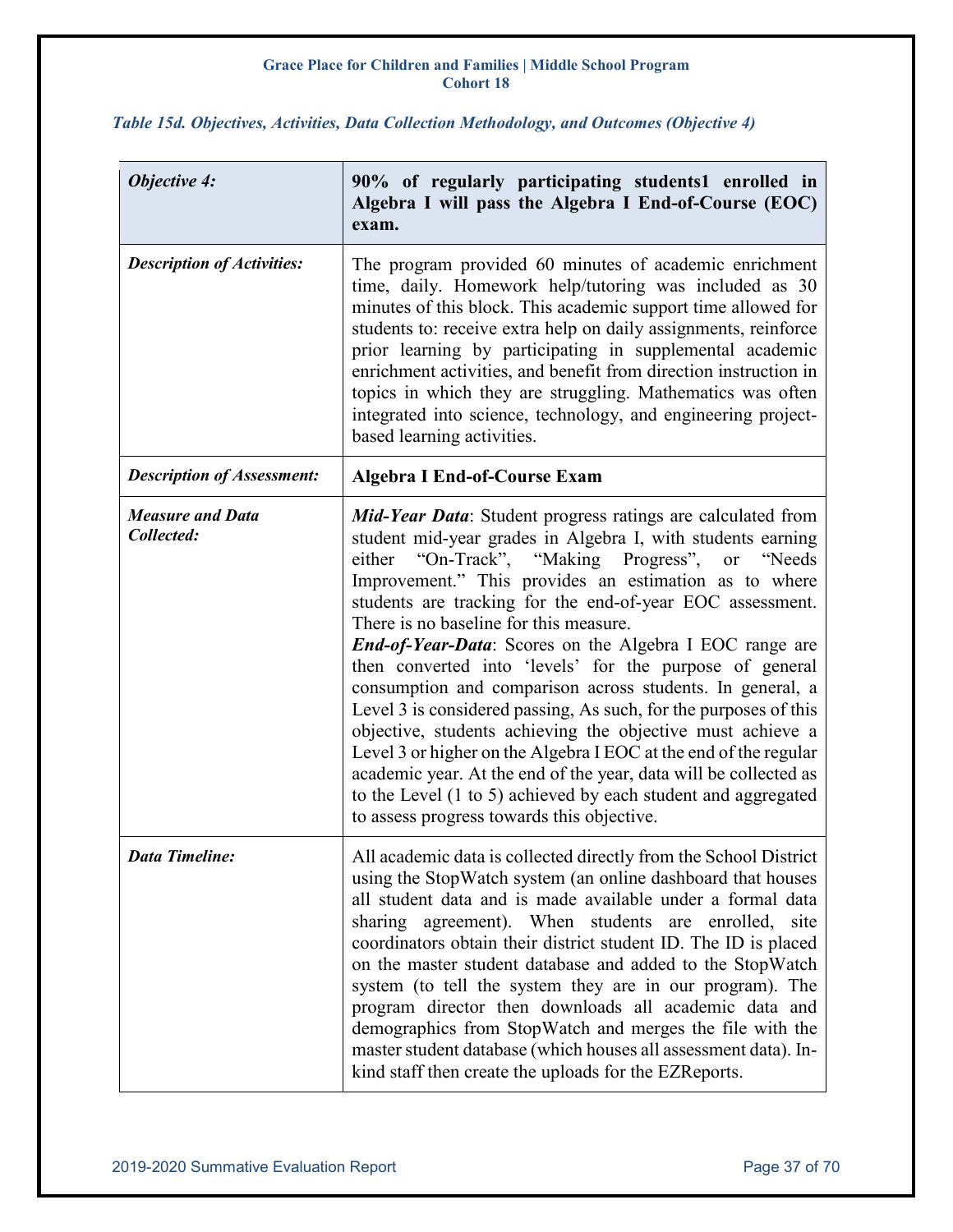*Table 15d. Objectives, Activities, Data Collection Methodology, and Outcomes (Objective 4)*

| *Objective 4:* | **90% of regularly participating students1 enrolled in Algebra I will pass the Algebra I End-of-Course (EOC) exam.** |
|---|---|
| *Description of Activities:* | The program provided 60 minutes of academic enrichment time, daily. Homework help/tutoring was included as 30 minutes of this block. This academic support time allowed for students to: receive extra help on daily assignments, reinforce prior learning by participating in supplemental academic enrichment activities, and benefit from direction instruction in topics in which they are struggling. Mathematics was often integrated into science, technology, and engineering project-based learning activities. |
| *Description of Assessment:* | **Algebra I End-of-Course Exam** |
| *Measure and Data Collected:* | ***Mid-Year Data***: Student progress ratings are calculated from student mid-year grades in Algebra I, with students earning either "On-Track", "Making Progress", or "Needs Improvement." This provides an estimation as to where students are tracking for the end-of-year EOC assessment. There is no baseline for this measure. ***End-of-Year-Data***: Scores on the Algebra I EOC range are then converted into 'levels' for the purpose of general consumption and comparison across students. In general, a Level 3 is considered passing, As such, for the purposes of this objective, students achieving the objective must achieve a Level 3 or higher on the Algebra I EOC at the end of the regular academic year. At the end of the year, data will be collected as to the Level (1 to 5) achieved by each student and aggregated to assess progress towards this objective. |
| *Data Timeline:* | All academic data is collected directly from the School District using the StopWatch system (an online dashboard that houses all student data and is made available under a formal data sharing agreement). When students are enrolled, site coordinators obtain their district student ID. The ID is placed on the master student database and added to the StopWatch system (to tell the system they are in our program). The program director then downloads all academic data and demographics from StopWatch and merges the file with the master student database (which houses all assessment data). In-kind staff then create the uploads for the EZReports. |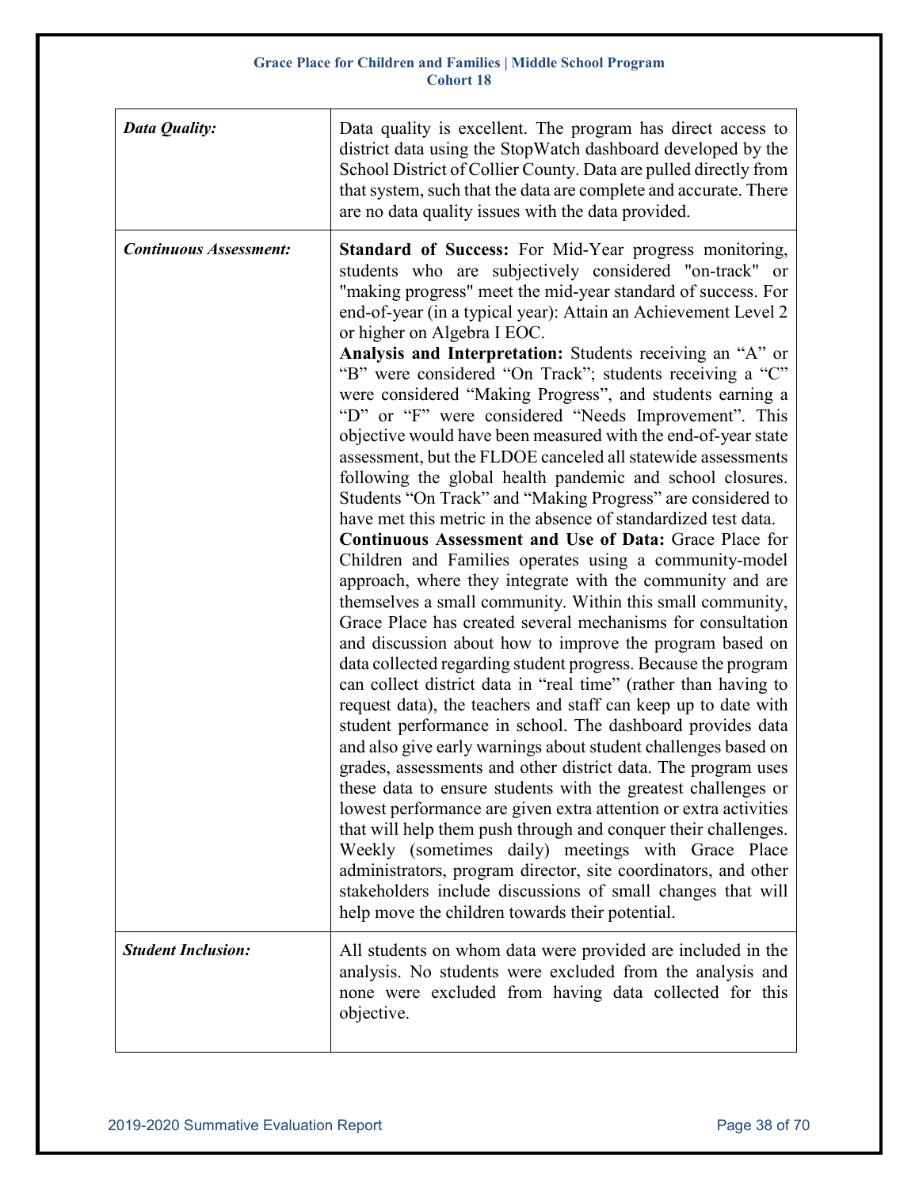| | |
|---|---|
| ***Data Quality:*** | Data quality is excellent. The program has direct access to district data using the StopWatch dashboard developed by the School District of Collier County. Data are pulled directly from that system, such that the data are complete and accurate. There are no data quality issues with the data provided. |
| ***Continuous Assessment:*** | **Standard of Success:** For Mid-Year progress monitoring, students who are subjectively considered "on-track" or "making progress" meet the mid-year standard of success. For end-of-year (in a typical year): Attain an Achievement Level 2 or higher on Algebra I EOC.<br>**Analysis and Interpretation:** Students receiving an "A" or "B" were considered "On Track"; students receiving a "C" were considered "Making Progress", and students earning a "D" or "F" were considered "Needs Improvement". This objective would have been measured with the end-of-year state assessment, but the FLDOE canceled all statewide assessments following the global health pandemic and school closures. Students "On Track" and "Making Progress" are considered to have met this metric in the absence of standardized test data.<br>**Continuous Assessment and Use of Data:** Grace Place for Children and Families operates using a community-model approach, where they integrate with the community and are themselves a small community. Within this small community, Grace Place has created several mechanisms for consultation and discussion about how to improve the program based on data collected regarding student progress. Because the program can collect district data in "real time" (rather than having to request data), the teachers and staff can keep up to date with student performance in school. The dashboard provides data and also give early warnings about student challenges based on grades, assessments and other district data. The program uses these data to ensure students with the greatest challenges or lowest performance are given extra attention or extra activities that will help them push through and conquer their challenges. Weekly (sometimes daily) meetings with Grace Place administrators, program director, site coordinators, and other stakeholders include discussions of small changes that will help move the children towards their potential. |
| ***Student Inclusion:*** | All students on whom data were provided are included in the analysis. No students were excluded from the analysis and none were excluded from having data collected for this objective. |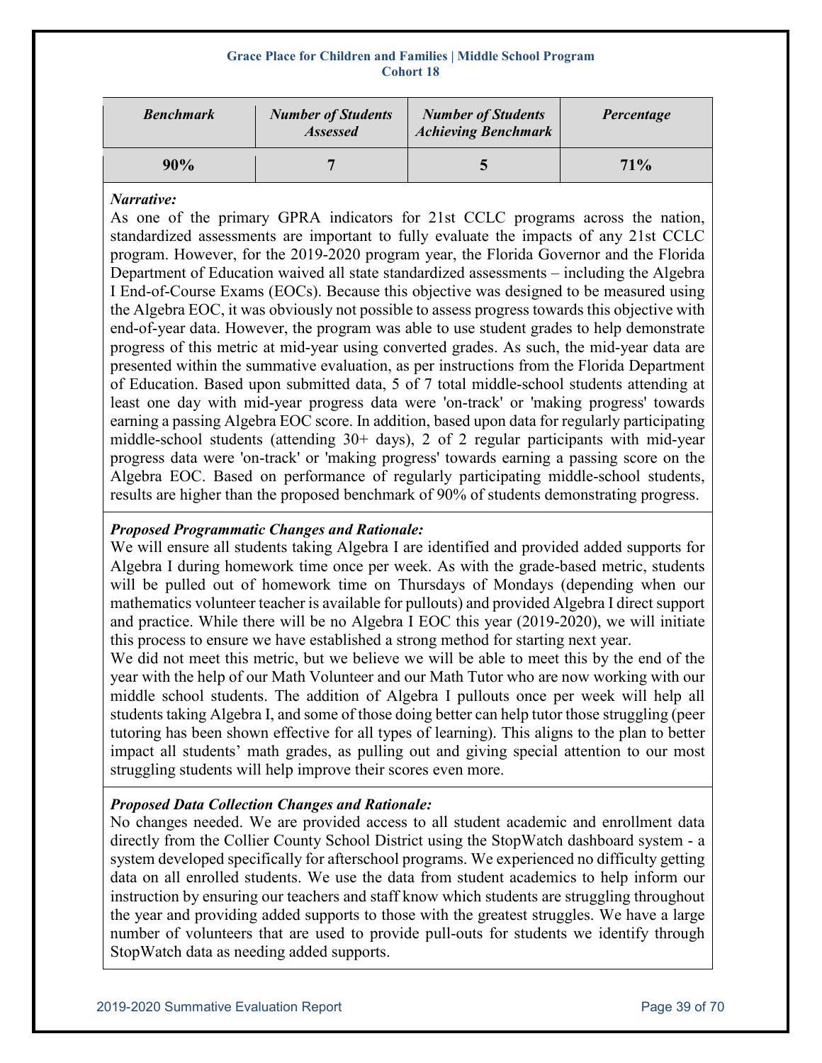| *Benchmark* | *Number of Students Assessed* | *Number of Students Achieving Benchmark* | *Percentage* |
|---|---|---|---|
| **90%** | **7** | **5** | **71%** |

***Narrative:***

As one of the primary GPRA indicators for 21st CCLC programs across the nation, standardized assessments are important to fully evaluate the impacts of any 21st CCLC program. However, for the 2019-2020 program year, the Florida Governor and the Florida Department of Education waived all state standardized assessments – including the Algebra I End-of-Course Exams (EOCs). Because this objective was designed to be measured using the Algebra EOC, it was obviously not possible to assess progress towards this objective with end-of-year data. However, the program was able to use student grades to help demonstrate progress of this metric at mid-year using converted grades. As such, the mid-year data are presented within the summative evaluation, as per instructions from the Florida Department of Education. Based upon submitted data, 5 of 7 total middle-school students attending at least one day with mid-year progress data were 'on-track' or 'making progress' towards earning a passing Algebra EOC score. In addition, based upon data for regularly participating middle-school students (attending 30+ days), 2 of 2 regular participants with mid-year progress data were 'on-track' or 'making progress' towards earning a passing score on the Algebra EOC. Based on performance of regularly participating middle-school students, results are higher than the proposed benchmark of 90% of students demonstrating progress.

***Proposed Programmatic Changes and Rationale:***

We will ensure all students taking Algebra I are identified and provided added supports for Algebra I during homework time once per week. As with the grade-based metric, students will be pulled out of homework time on Thursdays of Mondays (depending when our mathematics volunteer teacher is available for pullouts) and provided Algebra I direct support and practice. While there will be no Algebra I EOC this year (2019-2020), we will initiate this process to ensure we have established a strong method for starting next year.

We did not meet this metric, but we believe we will be able to meet this by the end of the year with the help of our Math Volunteer and our Math Tutor who are now working with our middle school students. The addition of Algebra I pullouts once per week will help all students taking Algebra I, and some of those doing better can help tutor those struggling (peer tutoring has been shown effective for all types of learning). This aligns to the plan to better impact all students' math grades, as pulling out and giving special attention to our most struggling students will help improve their scores even more.

***Proposed Data Collection Changes and Rationale:***

No changes needed. We are provided access to all student academic and enrollment data directly from the Collier County School District using the StopWatch dashboard system - a system developed specifically for afterschool programs. We experienced no difficulty getting data on all enrolled students. We use the data from student academics to help inform our instruction by ensuring our teachers and staff know which students are struggling throughout the year and providing added supports to those with the greatest struggles. We have a large number of volunteers that are used to provide pull-outs for students we identify through StopWatch data as needing added supports.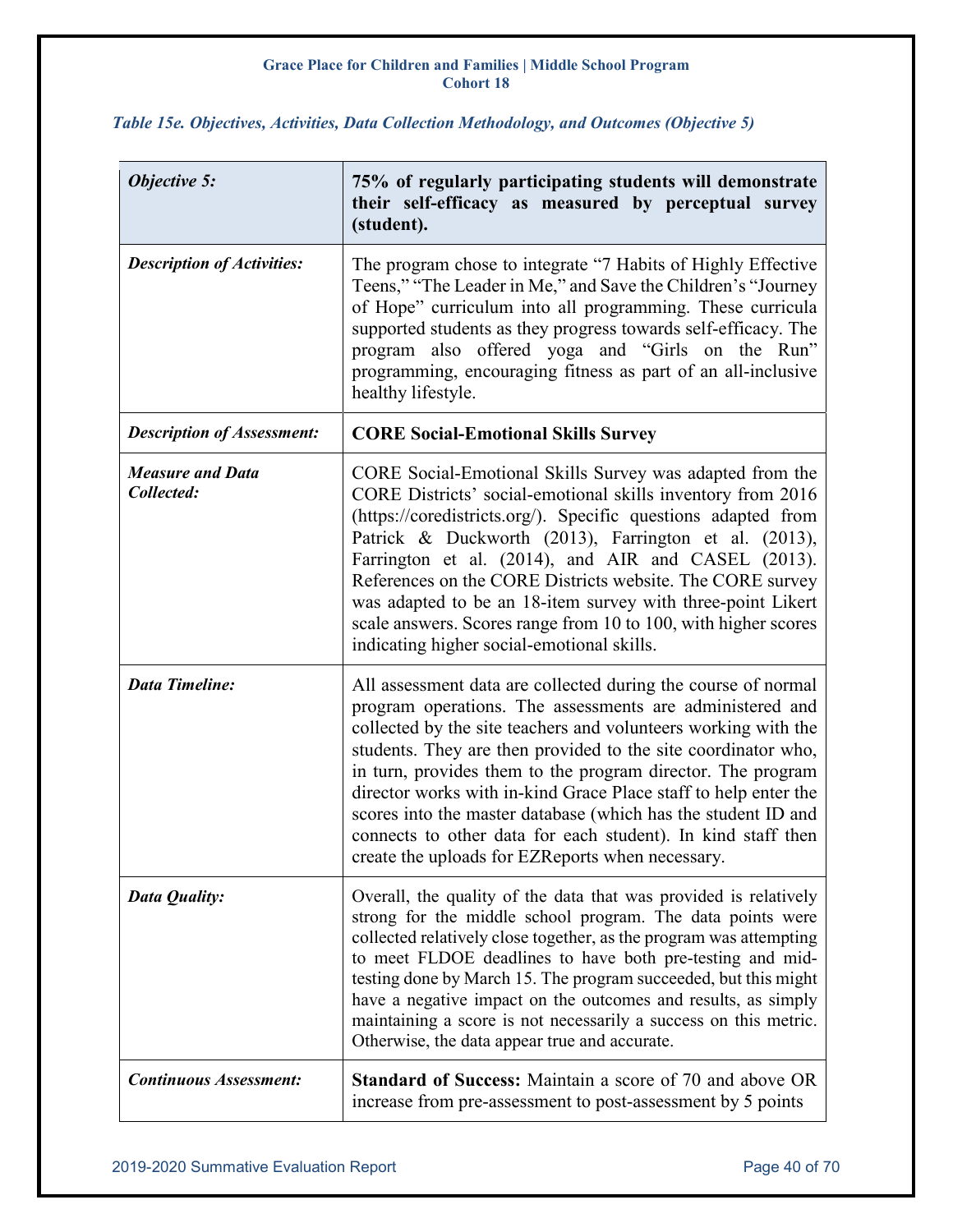*Table 15e. Objectives, Activities, Data Collection Methodology, and Outcomes (Objective 5)*

| *Objective 5:* | **75% of regularly participating students will demonstrate their self-efficacy as measured by perceptual survey (student).** |
|---|---|
| *Description of Activities:* | The program chose to integrate "7 Habits of Highly Effective Teens," "The Leader in Me," and Save the Children's "Journey of Hope" curriculum into all programming. These curricula supported students as they progress towards self-efficacy. The program also offered yoga and "Girls on the Run" programming, encouraging fitness as part of an all-inclusive healthy lifestyle. |
| *Description of Assessment:* | **CORE Social-Emotional Skills Survey** |
| *Measure and Data Collected:* | CORE Social-Emotional Skills Survey was adapted from the CORE Districts' social-emotional skills inventory from 2016 (https://coredistricts.org/). Specific questions adapted from Patrick & Duckworth (2013), Farrington et al. (2013), Farrington et al. (2014), and AIR and CASEL (2013). References on the CORE Districts website. The CORE survey was adapted to be an 18-item survey with three-point Likert scale answers. Scores range from 10 to 100, with higher scores indicating higher social-emotional skills. |
| *Data Timeline:* | All assessment data are collected during the course of normal program operations. The assessments are administered and collected by the site teachers and volunteers working with the students. They are then provided to the site coordinator who, in turn, provides them to the program director. The program director works with in-kind Grace Place staff to help enter the scores into the master database (which has the student ID and connects to other data for each student). In kind staff then create the uploads for EZReports when necessary. |
| *Data Quality:* | Overall, the quality of the data that was provided is relatively strong for the middle school program. The data points were collected relatively close together, as the program was attempting to meet FLDOE deadlines to have both pre-testing and mid-testing done by March 15. The program succeeded, but this might have a negative impact on the outcomes and results, as simply maintaining a score is not necessarily a success on this metric. Otherwise, the data appear true and accurate. |
| *Continuous Assessment:* | **Standard of Success:** Maintain a score of 70 and above OR increase from pre-assessment to post-assessment by 5 points |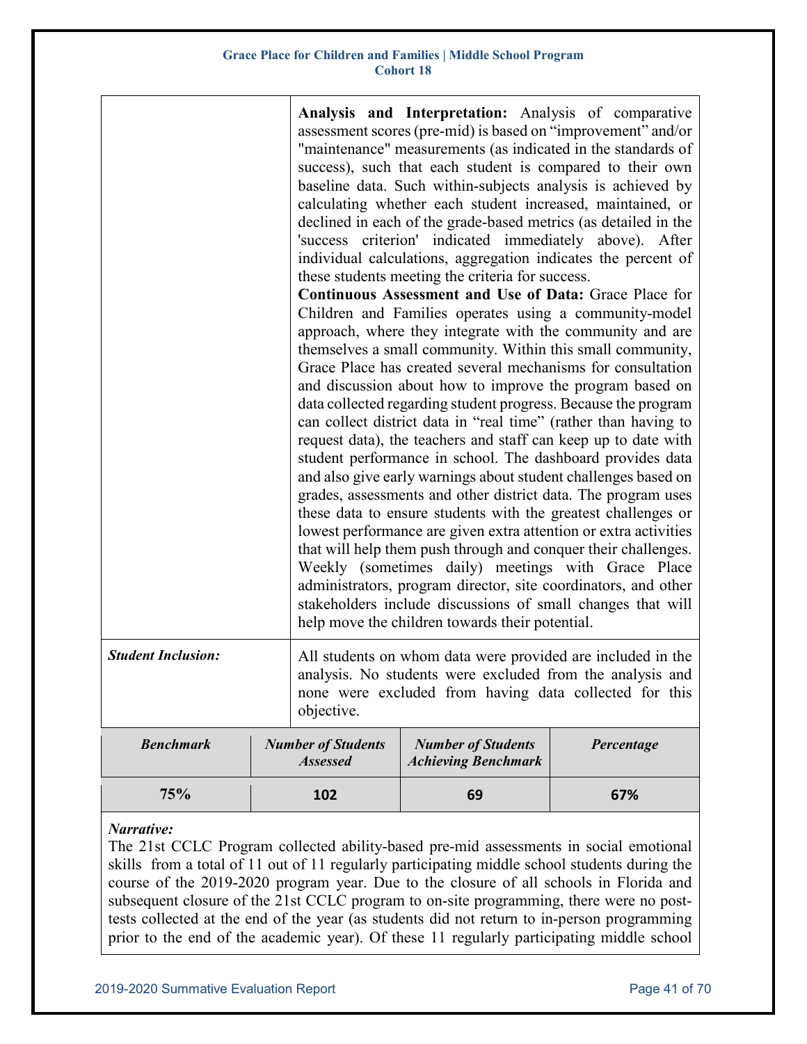| | |
|---|---|
| | **Analysis and Interpretation:** Analysis of comparative assessment scores (pre-mid) is based on "improvement" and/or "maintenance" measurements (as indicated in the standards of success), such that each student is compared to their own baseline data. Such within-subjects analysis is achieved by calculating whether each student increased, maintained, or declined in each of the grade-based metrics (as detailed in the 'success criterion' indicated immediately above). After individual calculations, aggregation indicates the percent of these students meeting the criteria for success. **Continuous Assessment and Use of Data:** Grace Place for Children and Families operates using a community-model approach, where they integrate with the community and are themselves a small community. Within this small community, Grace Place has created several mechanisms for consultation and discussion about how to improve the program based on data collected regarding student progress. Because the program can collect district data in "real time" (rather than having to request data), the teachers and staff can keep up to date with student performance in school. The dashboard provides data and also give early warnings about student challenges based on grades, assessments and other district data. The program uses these data to ensure students with the greatest challenges or lowest performance are given extra attention or extra activities that will help them push through and conquer their challenges. Weekly (sometimes daily) meetings with Grace Place administrators, program director, site coordinators, and other stakeholders include discussions of small changes that will help move the children towards their potential. |
| ***Student Inclusion:*** | All students on whom data were provided are included in the analysis. No students were excluded from the analysis and none were excluded from having data collected for this objective. |

| *Benchmark* | *Number of Students Assessed* | *Number of Students Achieving Benchmark* | *Percentage* |
|---|---|---|---|
| **75%** | **102** | **69** | **67%** |

*Narrative:*
The 21st CCLC Program collected ability-based pre-mid assessments in social emotional skills from a total of 11 out of 11 regularly participating middle school students during the course of the 2019-2020 program year. Due to the closure of all schools in Florida and subsequent closure of the 21st CCLC program to on-site programming, there were no post-tests collected at the end of the year (as students did not return to in-person programming prior to the end of the academic year). Of these 11 regularly participating middle school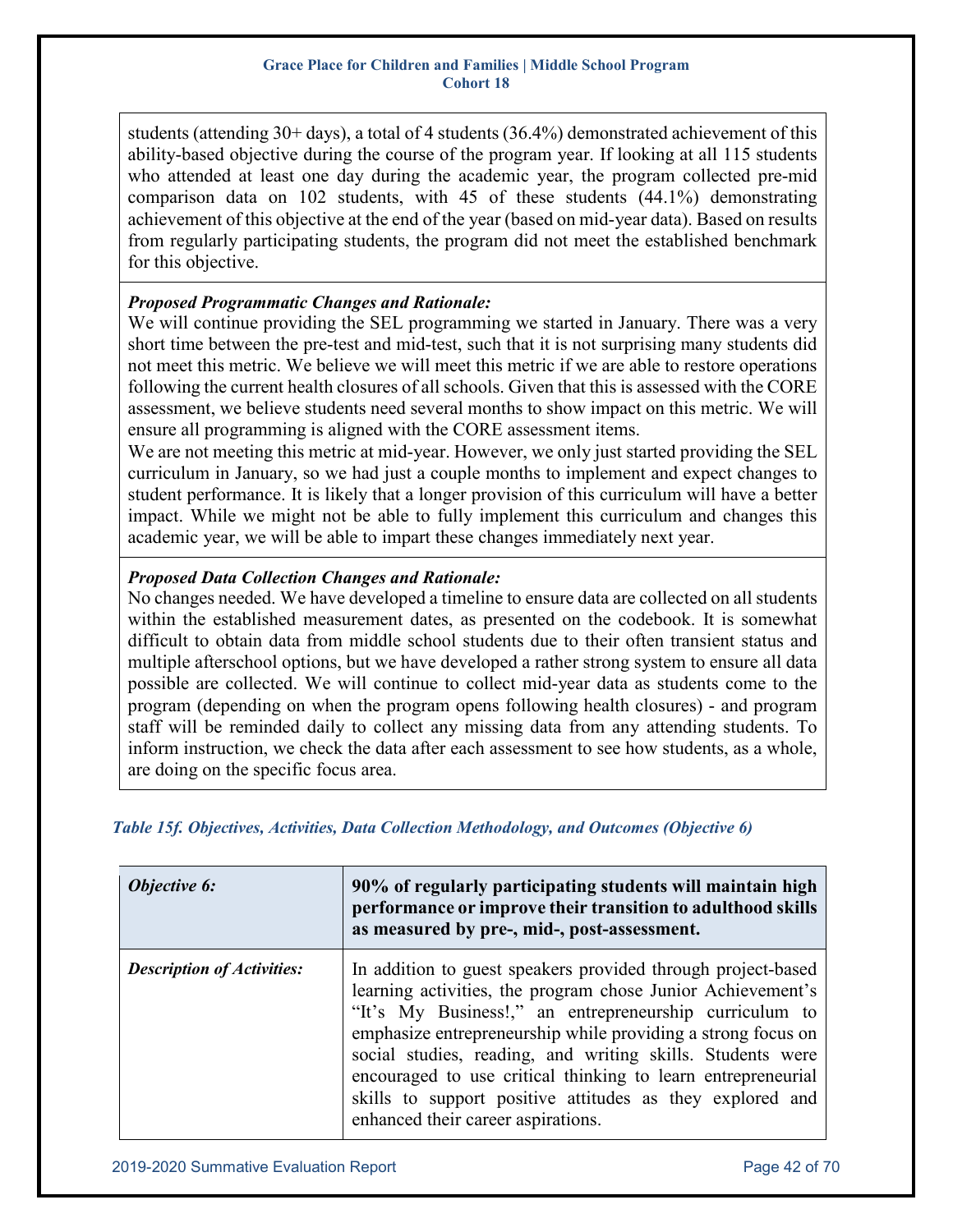students (attending 30+ days), a total of 4 students (36.4%) demonstrated achievement of this ability-based objective during the course of the program year. If looking at all 115 students who attended at least one day during the academic year, the program collected pre-mid comparison data on 102 students, with 45 of these students (44.1%) demonstrating achievement of this objective at the end of the year (based on mid-year data). Based on results from regularly participating students, the program did not meet the established benchmark for this objective.

***Proposed Programmatic Changes and Rationale:***
We will continue providing the SEL programming we started in January. There was a very short time between the pre-test and mid-test, such that it is not surprising many students did not meet this metric. We believe we will meet this metric if we are able to restore operations following the current health closures of all schools. Given that this is assessed with the CORE assessment, we believe students need several months to show impact on this metric. We will ensure all programming is aligned with the CORE assessment items.
We are not meeting this metric at mid-year. However, we only just started providing the SEL curriculum in January, so we had just a couple months to implement and expect changes to student performance. It is likely that a longer provision of this curriculum will have a better impact. While we might not be able to fully implement this curriculum and changes this academic year, we will be able to impart these changes immediately next year.

***Proposed Data Collection Changes and Rationale:***
No changes needed. We have developed a timeline to ensure data are collected on all students within the established measurement dates, as presented on the codebook. It is somewhat difficult to obtain data from middle school students due to their often transient status and multiple afterschool options, but we have developed a rather strong system to ensure all data possible are collected. We will continue to collect mid-year data as students come to the program (depending on when the program opens following health closures) - and program staff will be reminded daily to collect any missing data from any attending students. To inform instruction, we check the data after each assessment to see how students, as a whole, are doing on the specific focus area.

***Table 15f. Objectives, Activities, Data Collection Methodology, and Outcomes (Objective 6)***

| ***Objective 6:*** | **90% of regularly participating students will maintain high performance or improve their transition to adulthood skills as measured by pre-, mid-, post-assessment.** |
|---|---|
| ***Description of Activities:*** | In addition to guest speakers provided through project-based learning activities, the program chose Junior Achievement's "It's My Business!," an entrepreneurship curriculum to emphasize entrepreneurship while providing a strong focus on social studies, reading, and writing skills. Students were encouraged to use critical thinking to learn entrepreneurial skills to support positive attitudes as they explored and enhanced their career aspirations. |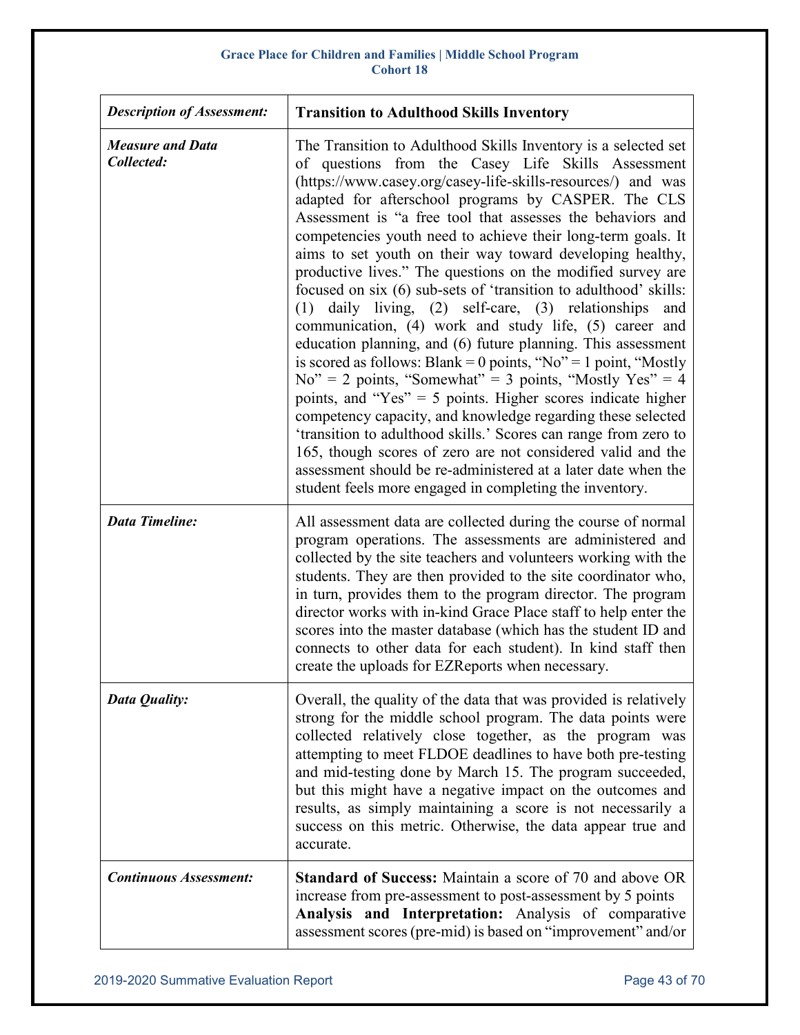| *Description of Assessment:* | **Transition to Adulthood Skills Inventory** |
|---|---|
| ***Measure and Data Collected:*** | The Transition to Adulthood Skills Inventory is a selected set of questions from the Casey Life Skills Assessment (https://www.casey.org/casey-life-skills-resources/) and was adapted for afterschool programs by CASPER. The CLS Assessment is "a free tool that assesses the behaviors and competencies youth need to achieve their long-term goals. It aims to set youth on their way toward developing healthy, productive lives." The questions on the modified survey are focused on six (6) sub-sets of 'transition to adulthood' skills: (1) daily living, (2) self-care, (3) relationships and communication, (4) work and study life, (5) career and education planning, and (6) future planning. This assessment is scored as follows: Blank = 0 points, "No" = 1 point, "Mostly No" = 2 points, "Somewhat" = 3 points, "Mostly Yes" = 4 points, and "Yes" = 5 points. Higher scores indicate higher competency capacity, and knowledge regarding these selected 'transition to adulthood skills.' Scores can range from zero to 165, though scores of zero are not considered valid and the assessment should be re-administered at a later date when the student feels more engaged in completing the inventory. |
| ***Data Timeline:*** | All assessment data are collected during the course of normal program operations. The assessments are administered and collected by the site teachers and volunteers working with the students. They are then provided to the site coordinator who, in turn, provides them to the program director. The program director works with in-kind Grace Place staff to help enter the scores into the master database (which has the student ID and connects to other data for each student). In kind staff then create the uploads for EZReports when necessary. |
| ***Data Quality:*** | Overall, the quality of the data that was provided is relatively strong for the middle school program. The data points were collected relatively close together, as the program was attempting to meet FLDOE deadlines to have both pre-testing and mid-testing done by March 15. The program succeeded, but this might have a negative impact on the outcomes and results, as simply maintaining a score is not necessarily a success on this metric. Otherwise, the data appear true and accurate. |
| ***Continuous Assessment:*** | **Standard of Success:** Maintain a score of 70 and above OR increase from pre-assessment to post-assessment by 5 points **Analysis and Interpretation:** Analysis of comparative assessment scores (pre-mid) is based on "improvement" and/or |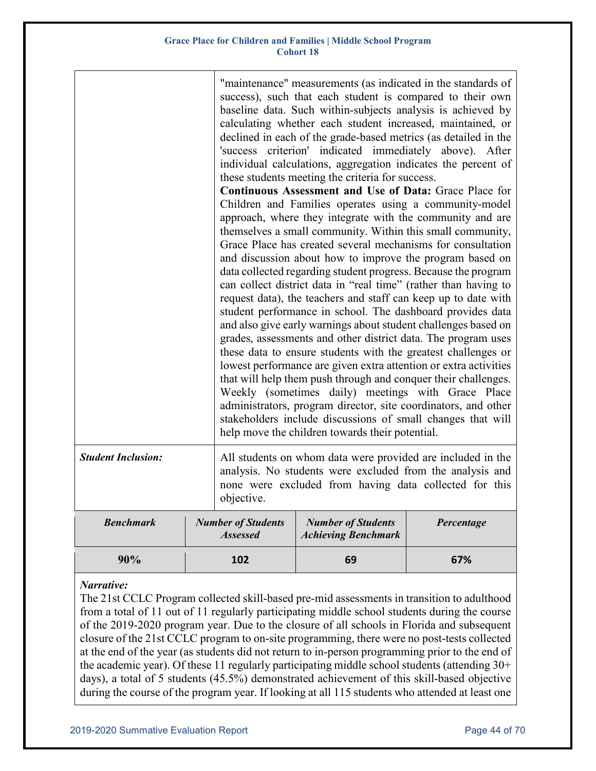| | |
|---|---|
| | "maintenance" measurements (as indicated in the standards of success), such that each student is compared to their own baseline data. Such within-subjects analysis is achieved by calculating whether each student increased, maintained, or declined in each of the grade-based metrics (as detailed in the 'success criterion' indicated immediately above). After individual calculations, aggregation indicates the percent of these students meeting the criteria for success. **Continuous Assessment and Use of Data:** Grace Place for Children and Families operates using a community-model approach, where they integrate with the community and are themselves a small community. Within this small community, Grace Place has created several mechanisms for consultation and discussion about how to improve the program based on data collected regarding student progress. Because the program can collect district data in "real time" (rather than having to request data), the teachers and staff can keep up to date with student performance in school. The dashboard provides data and also give early warnings about student challenges based on grades, assessments and other district data. The program uses these data to ensure students with the greatest challenges or lowest performance are given extra attention or extra activities that will help them push through and conquer their challenges. Weekly (sometimes daily) meetings with Grace Place administrators, program director, site coordinators, and other stakeholders include discussions of small changes that will help move the children towards their potential. |
| ***Student Inclusion:*** | All students on whom data were provided are included in the analysis. No students were excluded from the analysis and none were excluded from having data collected for this objective. |

| *Benchmark* | *Number of Students Assessed* | *Number of Students Achieving Benchmark* | *Percentage* |
|---|---|---|---|
| **90%** | **102** | **69** | **67%** |

***Narrative:***

The 21st CCLC Program collected skill-based pre-mid assessments in transition to adulthood from a total of 11 out of 11 regularly participating middle school students during the course of the 2019-2020 program year. Due to the closure of all schools in Florida and subsequent closure of the 21st CCLC program to on-site programming, there were no post-tests collected at the end of the year (as students did not return to in-person programming prior to the end of the academic year). Of these 11 regularly participating middle school students (attending 30+ days), a total of 5 students (45.5%) demonstrated achievement of this skill-based objective during the course of the program year. If looking at all 115 students who attended at least one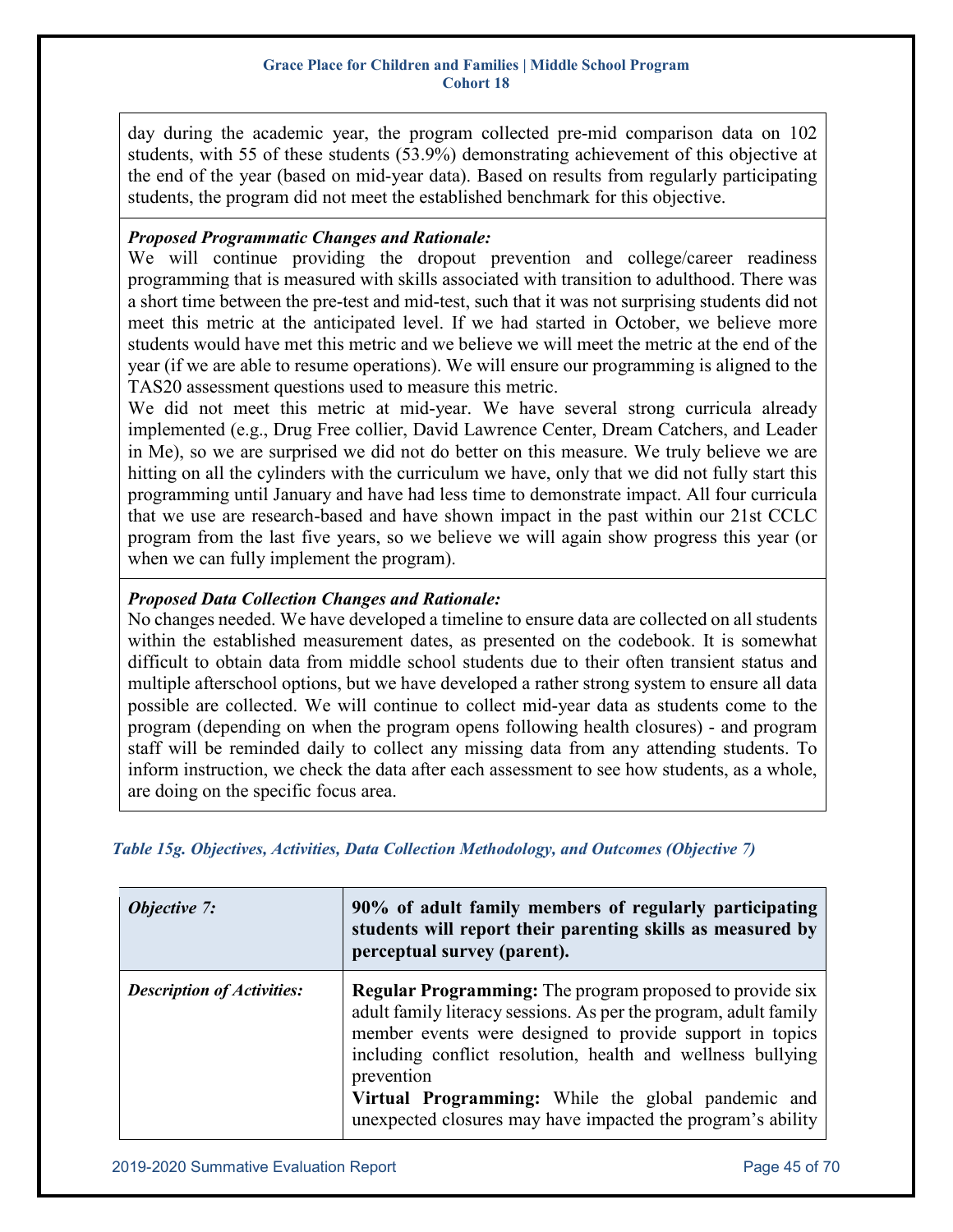day during the academic year, the program collected pre-mid comparison data on 102 students, with 55 of these students (53.9%) demonstrating achievement of this objective at the end of the year (based on mid-year data). Based on results from regularly participating students, the program did not meet the established benchmark for this objective.

***Proposed Programmatic Changes and Rationale:***

We will continue providing the dropout prevention and college/career readiness programming that is measured with skills associated with transition to adulthood. There was a short time between the pre-test and mid-test, such that it was not surprising students did not meet this metric at the anticipated level. If we had started in October, we believe more students would have met this metric and we believe we will meet the metric at the end of the year (if we are able to resume operations). We will ensure our programming is aligned to the TAS20 assessment questions used to measure this metric.

We did not meet this metric at mid-year. We have several strong curricula already implemented (e.g., Drug Free collier, David Lawrence Center, Dream Catchers, and Leader in Me), so we are surprised we did not do better on this measure. We truly believe we are hitting on all the cylinders with the curriculum we have, only that we did not fully start this programming until January and have had less time to demonstrate impact. All four curricula that we use are research-based and have shown impact in the past within our 21st CCLC program from the last five years, so we believe we will again show progress this year (or when we can fully implement the program).

***Proposed Data Collection Changes and Rationale:***

No changes needed. We have developed a timeline to ensure data are collected on all students within the established measurement dates, as presented on the codebook. It is somewhat difficult to obtain data from middle school students due to their often transient status and multiple afterschool options, but we have developed a rather strong system to ensure all data possible are collected. We will continue to collect mid-year data as students come to the program (depending on when the program opens following health closures) - and program staff will be reminded daily to collect any missing data from any attending students. To inform instruction, we check the data after each assessment to see how students, as a whole, are doing on the specific focus area.

*Table 15g. Objectives, Activities, Data Collection Methodology, and Outcomes (Objective 7)*

| *Objective 7:* | **90% of adult family members of regularly participating students will report their parenting skills as measured by perceptual survey (parent).** |
|---|---|
| ***Description of Activities:*** | **Regular Programming:** The program proposed to provide six adult family literacy sessions. As per the program, adult family member events were designed to provide support in topics including conflict resolution, health and wellness bullying prevention<br>**Virtual Programming:** While the global pandemic and unexpected closures may have impacted the program's ability |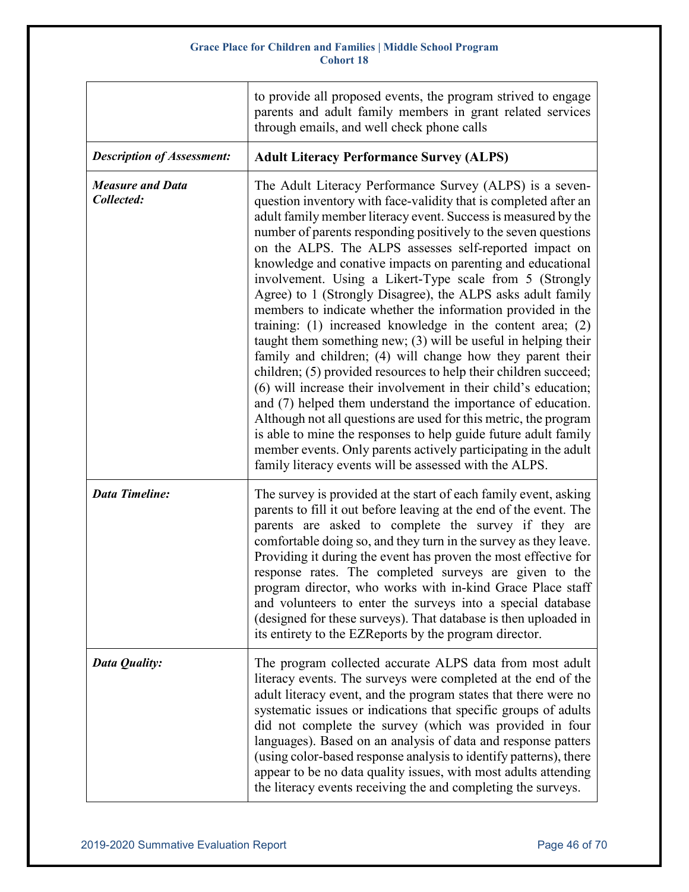| | |
|---|---|
| | to provide all proposed events, the program strived to engage parents and adult family members in grant related services through emails, and well check phone calls |
| ***Description of Assessment:*** | **Adult Literacy Performance Survey (ALPS)** |
| ***Measure and Data Collected:*** | The Adult Literacy Performance Survey (ALPS) is a seven-question inventory with face-validity that is completed after an adult family member literacy event. Success is measured by the number of parents responding positively to the seven questions on the ALPS. The ALPS assesses self-reported impact on knowledge and conative impacts on parenting and educational involvement. Using a Likert-Type scale from 5 (Strongly Agree) to 1 (Strongly Disagree), the ALPS asks adult family members to indicate whether the information provided in the training: (1) increased knowledge in the content area; (2) taught them something new; (3) will be useful in helping their family and children; (4) will change how they parent their children; (5) provided resources to help their children succeed; (6) will increase their involvement in their child's education; and (7) helped them understand the importance of education. Although not all questions are used for this metric, the program is able to mine the responses to help guide future adult family member events. Only parents actively participating in the adult family literacy events will be assessed with the ALPS. |
| ***Data Timeline:*** | The survey is provided at the start of each family event, asking parents to fill it out before leaving at the end of the event. The parents are asked to complete the survey if they are comfortable doing so, and they turn in the survey as they leave. Providing it during the event has proven the most effective for response rates. The completed surveys are given to the program director, who works with in-kind Grace Place staff and volunteers to enter the surveys into a special database (designed for these surveys). That database is then uploaded in its entirety to the EZReports by the program director. |
| ***Data Quality:*** | The program collected accurate ALPS data from most adult literacy events. The surveys were completed at the end of the adult literacy event, and the program states that there were no systematic issues or indications that specific groups of adults did not complete the survey (which was provided in four languages). Based on an analysis of data and response patters (using color-based response analysis to identify patterns), there appear to be no data quality issues, with most adults attending the literacy events receiving the and completing the surveys. |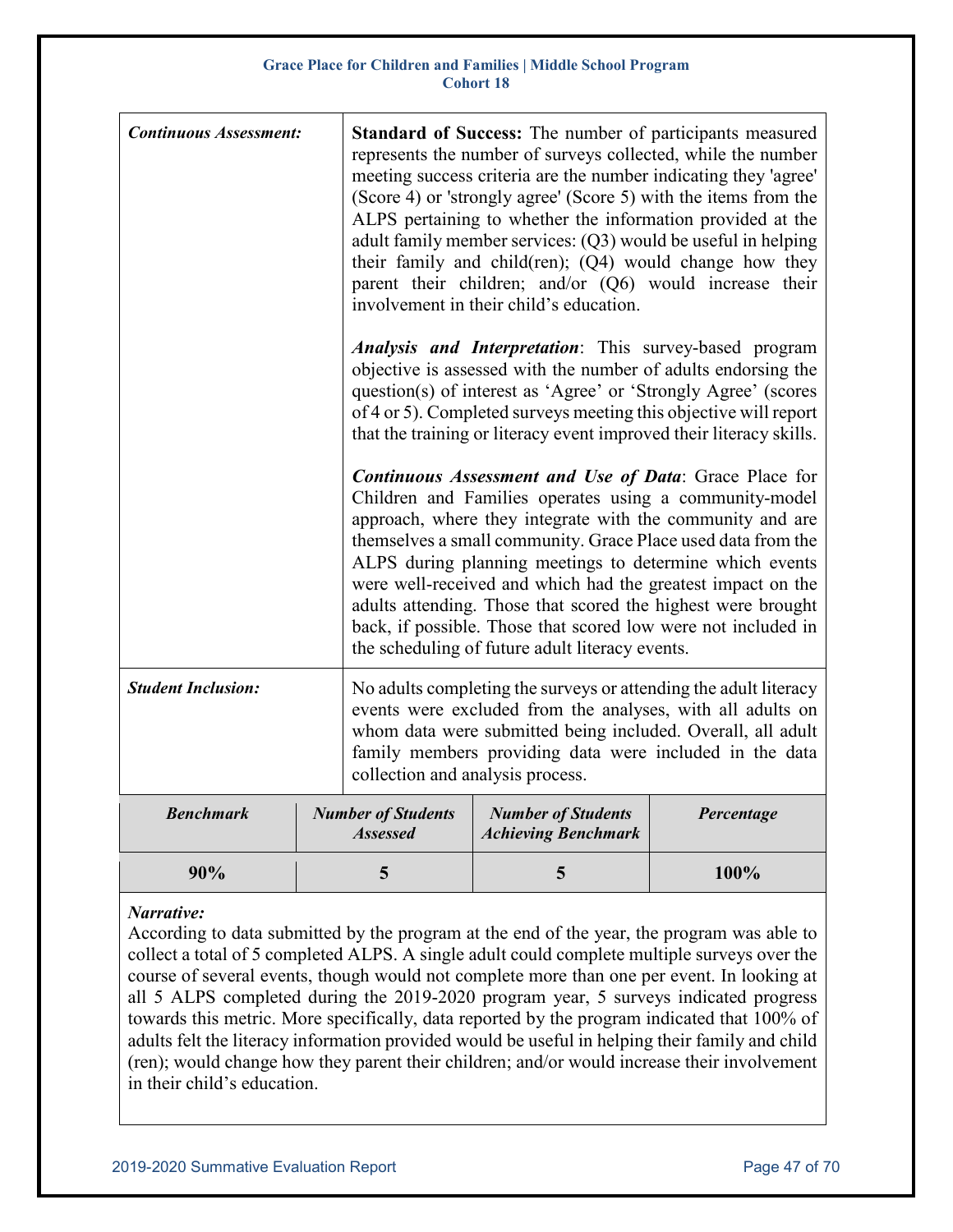| | |
|---|---|
| ***Continuous Assessment:*** | **Standard of Success:** The number of participants measured represents the number of surveys collected, while the number meeting success criteria are the number indicating they 'agree' (Score 4) or 'strongly agree' (Score 5) with the items from the ALPS pertaining to whether the information provided at the adult family member services: (Q3) would be useful in helping their family and child(ren); (Q4) would change how they parent their children; and/or (Q6) would increase their involvement in their child's education.<br><br>***Analysis and Interpretation***: This survey-based program objective is assessed with the number of adults endorsing the question(s) of interest as 'Agree' or 'Strongly Agree' (scores of 4 or 5). Completed surveys meeting this objective will report that the training or literacy event improved their literacy skills.<br><br>***Continuous Assessment and Use of Data***: Grace Place for Children and Families operates using a community-model approach, where they integrate with the community and are themselves a small community. Grace Place used data from the ALPS during planning meetings to determine which events were well-received and which had the greatest impact on the adults attending. Those that scored the highest were brought back, if possible. Those that scored low were not included in the scheduling of future adult literacy events. |
| ***Student Inclusion:*** | No adults completing the surveys or attending the adult literacy events were excluded from the analyses, with all adults on whom data were submitted being included. Overall, all adult family members providing data were included in the data collection and analysis process. |

| *Benchmark* | *Number of Students Assessed* | *Number of Students Achieving Benchmark* | *Percentage* |
|---|---|---|---|
| **90%** | **5** | **5** | **100%** |

***Narrative:***
According to data submitted by the program at the end of the year, the program was able to collect a total of 5 completed ALPS. A single adult could complete multiple surveys over the course of several events, though would not complete more than one per event. In looking at all 5 ALPS completed during the 2019-2020 program year, 5 surveys indicated progress towards this metric. More specifically, data reported by the program indicated that 100% of adults felt the literacy information provided would be useful in helping their family and child (ren); would change how they parent their children; and/or would increase their involvement in their child's education.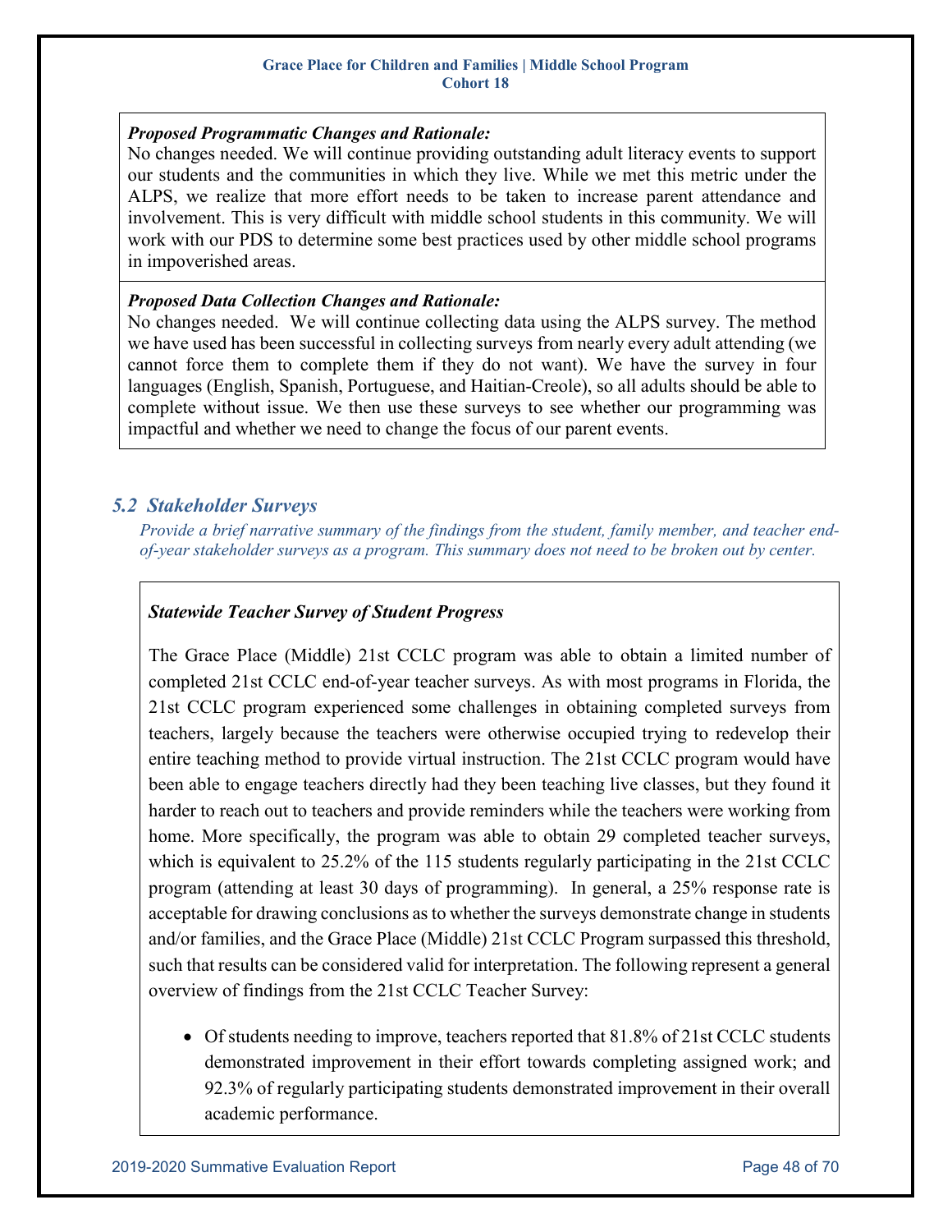***Proposed Programmatic Changes and Rationale:***
No changes needed. We will continue providing outstanding adult literacy events to support our students and the communities in which they live. While we met this metric under the ALPS, we realize that more effort needs to be taken to increase parent attendance and involvement. This is very difficult with middle school students in this community. We will work with our PDS to determine some best practices used by other middle school programs in impoverished areas.

***Proposed Data Collection Changes and Rationale:***
No changes needed. We will continue collecting data using the ALPS survey. The method we have used has been successful in collecting surveys from nearly every adult attending (we cannot force them to complete them if they do not want). We have the survey in four languages (English, Spanish, Portuguese, and Haitian-Creole), so all adults should be able to complete without issue. We then use these surveys to see whether our programming was impactful and whether we need to change the focus of our parent events.

## *5.2 Stakeholder Surveys*

*Provide a brief narrative summary of the findings from the student, family member, and teacher end-of-year stakeholder surveys as a program. This summary does not need to be broken out by center.*

***Statewide Teacher Survey of Student Progress***

The Grace Place (Middle) 21st CCLC program was able to obtain a limited number of completed 21st CCLC end-of-year teacher surveys. As with most programs in Florida, the 21st CCLC program experienced some challenges in obtaining completed surveys from teachers, largely because the teachers were otherwise occupied trying to redevelop their entire teaching method to provide virtual instruction. The 21st CCLC program would have been able to engage teachers directly had they been teaching live classes, but they found it harder to reach out to teachers and provide reminders while the teachers were working from home. More specifically, the program was able to obtain 29 completed teacher surveys, which is equivalent to 25.2% of the 115 students regularly participating in the 21st CCLC program (attending at least 30 days of programming). In general, a 25% response rate is acceptable for drawing conclusions as to whether the surveys demonstrate change in students and/or families, and the Grace Place (Middle) 21st CCLC Program surpassed this threshold, such that results can be considered valid for interpretation. The following represent a general overview of findings from the 21st CCLC Teacher Survey:

- Of students needing to improve, teachers reported that 81.8% of 21st CCLC students demonstrated improvement in their effort towards completing assigned work; and 92.3% of regularly participating students demonstrated improvement in their overall academic performance.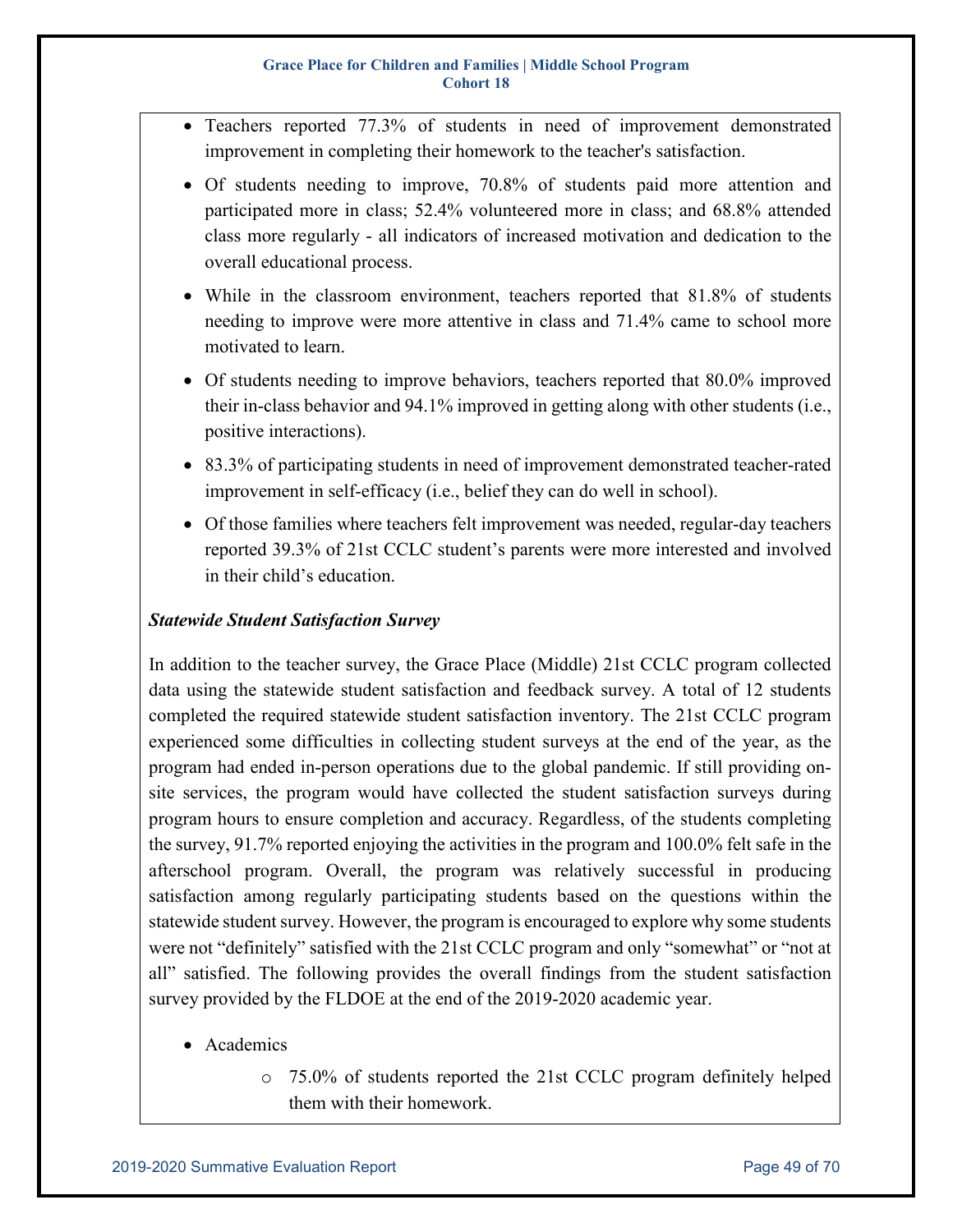- Teachers reported 77.3% of students in need of improvement demonstrated improvement in completing their homework to the teacher's satisfaction.
- Of students needing to improve, 70.8% of students paid more attention and participated more in class; 52.4% volunteered more in class; and 68.8% attended class more regularly - all indicators of increased motivation and dedication to the overall educational process.
- While in the classroom environment, teachers reported that 81.8% of students needing to improve were more attentive in class and 71.4% came to school more motivated to learn.
- Of students needing to improve behaviors, teachers reported that 80.0% improved their in-class behavior and 94.1% improved in getting along with other students (i.e., positive interactions).
- 83.3% of participating students in need of improvement demonstrated teacher-rated improvement in self-efficacy (i.e., belief they can do well in school).
- Of those families where teachers felt improvement was needed, regular-day teachers reported 39.3% of 21st CCLC student's parents were more interested and involved in their child's education.

***Statewide Student Satisfaction Survey***

In addition to the teacher survey, the Grace Place (Middle) 21st CCLC program collected data using the statewide student satisfaction and feedback survey. A total of 12 students completed the required statewide student satisfaction inventory. The 21st CCLC program experienced some difficulties in collecting student surveys at the end of the year, as the program had ended in-person operations due to the global pandemic. If still providing on-site services, the program would have collected the student satisfaction surveys during program hours to ensure completion and accuracy. Regardless, of the students completing the survey, 91.7% reported enjoying the activities in the program and 100.0% felt safe in the afterschool program. Overall, the program was relatively successful in producing satisfaction among regularly participating students based on the questions within the statewide student survey. However, the program is encouraged to explore why some students were not "definitely" satisfied with the 21st CCLC program and only "somewhat" or "not at all" satisfied. The following provides the overall findings from the student satisfaction survey provided by the FLDOE at the end of the 2019-2020 academic year.

- Academics
  - 75.0% of students reported the 21st CCLC program definitely helped them with their homework.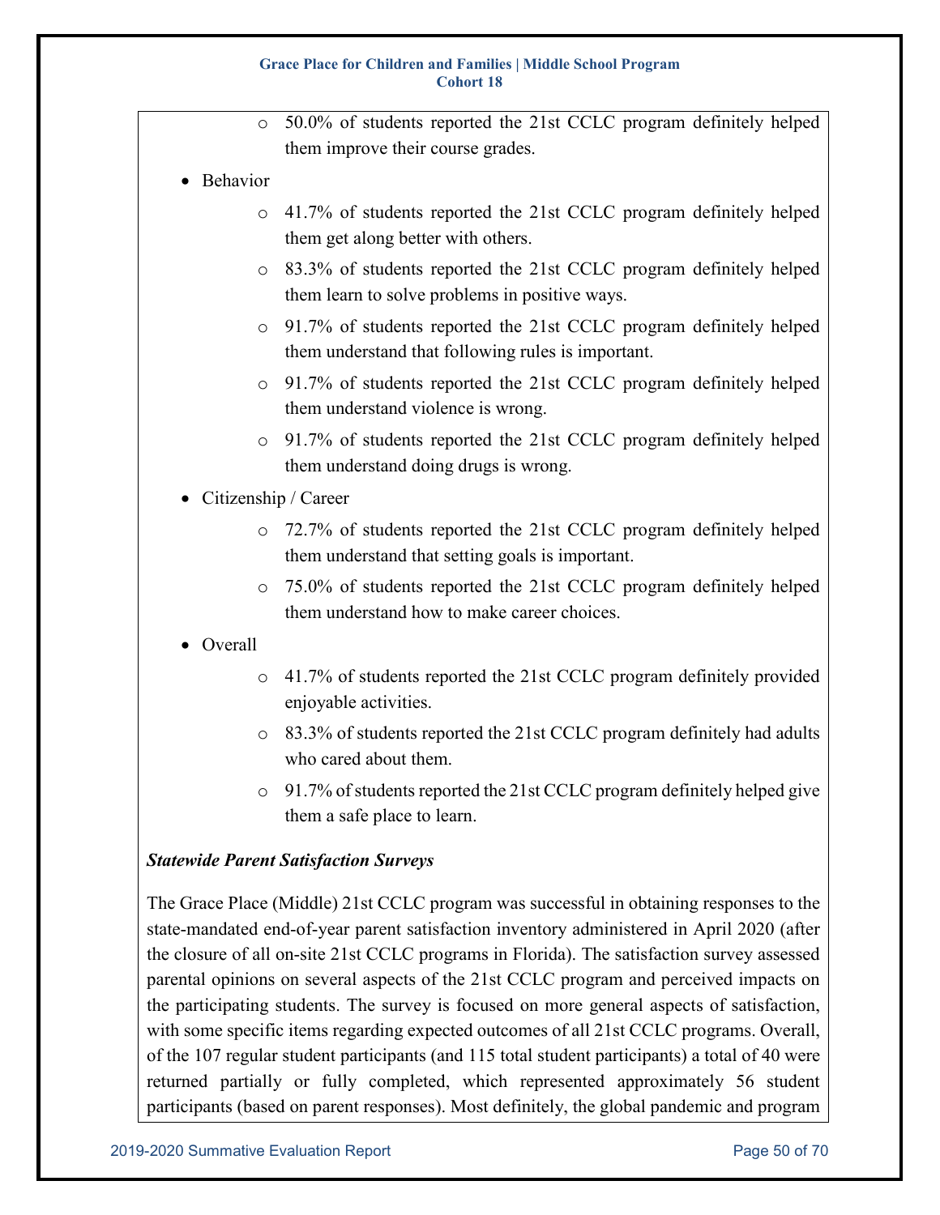- 50.0% of students reported the 21st CCLC program definitely helped them improve their course grades.
- Behavior
  - 41.7% of students reported the 21st CCLC program definitely helped them get along better with others.
  - 83.3% of students reported the 21st CCLC program definitely helped them learn to solve problems in positive ways.
  - 91.7% of students reported the 21st CCLC program definitely helped them understand that following rules is important.
  - 91.7% of students reported the 21st CCLC program definitely helped them understand violence is wrong.
  - 91.7% of students reported the 21st CCLC program definitely helped them understand doing drugs is wrong.
- Citizenship / Career
  - 72.7% of students reported the 21st CCLC program definitely helped them understand that setting goals is important.
  - 75.0% of students reported the 21st CCLC program definitely helped them understand how to make career choices.
- Overall
  - 41.7% of students reported the 21st CCLC program definitely provided enjoyable activities.
  - 83.3% of students reported the 21st CCLC program definitely had adults who cared about them.
  - 91.7% of students reported the 21st CCLC program definitely helped give them a safe place to learn.

***Statewide Parent Satisfaction Surveys***

The Grace Place (Middle) 21st CCLC program was successful in obtaining responses to the state-mandated end-of-year parent satisfaction inventory administered in April 2020 (after the closure of all on-site 21st CCLC programs in Florida). The satisfaction survey assessed parental opinions on several aspects of the 21st CCLC program and perceived impacts on the participating students. The survey is focused on more general aspects of satisfaction, with some specific items regarding expected outcomes of all 21st CCLC programs. Overall, of the 107 regular student participants (and 115 total student participants) a total of 40 were returned partially or fully completed, which represented approximately 56 student participants (based on parent responses). Most definitely, the global pandemic and program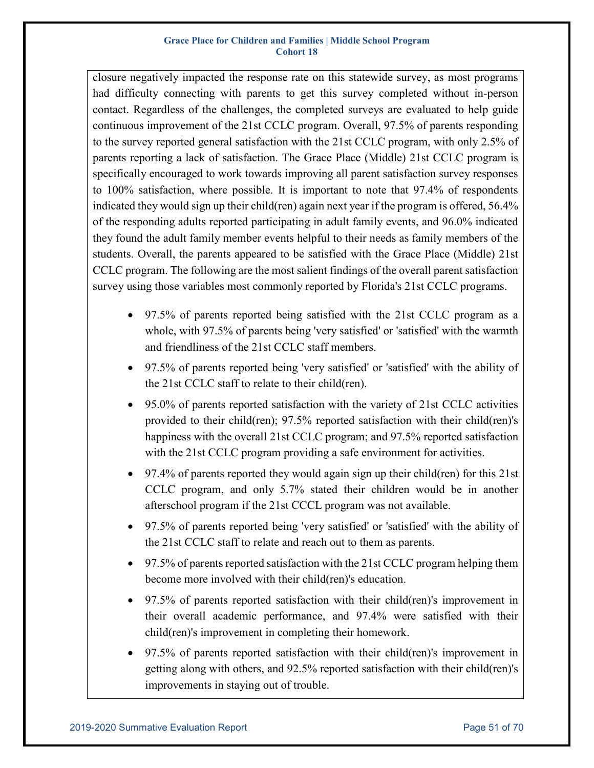closure negatively impacted the response rate on this statewide survey, as most programs had difficulty connecting with parents to get this survey completed without in-person contact. Regardless of the challenges, the completed surveys are evaluated to help guide continuous improvement of the 21st CCLC program. Overall, 97.5% of parents responding to the survey reported general satisfaction with the 21st CCLC program, with only 2.5% of parents reporting a lack of satisfaction. The Grace Place (Middle) 21st CCLC program is specifically encouraged to work towards improving all parent satisfaction survey responses to 100% satisfaction, where possible. It is important to note that 97.4% of respondents indicated they would sign up their child(ren) again next year if the program is offered, 56.4% of the responding adults reported participating in adult family events, and 96.0% indicated they found the adult family member events helpful to their needs as family members of the students. Overall, the parents appeared to be satisfied with the Grace Place (Middle) 21st CCLC program. The following are the most salient findings of the overall parent satisfaction survey using those variables most commonly reported by Florida's 21st CCLC programs.

- 97.5% of parents reported being satisfied with the 21st CCLC program as a whole, with 97.5% of parents being 'very satisfied' or 'satisfied' with the warmth and friendliness of the 21st CCLC staff members.
- 97.5% of parents reported being 'very satisfied' or 'satisfied' with the ability of the 21st CCLC staff to relate to their child(ren).
- 95.0% of parents reported satisfaction with the variety of 21st CCLC activities provided to their child(ren); 97.5% reported satisfaction with their child(ren)'s happiness with the overall 21st CCLC program; and 97.5% reported satisfaction with the 21st CCLC program providing a safe environment for activities.
- 97.4% of parents reported they would again sign up their child(ren) for this 21st CCLC program, and only 5.7% stated their children would be in another afterschool program if the 21st CCCL program was not available.
- 97.5% of parents reported being 'very satisfied' or 'satisfied' with the ability of the 21st CCLC staff to relate and reach out to them as parents.
- 97.5% of parents reported satisfaction with the 21st CCLC program helping them become more involved with their child(ren)'s education.
- 97.5% of parents reported satisfaction with their child(ren)'s improvement in their overall academic performance, and 97.4% were satisfied with their child(ren)'s improvement in completing their homework.
- 97.5% of parents reported satisfaction with their child(ren)'s improvement in getting along with others, and 92.5% reported satisfaction with their child(ren)'s improvements in staying out of trouble.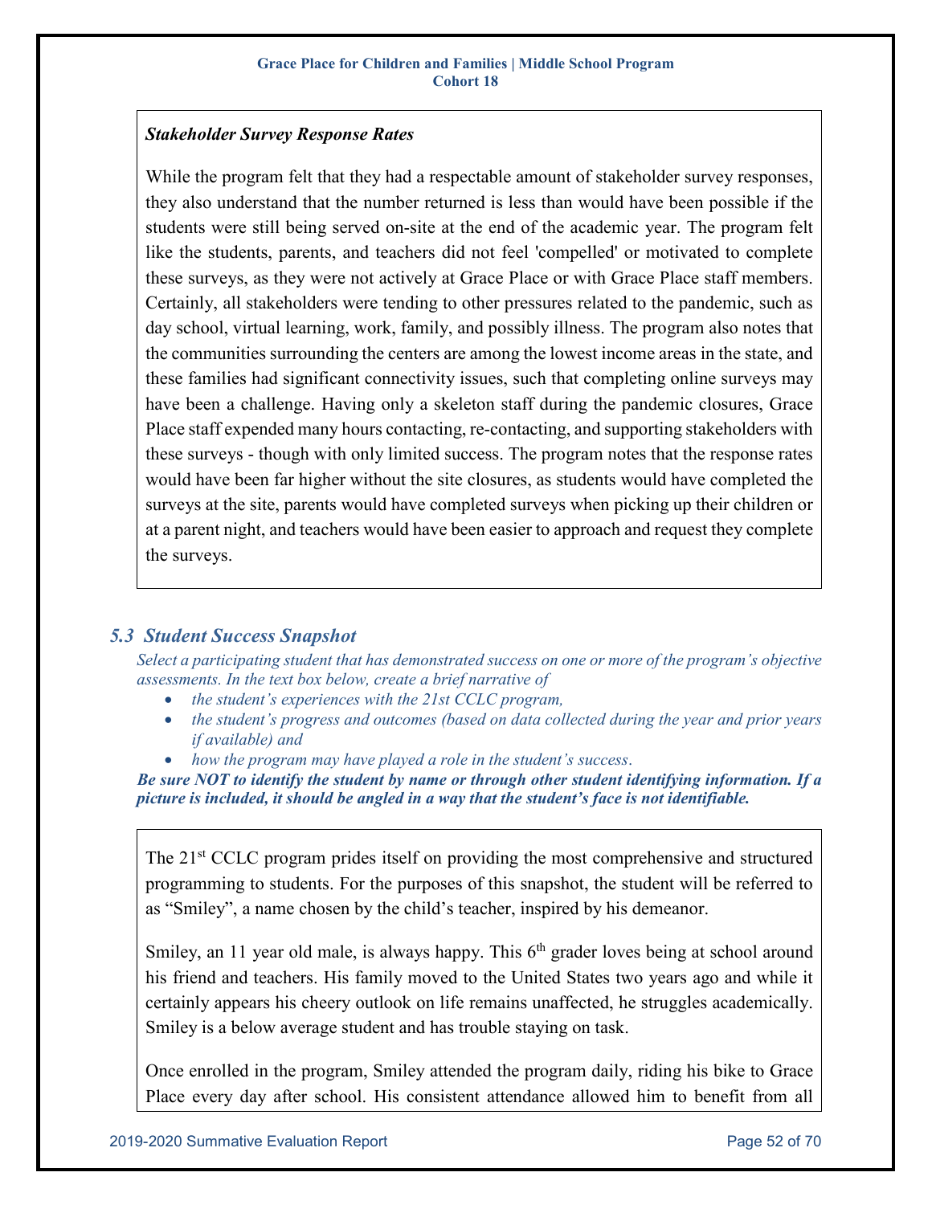### *Stakeholder Survey Response Rates*

While the program felt that they had a respectable amount of stakeholder survey responses, they also understand that the number returned is less than would have been possible if the students were still being served on-site at the end of the academic year. The program felt like the students, parents, and teachers did not feel 'compelled' or motivated to complete these surveys, as they were not actively at Grace Place or with Grace Place staff members. Certainly, all stakeholders were tending to other pressures related to the pandemic, such as day school, virtual learning, work, family, and possibly illness. The program also notes that the communities surrounding the centers are among the lowest income areas in the state, and these families had significant connectivity issues, such that completing online surveys may have been a challenge. Having only a skeleton staff during the pandemic closures, Grace Place staff expended many hours contacting, re-contacting, and supporting stakeholders with these surveys - though with only limited success. The program notes that the response rates would have been far higher without the site closures, as students would have completed the surveys at the site, parents would have completed surveys when picking up their children or at a parent night, and teachers would have been easier to approach and request they complete the surveys.

## *5.3 Student Success Snapshot*

*Select a participating student that has demonstrated success on one or more of the program's objective assessments. In the text box below, create a brief narrative of*

- *the student's experiences with the 21st CCLC program,*
- *the student's progress and outcomes (based on data collected during the year and prior years if available) and*
- *how the program may have played a role in the student's success.*

***Be sure NOT to identify the student by name or through other student identifying information. If a picture is included, it should be angled in a way that the student's face is not identifiable.***

The 21st CCLC program prides itself on providing the most comprehensive and structured programming to students. For the purposes of this snapshot, the student will be referred to as "Smiley", a name chosen by the child's teacher, inspired by his demeanor.

Smiley, an 11 year old male, is always happy. This 6th grader loves being at school around his friend and teachers. His family moved to the United States two years ago and while it certainly appears his cheery outlook on life remains unaffected, he struggles academically. Smiley is a below average student and has trouble staying on task.

Once enrolled in the program, Smiley attended the program daily, riding his bike to Grace Place every day after school. His consistent attendance allowed him to benefit from all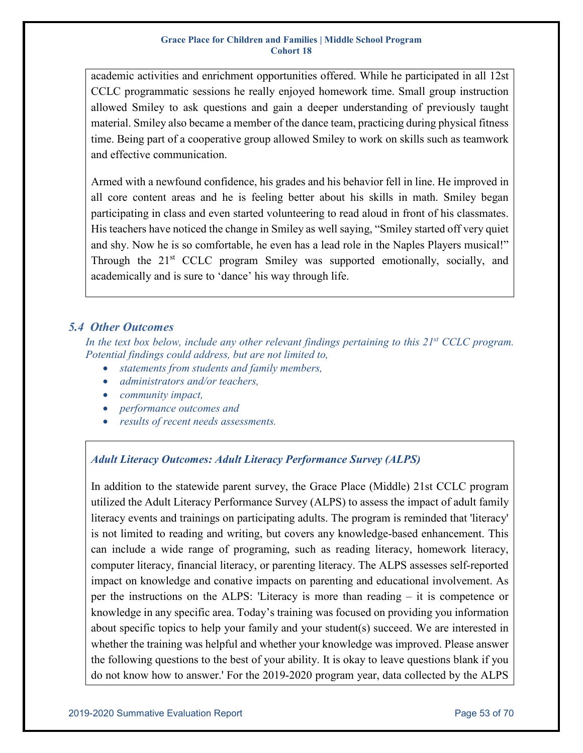academic activities and enrichment opportunities offered. While he participated in all 12st CCLC programmatic sessions he really enjoyed homework time. Small group instruction allowed Smiley to ask questions and gain a deeper understanding of previously taught material. Smiley also became a member of the dance team, practicing during physical fitness time. Being part of a cooperative group allowed Smiley to work on skills such as teamwork and effective communication.

Armed with a newfound confidence, his grades and his behavior fell in line. He improved in all core content areas and he is feeling better about his skills in math. Smiley began participating in class and even started volunteering to read aloud in front of his classmates. His teachers have noticed the change in Smiley as well saying, "Smiley started off very quiet and shy. Now he is so comfortable, he even has a lead role in the Naples Players musical!" Through the 21st CCLC program Smiley was supported emotionally, socially, and academically and is sure to 'dance' his way through life.

## *5.4 Other Outcomes*

*In the text box below, include any other relevant findings pertaining to this 21st CCLC program. Potential findings could address, but are not limited to,*

- *statements from students and family members,*
- *administrators and/or teachers,*
- *community impact,*
- *performance outcomes and*
- *results of recent needs assessments.*

***Adult Literacy Outcomes: Adult Literacy Performance Survey (ALPS)***

In addition to the statewide parent survey, the Grace Place (Middle) 21st CCLC program utilized the Adult Literacy Performance Survey (ALPS) to assess the impact of adult family literacy events and trainings on participating adults. The program is reminded that 'literacy' is not limited to reading and writing, but covers any knowledge-based enhancement. This can include a wide range of programing, such as reading literacy, homework literacy, computer literacy, financial literacy, or parenting literacy. The ALPS assesses self-reported impact on knowledge and conative impacts on parenting and educational involvement. As per the instructions on the ALPS: 'Literacy is more than reading – it is competence or knowledge in any specific area. Today's training was focused on providing you information about specific topics to help your family and your student(s) succeed. We are interested in whether the training was helpful and whether your knowledge was improved. Please answer the following questions to the best of your ability. It is okay to leave questions blank if you do not know how to answer.' For the 2019-2020 program year, data collected by the ALPS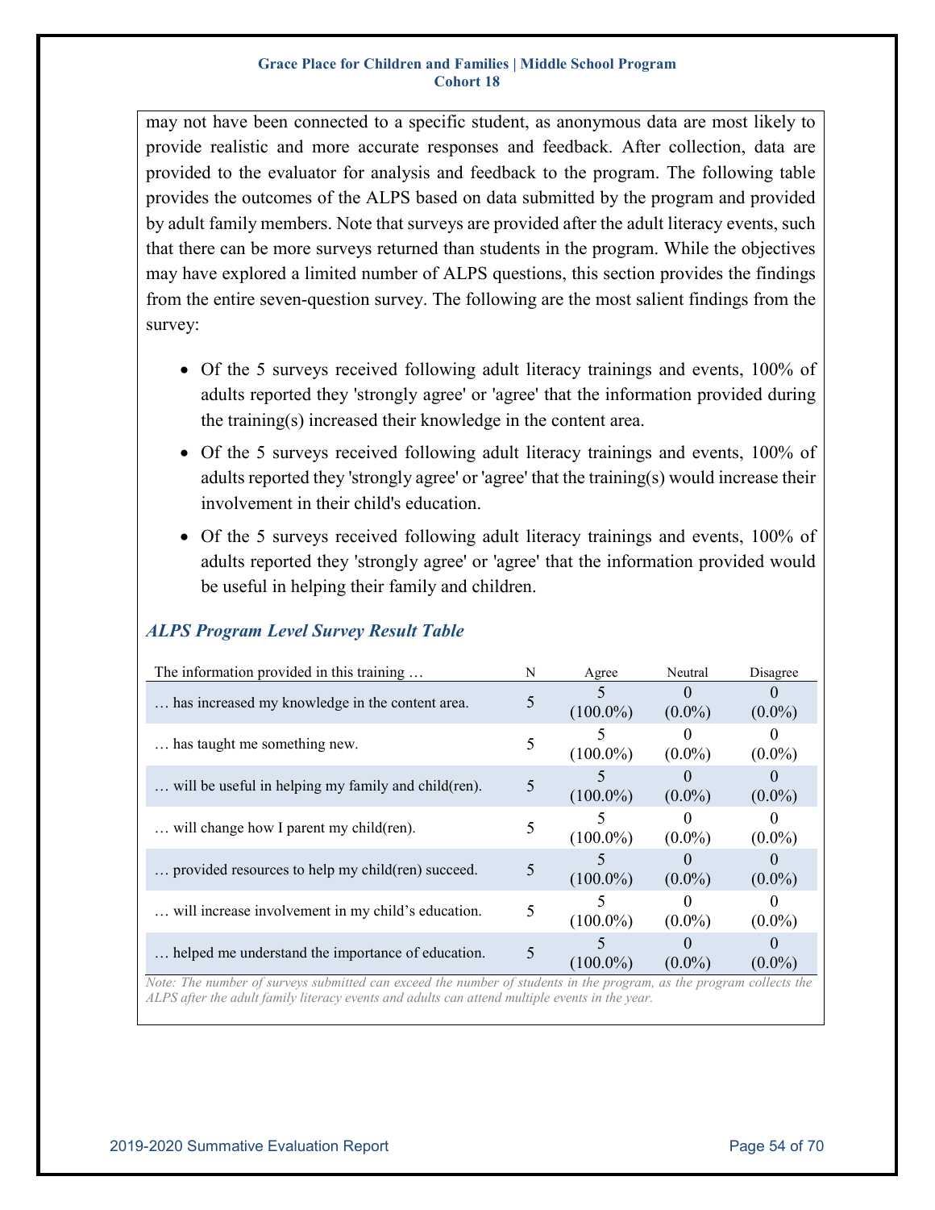may not have been connected to a specific student, as anonymous data are most likely to provide realistic and more accurate responses and feedback. After collection, data are provided to the evaluator for analysis and feedback to the program. The following table provides the outcomes of the ALPS based on data submitted by the program and provided by adult family members. Note that surveys are provided after the adult literacy events, such that there can be more surveys returned than students in the program. While the objectives may have explored a limited number of ALPS questions, this section provides the findings from the entire seven-question survey. The following are the most salient findings from the survey:

- Of the 5 surveys received following adult literacy trainings and events, 100% of adults reported they 'strongly agree' or 'agree' that the information provided during the training(s) increased their knowledge in the content area.
- Of the 5 surveys received following adult literacy trainings and events, 100% of adults reported they 'strongly agree' or 'agree' that the training(s) would increase their involvement in their child's education.
- Of the 5 surveys received following adult literacy trainings and events, 100% of adults reported they 'strongly agree' or 'agree' that the information provided would be useful in helping their family and children.

### *ALPS Program Level Survey Result Table*

| The information provided in this training … | N | Agree | Neutral | Disagree |
|---|---|---|---|---|
| … has increased my knowledge in the content area. | 5 | 5 (100.0%) | 0 (0.0%) | 0 (0.0%) |
| … has taught me something new. | 5 | 5 (100.0%) | 0 (0.0%) | 0 (0.0%) |
| … will be useful in helping my family and child(ren). | 5 | 5 (100.0%) | 0 (0.0%) | 0 (0.0%) |
| … will change how I parent my child(ren). | 5 | 5 (100.0%) | 0 (0.0%) | 0 (0.0%) |
| … provided resources to help my child(ren) succeed. | 5 | 5 (100.0%) | 0 (0.0%) | 0 (0.0%) |
| … will increase involvement in my child's education. | 5 | 5 (100.0%) | 0 (0.0%) | 0 (0.0%) |
| … helped me understand the importance of education. | 5 | 5 (100.0%) | 0 (0.0%) | 0 (0.0%) |

*Note: The number of surveys submitted can exceed the number of students in the program, as the program collects the ALPS after the adult family literacy events and adults can attend multiple events in the year.*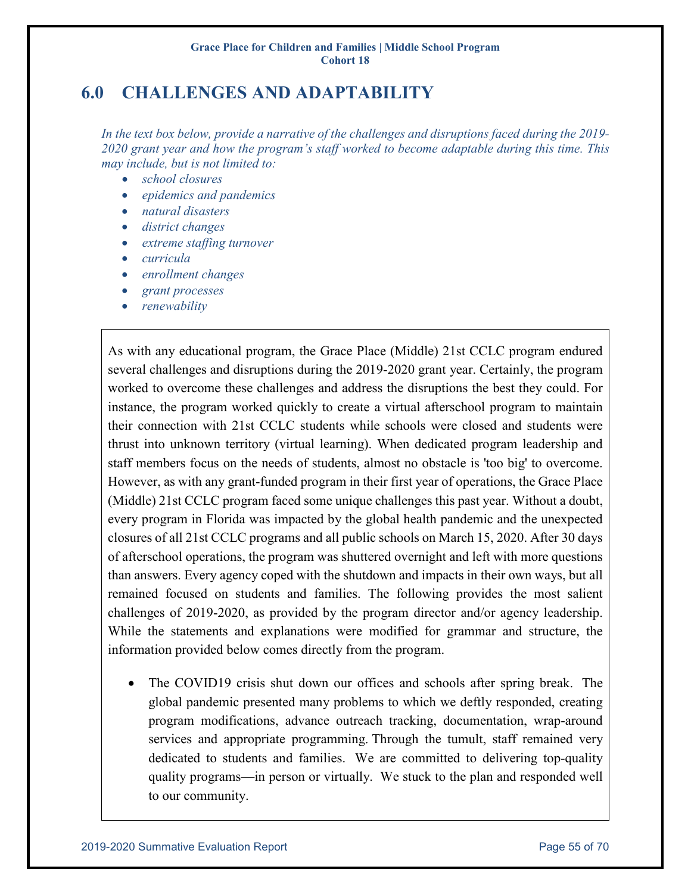# 6.0 CHALLENGES AND ADAPTABILITY

*In the text box below, provide a narrative of the challenges and disruptions faced during the 2019-2020 grant year and how the program's staff worked to become adaptable during this time. This may include, but is not limited to:*

- *school closures*
- *epidemics and pandemics*
- *natural disasters*
- *district changes*
- *extreme staffing turnover*
- *curricula*
- *enrollment changes*
- *grant processes*
- *renewability*

As with any educational program, the Grace Place (Middle) 21st CCLC program endured several challenges and disruptions during the 2019-2020 grant year. Certainly, the program worked to overcome these challenges and address the disruptions the best they could. For instance, the program worked quickly to create a virtual afterschool program to maintain their connection with 21st CCLC students while schools were closed and students were thrust into unknown territory (virtual learning). When dedicated program leadership and staff members focus on the needs of students, almost no obstacle is 'too big' to overcome. However, as with any grant-funded program in their first year of operations, the Grace Place (Middle) 21st CCLC program faced some unique challenges this past year. Without a doubt, every program in Florida was impacted by the global health pandemic and the unexpected closures of all 21st CCLC programs and all public schools on March 15, 2020. After 30 days of afterschool operations, the program was shuttered overnight and left with more questions than answers. Every agency coped with the shutdown and impacts in their own ways, but all remained focused on students and families. The following provides the most salient challenges of 2019-2020, as provided by the program director and/or agency leadership. While the statements and explanations were modified for grammar and structure, the information provided below comes directly from the program.

- The COVID19 crisis shut down our offices and schools after spring break. The global pandemic presented many problems to which we deftly responded, creating program modifications, advance outreach tracking, documentation, wrap-around services and appropriate programming. Through the tumult, staff remained very dedicated to students and families. We are committed to delivering top-quality quality programs—in person or virtually. We stuck to the plan and responded well to our community.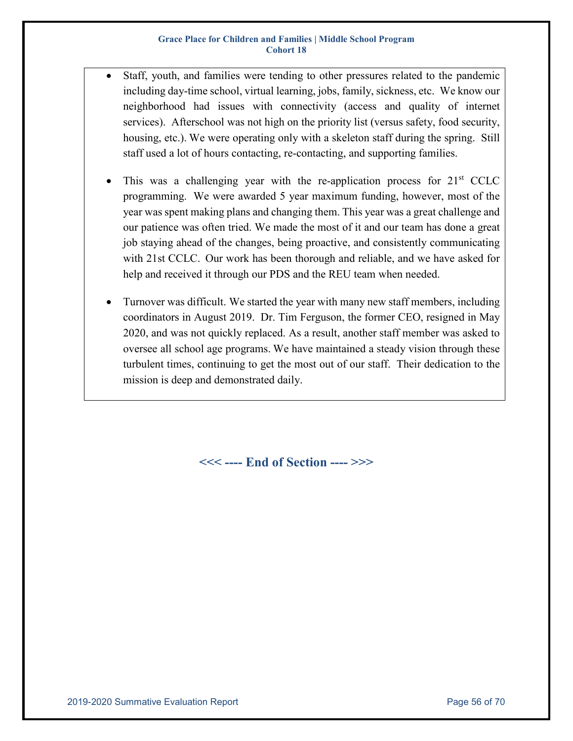- Staff, youth, and families were tending to other pressures related to the pandemic including day-time school, virtual learning, jobs, family, sickness, etc. We know our neighborhood had issues with connectivity (access and quality of internet services). Afterschool was not high on the priority list (versus safety, food security, housing, etc.). We were operating only with a skeleton staff during the spring. Still staff used a lot of hours contacting, re-contacting, and supporting families.

- This was a challenging year with the re-application process for 21st CCLC programming. We were awarded 5 year maximum funding, however, most of the year was spent making plans and changing them. This year was a great challenge and our patience was often tried. We made the most of it and our team has done a great job staying ahead of the changes, being proactive, and consistently communicating with 21st CCLC. Our work has been thorough and reliable, and we have asked for help and received it through our PDS and the REU team when needed.

- Turnover was difficult. We started the year with many new staff members, including coordinators in August 2019. Dr. Tim Ferguson, the former CEO, resigned in May 2020, and was not quickly replaced. As a result, another staff member was asked to oversee all school age programs. We have maintained a steady vision through these turbulent times, continuing to get the most out of our staff. Their dedication to the mission is deep and demonstrated daily.

**<<< ---- End of Section ---- >>>**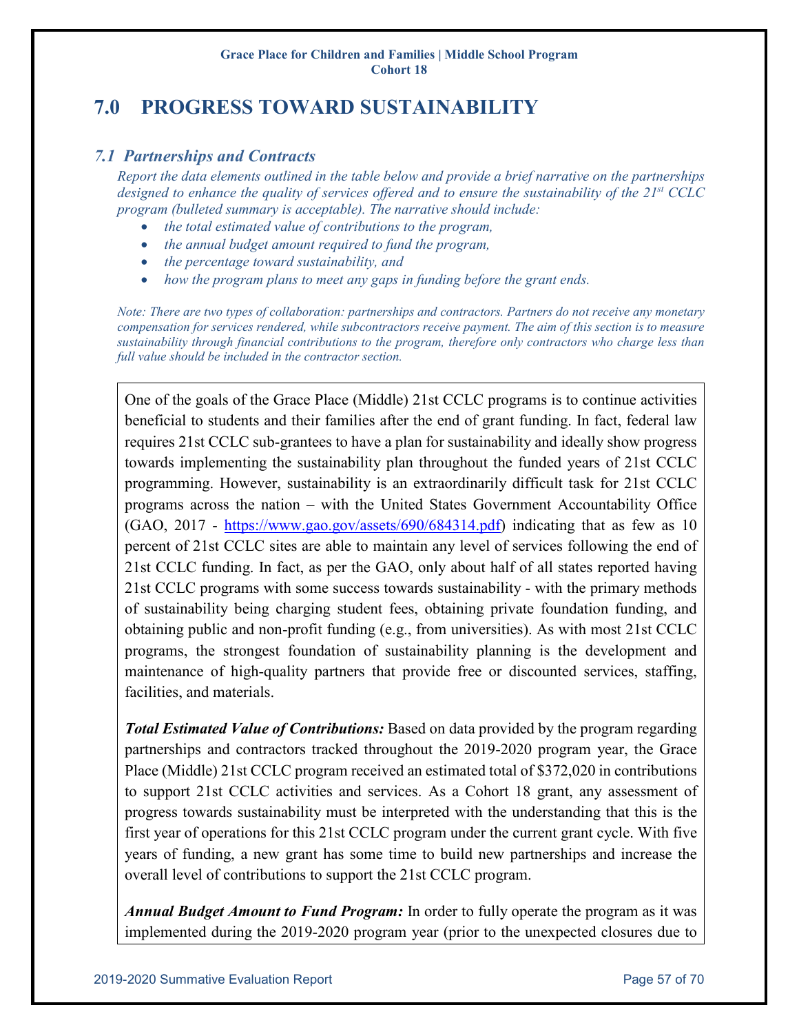# 7.0 PROGRESS TOWARD SUSTAINABILITY

## *7.1 Partnerships and Contracts*

*Report the data elements outlined in the table below and provide a brief narrative on the partnerships designed to enhance the quality of services offered and to ensure the sustainability of the 21st CCLC program (bulleted summary is acceptable). The narrative should include:*

- *the total estimated value of contributions to the program,*
- *the annual budget amount required to fund the program,*
- *the percentage toward sustainability, and*
- *how the program plans to meet any gaps in funding before the grant ends.*

*Note: There are two types of collaboration: partnerships and contractors. Partners do not receive any monetary compensation for services rendered, while subcontractors receive payment. The aim of this section is to measure sustainability through financial contributions to the program, therefore only contractors who charge less than full value should be included in the contractor section.*

One of the goals of the Grace Place (Middle) 21st CCLC programs is to continue activities beneficial to students and their families after the end of grant funding. In fact, federal law requires 21st CCLC sub-grantees to have a plan for sustainability and ideally show progress towards implementing the sustainability plan throughout the funded years of 21st CCLC programming. However, sustainability is an extraordinarily difficult task for 21st CCLC programs across the nation – with the United States Government Accountability Office (GAO, 2017 - https://www.gao.gov/assets/690/684314.pdf) indicating that as few as 10 percent of 21st CCLC sites are able to maintain any level of services following the end of 21st CCLC funding. In fact, as per the GAO, only about half of all states reported having 21st CCLC programs with some success towards sustainability - with the primary methods of sustainability being charging student fees, obtaining private foundation funding, and obtaining public and non-profit funding (e.g., from universities). As with most 21st CCLC programs, the strongest foundation of sustainability planning is the development and maintenance of high-quality partners that provide free or discounted services, staffing, facilities, and materials.

***Total Estimated Value of Contributions:*** Based on data provided by the program regarding partnerships and contractors tracked throughout the 2019-2020 program year, the Grace Place (Middle) 21st CCLC program received an estimated total of $372,020 in contributions to support 21st CCLC activities and services. As a Cohort 18 grant, any assessment of progress towards sustainability must be interpreted with the understanding that this is the first year of operations for this 21st CCLC program under the current grant cycle. With five years of funding, a new grant has some time to build new partnerships and increase the overall level of contributions to support the 21st CCLC program.

***Annual Budget Amount to Fund Program:*** In order to fully operate the program as it was implemented during the 2019-2020 program year (prior to the unexpected closures due to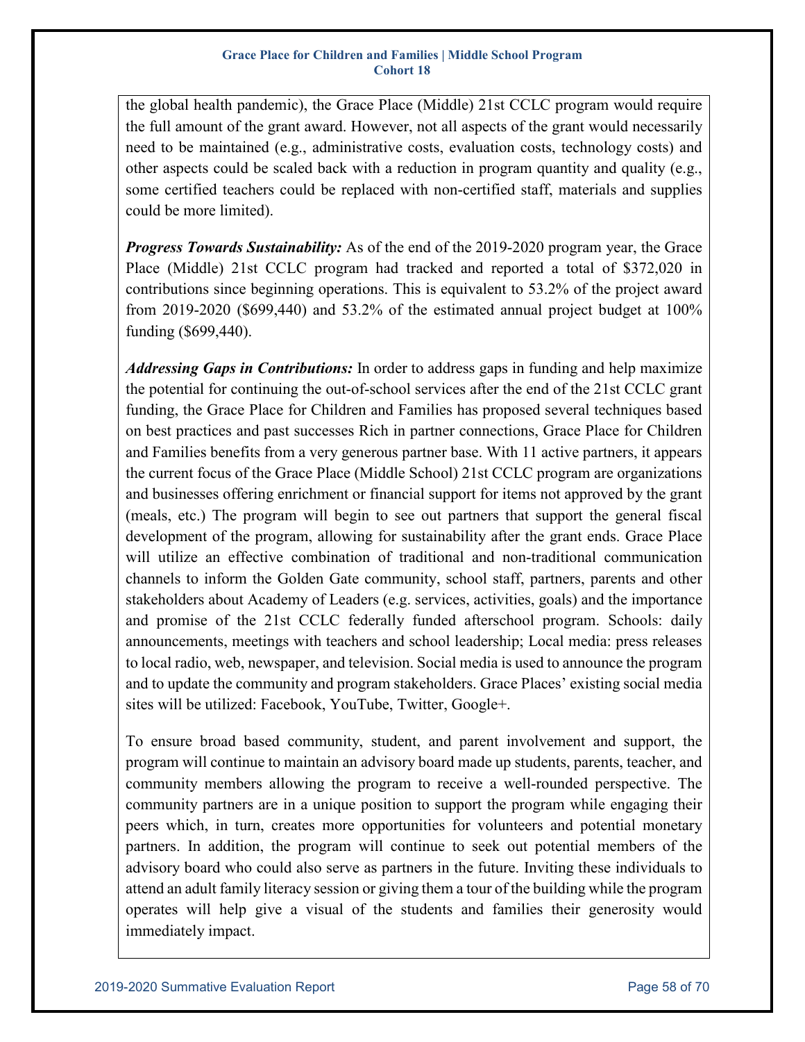the global health pandemic), the Grace Place (Middle) 21st CCLC program would require the full amount of the grant award. However, not all aspects of the grant would necessarily need to be maintained (e.g., administrative costs, evaluation costs, technology costs) and other aspects could be scaled back with a reduction in program quantity and quality (e.g., some certified teachers could be replaced with non-certified staff, materials and supplies could be more limited).

***Progress Towards Sustainability:*** As of the end of the 2019-2020 program year, the Grace Place (Middle) 21st CCLC program had tracked and reported a total of $372,020 in contributions since beginning operations. This is equivalent to 53.2% of the project award from 2019-2020 ($699,440) and 53.2% of the estimated annual project budget at 100% funding ($699,440).

***Addressing Gaps in Contributions:*** In order to address gaps in funding and help maximize the potential for continuing the out-of-school services after the end of the 21st CCLC grant funding, the Grace Place for Children and Families has proposed several techniques based on best practices and past successes Rich in partner connections, Grace Place for Children and Families benefits from a very generous partner base. With 11 active partners, it appears the current focus of the Grace Place (Middle School) 21st CCLC program are organizations and businesses offering enrichment or financial support for items not approved by the grant (meals, etc.) The program will begin to see out partners that support the general fiscal development of the program, allowing for sustainability after the grant ends. Grace Place will utilize an effective combination of traditional and non-traditional communication channels to inform the Golden Gate community, school staff, partners, parents and other stakeholders about Academy of Leaders (e.g. services, activities, goals) and the importance and promise of the 21st CCLC federally funded afterschool program. Schools: daily announcements, meetings with teachers and school leadership; Local media: press releases to local radio, web, newspaper, and television. Social media is used to announce the program and to update the community and program stakeholders. Grace Places' existing social media sites will be utilized: Facebook, YouTube, Twitter, Google+.

To ensure broad based community, student, and parent involvement and support, the program will continue to maintain an advisory board made up students, parents, teacher, and community members allowing the program to receive a well-rounded perspective. The community partners are in a unique position to support the program while engaging their peers which, in turn, creates more opportunities for volunteers and potential monetary partners. In addition, the program will continue to seek out potential members of the advisory board who could also serve as partners in the future. Inviting these individuals to attend an adult family literacy session or giving them a tour of the building while the program operates will help give a visual of the students and families their generosity would immediately impact.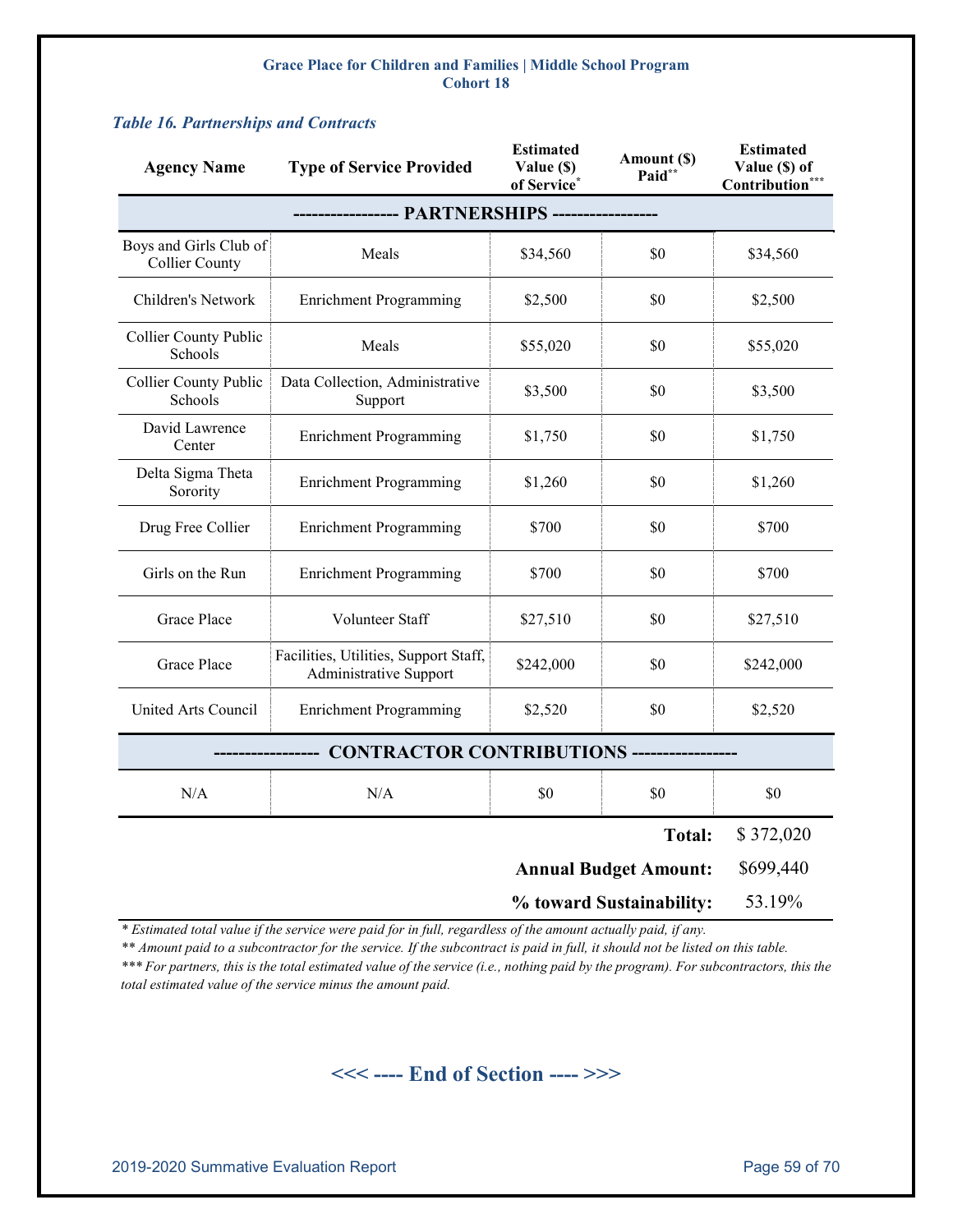**Grace Place for Children and Families | Middle School Program**
**Cohort 18**

***Table 16. Partnerships and Contracts***

| Agency Name | Type of Service Provided | Estimated Value ($) of Service* | Amount ($) Paid** | Estimated Value ($) of Contribution*** |
|---|---|---|---|---|
| **---------------- PARTNERSHIPS ----------------** | | | | |
| Boys and Girls Club of Collier County | Meals | $34,560 | $0 | $34,560 |
| Children's Network | Enrichment Programming | $2,500 | $0 | $2,500 |
| Collier County Public Schools | Meals | $55,020 | $0 | $55,020 |
| Collier County Public Schools | Data Collection, Administrative Support | $3,500 | $0 | $3,500 |
| David Lawrence Center | Enrichment Programming | $1,750 | $0 | $1,750 |
| Delta Sigma Theta Sorority | Enrichment Programming | $1,260 | $0 | $1,260 |
| Drug Free Collier | Enrichment Programming | $700 | $0 | $700 |
| Girls on the Run | Enrichment Programming | $700 | $0 | $700 |
| Grace Place | Volunteer Staff | $27,510 | $0 | $27,510 |
| Grace Place | Facilities, Utilities, Support Staff, Administrative Support | $242,000 | $0 | $242,000 |
| United Arts Council | Enrichment Programming | $2,520 | $0 | $2,520 |
| **---------------- CONTRACTOR CONTRIBUTIONS ----------------** | | | | |
| N/A | N/A | $0 | $0 | $0 |
| | | | **Total:** | $ 372,020 |
| | | | **Annual Budget Amount:** | $699,440 |
| | | | **% toward Sustainability:** | 53.19% |

*\* Estimated total value if the service were paid for in full, regardless of the amount actually paid, if any.*

*\*\* Amount paid to a subcontractor for the service. If the subcontract is paid in full, it should not be listed on this table.*

*\*\*\* For partners, this is the total estimated value of the service (i.e., nothing paid by the program). For subcontractors, this the total estimated value of the service minus the amount paid.*

**<<< ---- End of Section ---- >>>**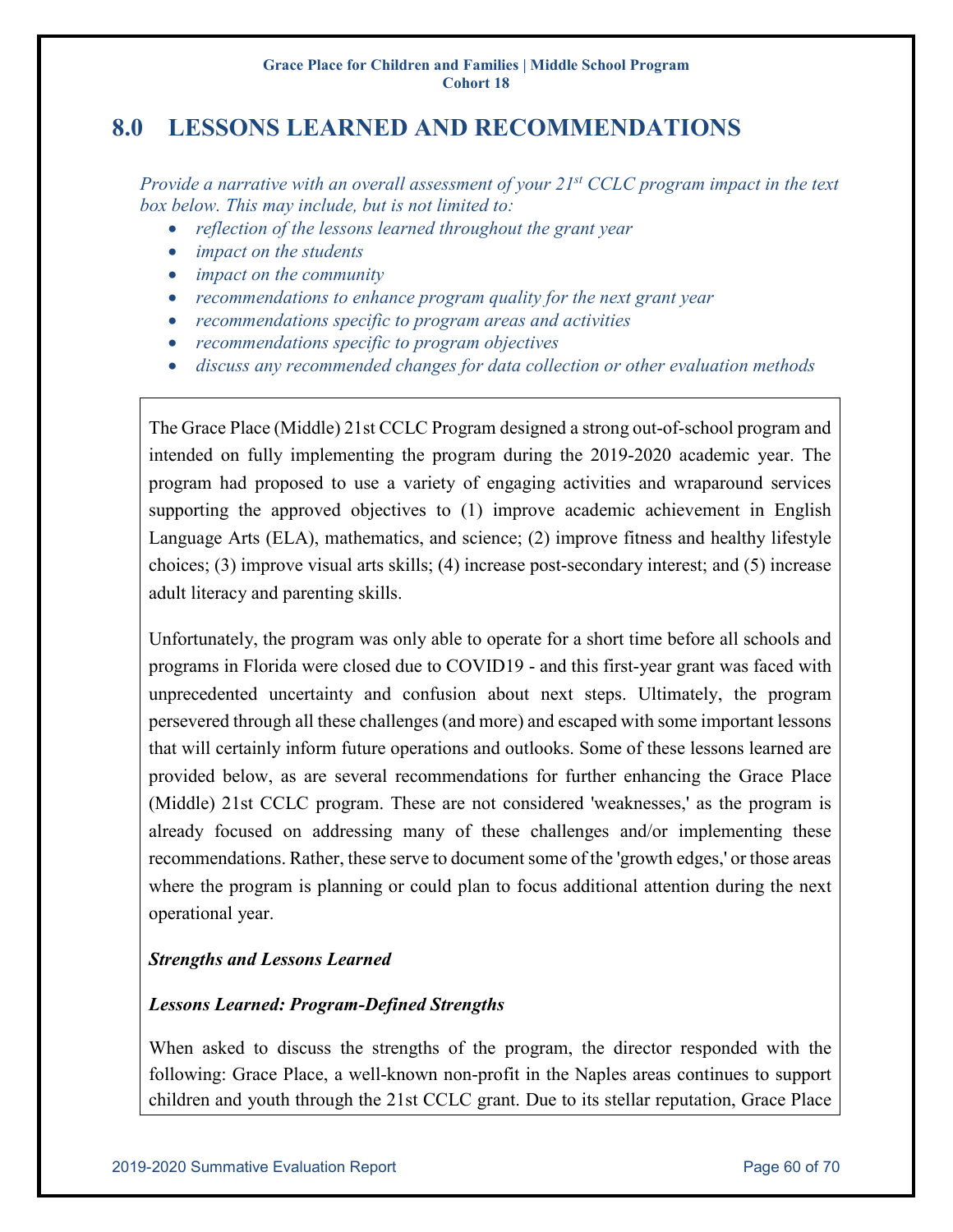## 8.0 LESSONS LEARNED AND RECOMMENDATIONS

*Provide a narrative with an overall assessment of your 21st CCLC program impact in the text box below. This may include, but is not limited to:*

- *reflection of the lessons learned throughout the grant year*
- *impact on the students*
- *impact on the community*
- *recommendations to enhance program quality for the next grant year*
- *recommendations specific to program areas and activities*
- *recommendations specific to program objectives*
- *discuss any recommended changes for data collection or other evaluation methods*

The Grace Place (Middle) 21st CCLC Program designed a strong out-of-school program and intended on fully implementing the program during the 2019-2020 academic year. The program had proposed to use a variety of engaging activities and wraparound services supporting the approved objectives to (1) improve academic achievement in English Language Arts (ELA), mathematics, and science; (2) improve fitness and healthy lifestyle choices; (3) improve visual arts skills; (4) increase post-secondary interest; and (5) increase adult literacy and parenting skills.

Unfortunately, the program was only able to operate for a short time before all schools and programs in Florida were closed due to COVID19 - and this first-year grant was faced with unprecedented uncertainty and confusion about next steps. Ultimately, the program persevered through all these challenges (and more) and escaped with some important lessons that will certainly inform future operations and outlooks. Some of these lessons learned are provided below, as are several recommendations for further enhancing the Grace Place (Middle) 21st CCLC program. These are not considered 'weaknesses,' as the program is already focused on addressing many of these challenges and/or implementing these recommendations. Rather, these serve to document some of the 'growth edges,' or those areas where the program is planning or could plan to focus additional attention during the next operational year.

***Strengths and Lessons Learned***

***Lessons Learned: Program-Defined Strengths***

When asked to discuss the strengths of the program, the director responded with the following: Grace Place, a well-known non-profit in the Naples areas continues to support children and youth through the 21st CCLC grant. Due to its stellar reputation, Grace Place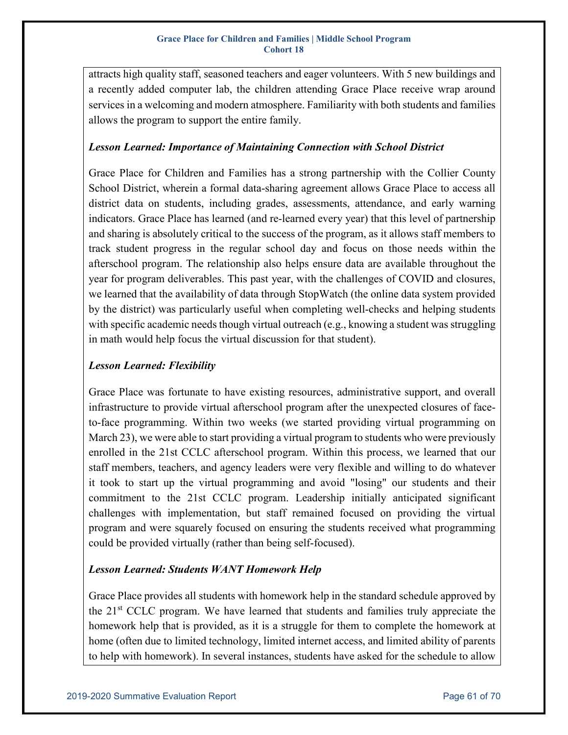attracts high quality staff, seasoned teachers and eager volunteers. With 5 new buildings and a recently added computer lab, the children attending Grace Place receive wrap around services in a welcoming and modern atmosphere. Familiarity with both students and families allows the program to support the entire family.

***Lesson Learned: Importance of Maintaining Connection with School District***

Grace Place for Children and Families has a strong partnership with the Collier County School District, wherein a formal data-sharing agreement allows Grace Place to access all district data on students, including grades, assessments, attendance, and early warning indicators. Grace Place has learned (and re-learned every year) that this level of partnership and sharing is absolutely critical to the success of the program, as it allows staff members to track student progress in the regular school day and focus on those needs within the afterschool program. The relationship also helps ensure data are available throughout the year for program deliverables. This past year, with the challenges of COVID and closures, we learned that the availability of data through StopWatch (the online data system provided by the district) was particularly useful when completing well-checks and helping students with specific academic needs though virtual outreach (e.g., knowing a student was struggling in math would help focus the virtual discussion for that student).

***Lesson Learned: Flexibility***

Grace Place was fortunate to have existing resources, administrative support, and overall infrastructure to provide virtual afterschool program after the unexpected closures of face-to-face programming. Within two weeks (we started providing virtual programming on March 23), we were able to start providing a virtual program to students who were previously enrolled in the 21st CCLC afterschool program. Within this process, we learned that our staff members, teachers, and agency leaders were very flexible and willing to do whatever it took to start up the virtual programming and avoid "losing" our students and their commitment to the 21st CCLC program. Leadership initially anticipated significant challenges with implementation, but staff remained focused on providing the virtual program and were squarely focused on ensuring the students received what programming could be provided virtually (rather than being self-focused).

***Lesson Learned: Students WANT Homework Help***

Grace Place provides all students with homework help in the standard schedule approved by the 21st CCLC program. We have learned that students and families truly appreciate the homework help that is provided, as it is a struggle for them to complete the homework at home (often due to limited technology, limited internet access, and limited ability of parents to help with homework). In several instances, students have asked for the schedule to allow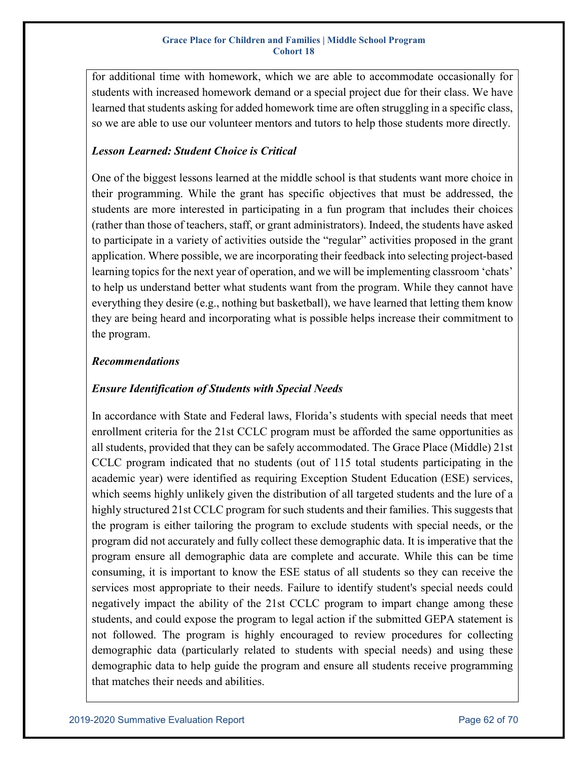for additional time with homework, which we are able to accommodate occasionally for students with increased homework demand or a special project due for their class. We have learned that students asking for added homework time are often struggling in a specific class, so we are able to use our volunteer mentors and tutors to help those students more directly.

***Lesson Learned: Student Choice is Critical***

One of the biggest lessons learned at the middle school is that students want more choice in their programming. While the grant has specific objectives that must be addressed, the students are more interested in participating in a fun program that includes their choices (rather than those of teachers, staff, or grant administrators). Indeed, the students have asked to participate in a variety of activities outside the "regular" activities proposed in the grant application. Where possible, we are incorporating their feedback into selecting project-based learning topics for the next year of operation, and we will be implementing classroom 'chats' to help us understand better what students want from the program. While they cannot have everything they desire (e.g., nothing but basketball), we have learned that letting them know they are being heard and incorporating what is possible helps increase their commitment to the program.

***Recommendations***

***Ensure Identification of Students with Special Needs***

In accordance with State and Federal laws, Florida's students with special needs that meet enrollment criteria for the 21st CCLC program must be afforded the same opportunities as all students, provided that they can be safely accommodated. The Grace Place (Middle) 21st CCLC program indicated that no students (out of 115 total students participating in the academic year) were identified as requiring Exception Student Education (ESE) services, which seems highly unlikely given the distribution of all targeted students and the lure of a highly structured 21st CCLC program for such students and their families. This suggests that the program is either tailoring the program to exclude students with special needs, or the program did not accurately and fully collect these demographic data. It is imperative that the program ensure all demographic data are complete and accurate. While this can be time consuming, it is important to know the ESE status of all students so they can receive the services most appropriate to their needs. Failure to identify student's special needs could negatively impact the ability of the 21st CCLC program to impart change among these students, and could expose the program to legal action if the submitted GEPA statement is not followed. The program is highly encouraged to review procedures for collecting demographic data (particularly related to students with special needs) and using these demographic data to help guide the program and ensure all students receive programming that matches their needs and abilities.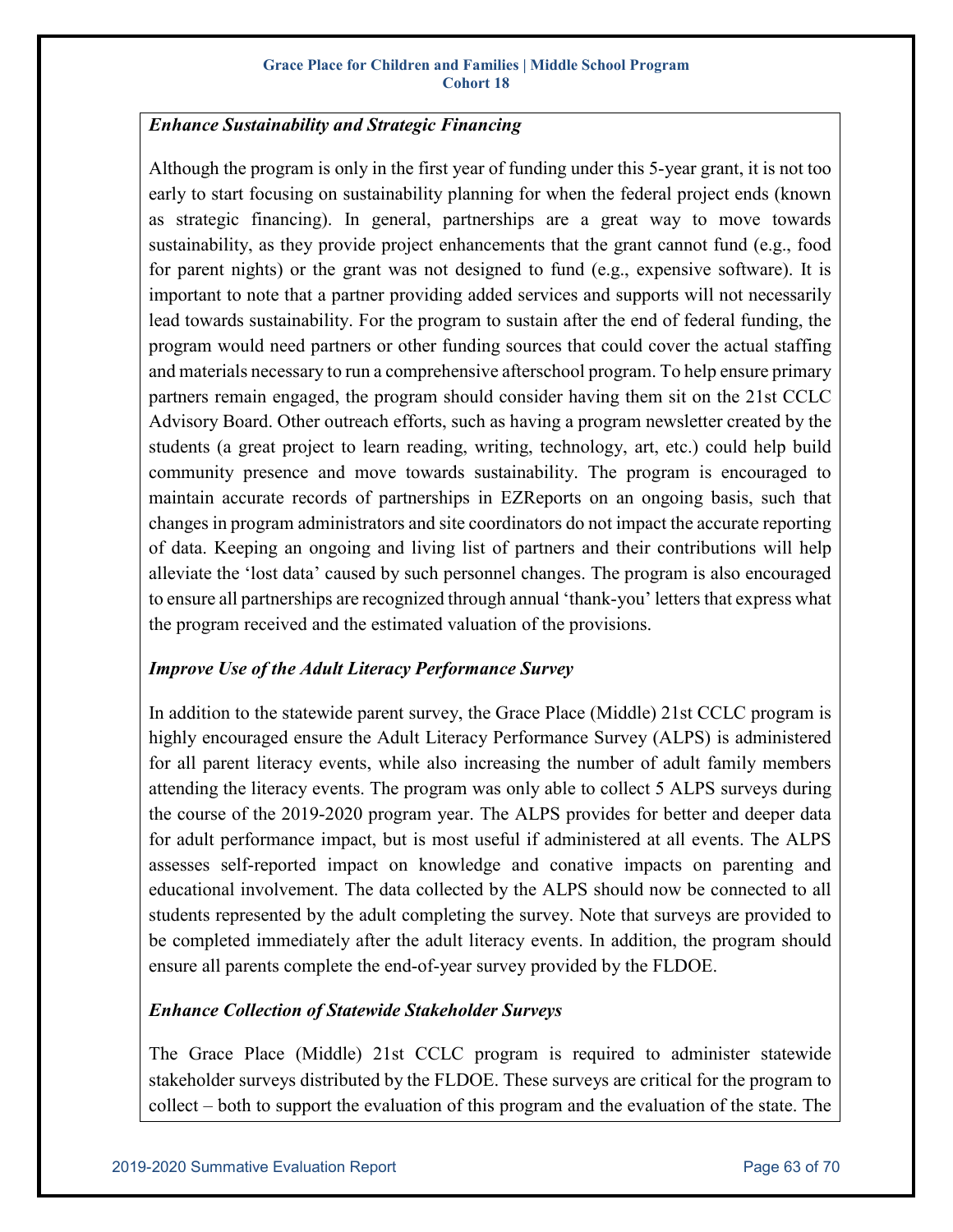### *Enhance Sustainability and Strategic Financing*

Although the program is only in the first year of funding under this 5-year grant, it is not too early to start focusing on sustainability planning for when the federal project ends (known as strategic financing). In general, partnerships are a great way to move towards sustainability, as they provide project enhancements that the grant cannot fund (e.g., food for parent nights) or the grant was not designed to fund (e.g., expensive software). It is important to note that a partner providing added services and supports will not necessarily lead towards sustainability. For the program to sustain after the end of federal funding, the program would need partners or other funding sources that could cover the actual staffing and materials necessary to run a comprehensive afterschool program. To help ensure primary partners remain engaged, the program should consider having them sit on the 21st CCLC Advisory Board. Other outreach efforts, such as having a program newsletter created by the students (a great project to learn reading, writing, technology, art, etc.) could help build community presence and move towards sustainability. The program is encouraged to maintain accurate records of partnerships in EZReports on an ongoing basis, such that changes in program administrators and site coordinators do not impact the accurate reporting of data. Keeping an ongoing and living list of partners and their contributions will help alleviate the 'lost data' caused by such personnel changes. The program is also encouraged to ensure all partnerships are recognized through annual 'thank-you' letters that express what the program received and the estimated valuation of the provisions.

### *Improve Use of the Adult Literacy Performance Survey*

In addition to the statewide parent survey, the Grace Place (Middle) 21st CCLC program is highly encouraged ensure the Adult Literacy Performance Survey (ALPS) is administered for all parent literacy events, while also increasing the number of adult family members attending the literacy events. The program was only able to collect 5 ALPS surveys during the course of the 2019-2020 program year. The ALPS provides for better and deeper data for adult performance impact, but is most useful if administered at all events. The ALPS assesses self-reported impact on knowledge and conative impacts on parenting and educational involvement. The data collected by the ALPS should now be connected to all students represented by the adult completing the survey. Note that surveys are provided to be completed immediately after the adult literacy events. In addition, the program should ensure all parents complete the end-of-year survey provided by the FLDOE.

### *Enhance Collection of Statewide Stakeholder Surveys*

The Grace Place (Middle) 21st CCLC program is required to administer statewide stakeholder surveys distributed by the FLDOE. These surveys are critical for the program to collect – both to support the evaluation of this program and the evaluation of the state. The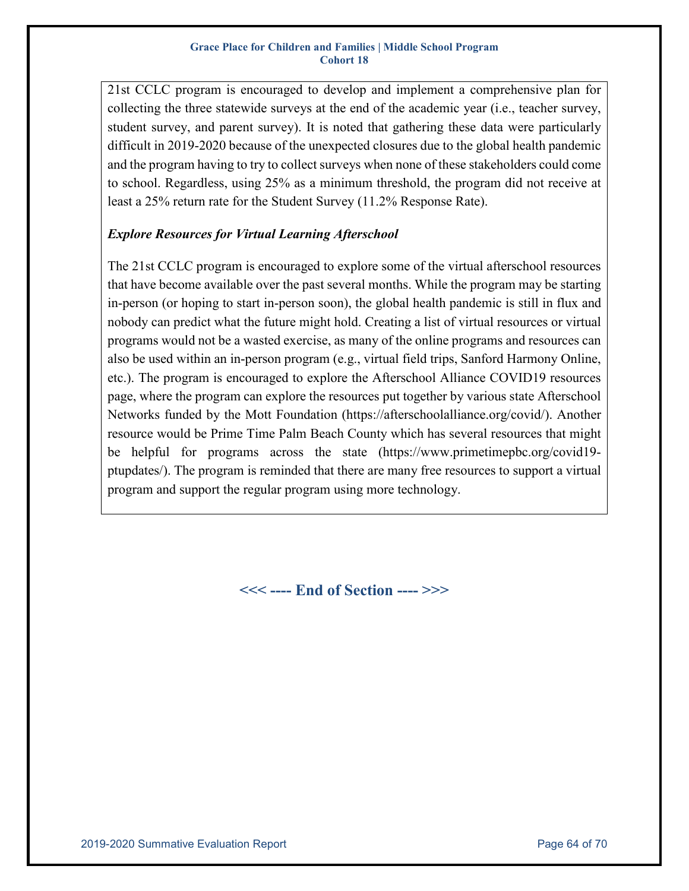21st CCLC program is encouraged to develop and implement a comprehensive plan for collecting the three statewide surveys at the end of the academic year (i.e., teacher survey, student survey, and parent survey). It is noted that gathering these data were particularly difficult in 2019-2020 because of the unexpected closures due to the global health pandemic and the program having to try to collect surveys when none of these stakeholders could come to school. Regardless, using 25% as a minimum threshold, the program did not receive at least a 25% return rate for the Student Survey (11.2% Response Rate).

***Explore Resources for Virtual Learning Afterschool***

The 21st CCLC program is encouraged to explore some of the virtual afterschool resources that have become available over the past several months. While the program may be starting in-person (or hoping to start in-person soon), the global health pandemic is still in flux and nobody can predict what the future might hold. Creating a list of virtual resources or virtual programs would not be a wasted exercise, as many of the online programs and resources can also be used within an in-person program (e.g., virtual field trips, Sanford Harmony Online, etc.). The program is encouraged to explore the Afterschool Alliance COVID19 resources page, where the program can explore the resources put together by various state Afterschool Networks funded by the Mott Foundation (https://afterschoolalliance.org/covid/). Another resource would be Prime Time Palm Beach County which has several resources that might be helpful for programs across the state (https://www.primetimepbc.org/covid19-ptupdates/). The program is reminded that there are many free resources to support a virtual program and support the regular program using more technology.

**<<< ---- End of Section ---- >>>**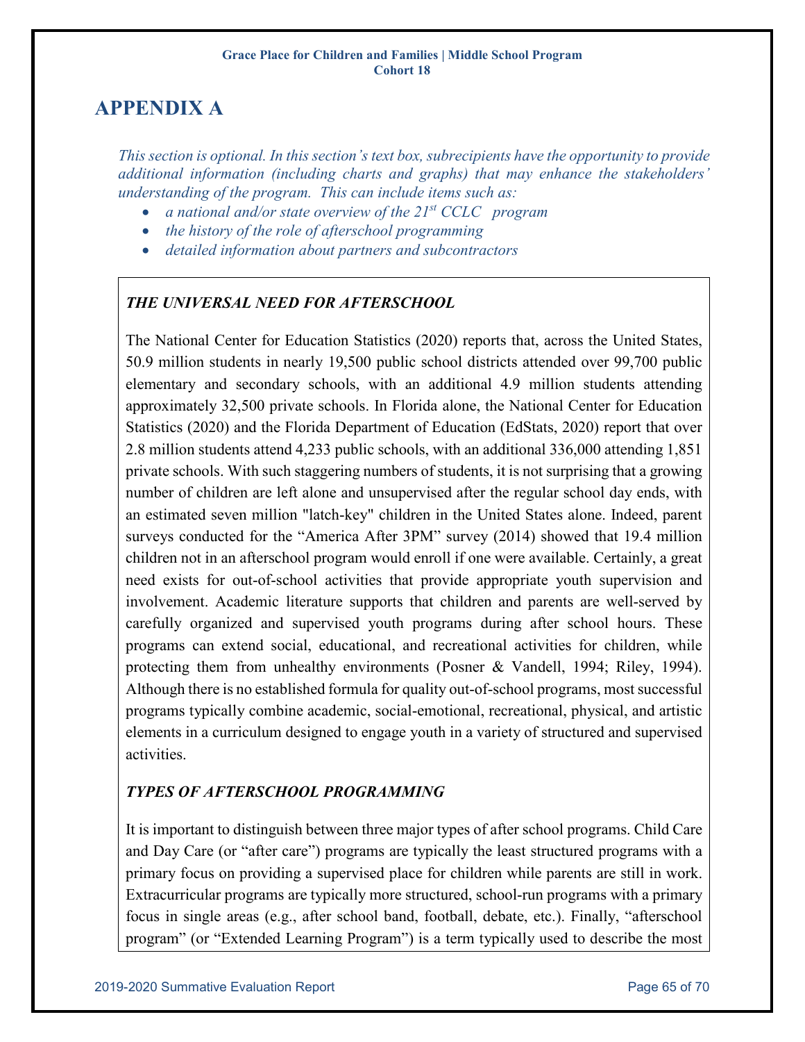# APPENDIX A

*This section is optional. In this section's text box, subrecipients have the opportunity to provide additional information (including charts and graphs) that may enhance the stakeholders' understanding of the program. This can include items such as:*

- *a national and/or state overview of the 21st CCLC program*
- *the history of the role of afterschool programming*
- *detailed information about partners and subcontractors*

***THE UNIVERSAL NEED FOR AFTERSCHOOL***

The National Center for Education Statistics (2020) reports that, across the United States, 50.9 million students in nearly 19,500 public school districts attended over 99,700 public elementary and secondary schools, with an additional 4.9 million students attending approximately 32,500 private schools. In Florida alone, the National Center for Education Statistics (2020) and the Florida Department of Education (EdStats, 2020) report that over 2.8 million students attend 4,233 public schools, with an additional 336,000 attending 1,851 private schools. With such staggering numbers of students, it is not surprising that a growing number of children are left alone and unsupervised after the regular school day ends, with an estimated seven million "latch-key" children in the United States alone. Indeed, parent surveys conducted for the "America After 3PM" survey (2014) showed that 19.4 million children not in an afterschool program would enroll if one were available. Certainly, a great need exists for out-of-school activities that provide appropriate youth supervision and involvement. Academic literature supports that children and parents are well-served by carefully organized and supervised youth programs during after school hours. These programs can extend social, educational, and recreational activities for children, while protecting them from unhealthy environments (Posner & Vandell, 1994; Riley, 1994). Although there is no established formula for quality out-of-school programs, most successful programs typically combine academic, social-emotional, recreational, physical, and artistic elements in a curriculum designed to engage youth in a variety of structured and supervised activities.

***TYPES OF AFTERSCHOOL PROGRAMMING***

It is important to distinguish between three major types of after school programs. Child Care and Day Care (or "after care") programs are typically the least structured programs with a primary focus on providing a supervised place for children while parents are still in work. Extracurricular programs are typically more structured, school-run programs with a primary focus in single areas (e.g., after school band, football, debate, etc.). Finally, "afterschool program" (or "Extended Learning Program") is a term typically used to describe the most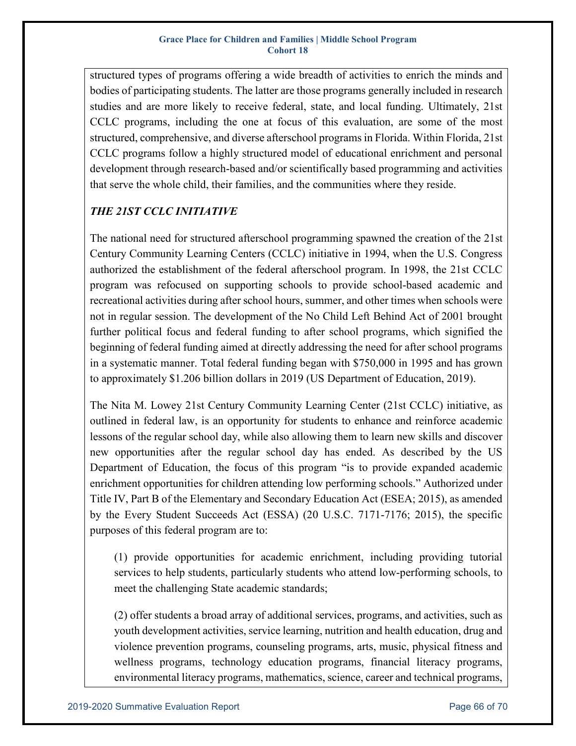structured types of programs offering a wide breadth of activities to enrich the minds and bodies of participating students. The latter are those programs generally included in research studies and are more likely to receive federal, state, and local funding. Ultimately, 21st CCLC programs, including the one at focus of this evaluation, are some of the most structured, comprehensive, and diverse afterschool programs in Florida. Within Florida, 21st CCLC programs follow a highly structured model of educational enrichment and personal development through research-based and/or scientifically based programming and activities that serve the whole child, their families, and the communities where they reside.

### *THE 21ST CCLC INITIATIVE*

The national need for structured afterschool programming spawned the creation of the 21st Century Community Learning Centers (CCLC) initiative in 1994, when the U.S. Congress authorized the establishment of the federal afterschool program. In 1998, the 21st CCLC program was refocused on supporting schools to provide school-based academic and recreational activities during after school hours, summer, and other times when schools were not in regular session. The development of the No Child Left Behind Act of 2001 brought further political focus and federal funding to after school programs, which signified the beginning of federal funding aimed at directly addressing the need for after school programs in a systematic manner. Total federal funding began with $750,000 in 1995 and has grown to approximately $1.206 billion dollars in 2019 (US Department of Education, 2019).

The Nita M. Lowey 21st Century Community Learning Center (21st CCLC) initiative, as outlined in federal law, is an opportunity for students to enhance and reinforce academic lessons of the regular school day, while also allowing them to learn new skills and discover new opportunities after the regular school day has ended. As described by the US Department of Education, the focus of this program "is to provide expanded academic enrichment opportunities for children attending low performing schools." Authorized under Title IV, Part B of the Elementary and Secondary Education Act (ESEA; 2015), as amended by the Every Student Succeeds Act (ESSA) (20 U.S.C. 7171-7176; 2015), the specific purposes of this federal program are to:

(1) provide opportunities for academic enrichment, including providing tutorial services to help students, particularly students who attend low-performing schools, to meet the challenging State academic standards;

(2) offer students a broad array of additional services, programs, and activities, such as youth development activities, service learning, nutrition and health education, drug and violence prevention programs, counseling programs, arts, music, physical fitness and wellness programs, technology education programs, financial literacy programs, environmental literacy programs, mathematics, science, career and technical programs,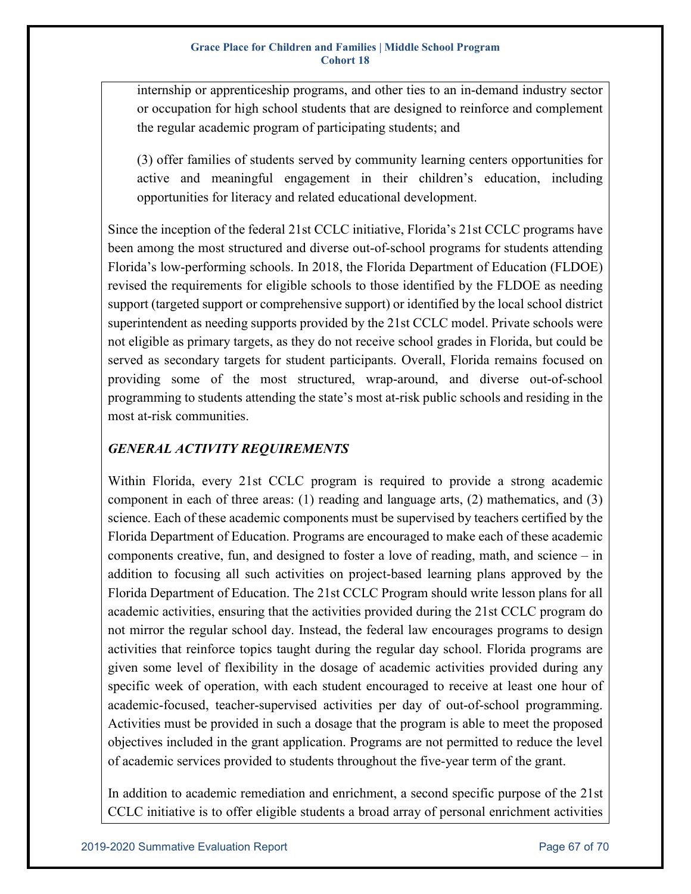internship or apprenticeship programs, and other ties to an in-demand industry sector or occupation for high school students that are designed to reinforce and complement the regular academic program of participating students; and

(3) offer families of students served by community learning centers opportunities for active and meaningful engagement in their children's education, including opportunities for literacy and related educational development.

Since the inception of the federal 21st CCLC initiative, Florida's 21st CCLC programs have been among the most structured and diverse out-of-school programs for students attending Florida's low-performing schools. In 2018, the Florida Department of Education (FLDOE) revised the requirements for eligible schools to those identified by the FLDOE as needing support (targeted support or comprehensive support) or identified by the local school district superintendent as needing supports provided by the 21st CCLC model. Private schools were not eligible as primary targets, as they do not receive school grades in Florida, but could be served as secondary targets for student participants. Overall, Florida remains focused on providing some of the most structured, wrap-around, and diverse out-of-school programming to students attending the state's most at-risk public schools and residing in the most at-risk communities.

### *GENERAL ACTIVITY REQUIREMENTS*

Within Florida, every 21st CCLC program is required to provide a strong academic component in each of three areas: (1) reading and language arts, (2) mathematics, and (3) science. Each of these academic components must be supervised by teachers certified by the Florida Department of Education. Programs are encouraged to make each of these academic components creative, fun, and designed to foster a love of reading, math, and science – in addition to focusing all such activities on project-based learning plans approved by the Florida Department of Education. The 21st CCLC Program should write lesson plans for all academic activities, ensuring that the activities provided during the 21st CCLC program do not mirror the regular school day. Instead, the federal law encourages programs to design activities that reinforce topics taught during the regular day school. Florida programs are given some level of flexibility in the dosage of academic activities provided during any specific week of operation, with each student encouraged to receive at least one hour of academic-focused, teacher-supervised activities per day of out-of-school programming. Activities must be provided in such a dosage that the program is able to meet the proposed objectives included in the grant application. Programs are not permitted to reduce the level of academic services provided to students throughout the five-year term of the grant.

In addition to academic remediation and enrichment, a second specific purpose of the 21st CCLC initiative is to offer eligible students a broad array of personal enrichment activities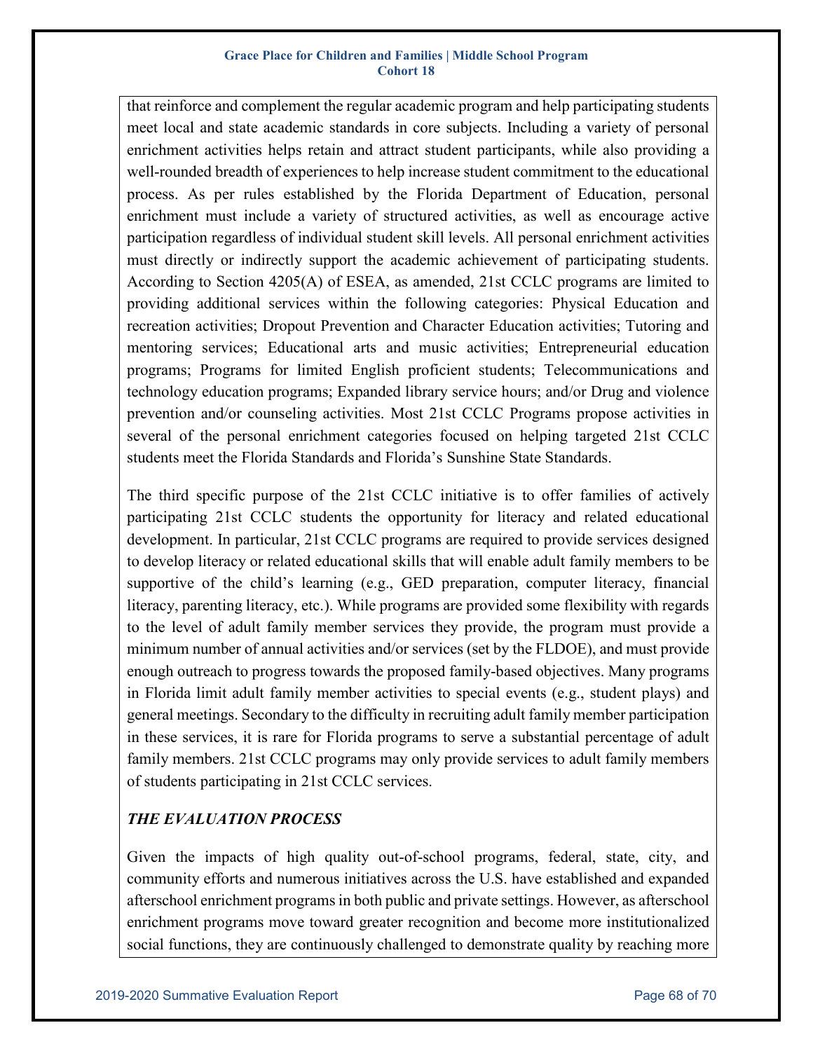that reinforce and complement the regular academic program and help participating students meet local and state academic standards in core subjects. Including a variety of personal enrichment activities helps retain and attract student participants, while also providing a well-rounded breadth of experiences to help increase student commitment to the educational process. As per rules established by the Florida Department of Education, personal enrichment must include a variety of structured activities, as well as encourage active participation regardless of individual student skill levels. All personal enrichment activities must directly or indirectly support the academic achievement of participating students. According to Section 4205(A) of ESEA, as amended, 21st CCLC programs are limited to providing additional services within the following categories: Physical Education and recreation activities; Dropout Prevention and Character Education activities; Tutoring and mentoring services; Educational arts and music activities; Entrepreneurial education programs; Programs for limited English proficient students; Telecommunications and technology education programs; Expanded library service hours; and/or Drug and violence prevention and/or counseling activities. Most 21st CCLC Programs propose activities in several of the personal enrichment categories focused on helping targeted 21st CCLC students meet the Florida Standards and Florida's Sunshine State Standards.

The third specific purpose of the 21st CCLC initiative is to offer families of actively participating 21st CCLC students the opportunity for literacy and related educational development. In particular, 21st CCLC programs are required to provide services designed to develop literacy or related educational skills that will enable adult family members to be supportive of the child's learning (e.g., GED preparation, computer literacy, financial literacy, parenting literacy, etc.). While programs are provided some flexibility with regards to the level of adult family member services they provide, the program must provide a minimum number of annual activities and/or services (set by the FLDOE), and must provide enough outreach to progress towards the proposed family-based objectives. Many programs in Florida limit adult family member activities to special events (e.g., student plays) and general meetings. Secondary to the difficulty in recruiting adult family member participation in these services, it is rare for Florida programs to serve a substantial percentage of adult family members. 21st CCLC programs may only provide services to adult family members of students participating in 21st CCLC services.

***THE EVALUATION PROCESS***

Given the impacts of high quality out-of-school programs, federal, state, city, and community efforts and numerous initiatives across the U.S. have established and expanded afterschool enrichment programs in both public and private settings. However, as afterschool enrichment programs move toward greater recognition and become more institutionalized social functions, they are continuously challenged to demonstrate quality by reaching more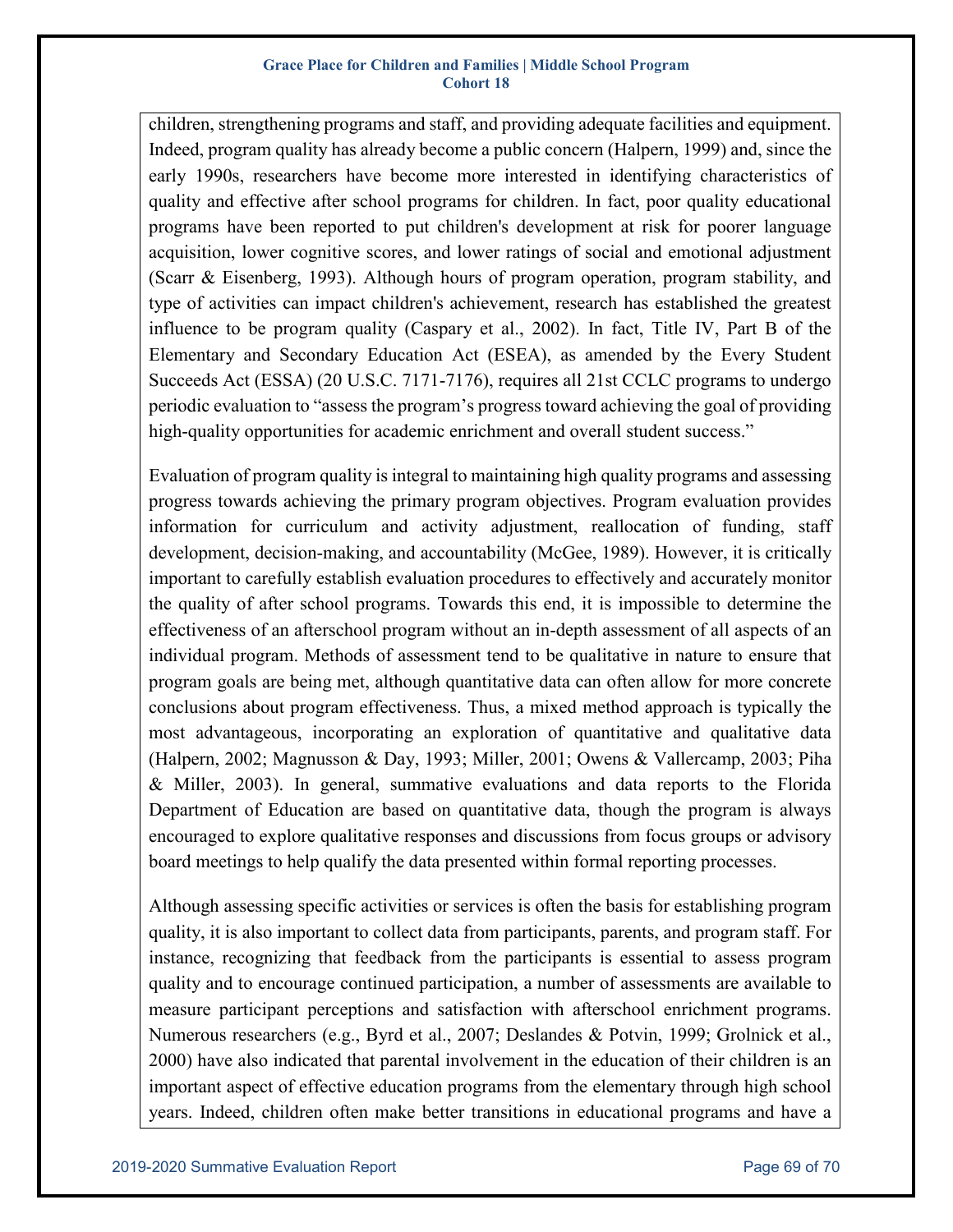children, strengthening programs and staff, and providing adequate facilities and equipment. Indeed, program quality has already become a public concern (Halpern, 1999) and, since the early 1990s, researchers have become more interested in identifying characteristics of quality and effective after school programs for children. In fact, poor quality educational programs have been reported to put children's development at risk for poorer language acquisition, lower cognitive scores, and lower ratings of social and emotional adjustment (Scarr & Eisenberg, 1993). Although hours of program operation, program stability, and type of activities can impact children's achievement, research has established the greatest influence to be program quality (Caspary et al., 2002). In fact, Title IV, Part B of the Elementary and Secondary Education Act (ESEA), as amended by the Every Student Succeeds Act (ESSA) (20 U.S.C. 7171-7176), requires all 21st CCLC programs to undergo periodic evaluation to "assess the program's progress toward achieving the goal of providing high-quality opportunities for academic enrichment and overall student success."

Evaluation of program quality is integral to maintaining high quality programs and assessing progress towards achieving the primary program objectives. Program evaluation provides information for curriculum and activity adjustment, reallocation of funding, staff development, decision-making, and accountability (McGee, 1989). However, it is critically important to carefully establish evaluation procedures to effectively and accurately monitor the quality of after school programs. Towards this end, it is impossible to determine the effectiveness of an afterschool program without an in-depth assessment of all aspects of an individual program. Methods of assessment tend to be qualitative in nature to ensure that program goals are being met, although quantitative data can often allow for more concrete conclusions about program effectiveness. Thus, a mixed method approach is typically the most advantageous, incorporating an exploration of quantitative and qualitative data (Halpern, 2002; Magnusson & Day, 1993; Miller, 2001; Owens & Vallercamp, 2003; Piha & Miller, 2003). In general, summative evaluations and data reports to the Florida Department of Education are based on quantitative data, though the program is always encouraged to explore qualitative responses and discussions from focus groups or advisory board meetings to help qualify the data presented within formal reporting processes.

Although assessing specific activities or services is often the basis for establishing program quality, it is also important to collect data from participants, parents, and program staff. For instance, recognizing that feedback from the participants is essential to assess program quality and to encourage continued participation, a number of assessments are available to measure participant perceptions and satisfaction with afterschool enrichment programs. Numerous researchers (e.g., Byrd et al., 2007; Deslandes & Potvin, 1999; Grolnick et al., 2000) have also indicated that parental involvement in the education of their children is an important aspect of effective education programs from the elementary through high school years. Indeed, children often make better transitions in educational programs and have a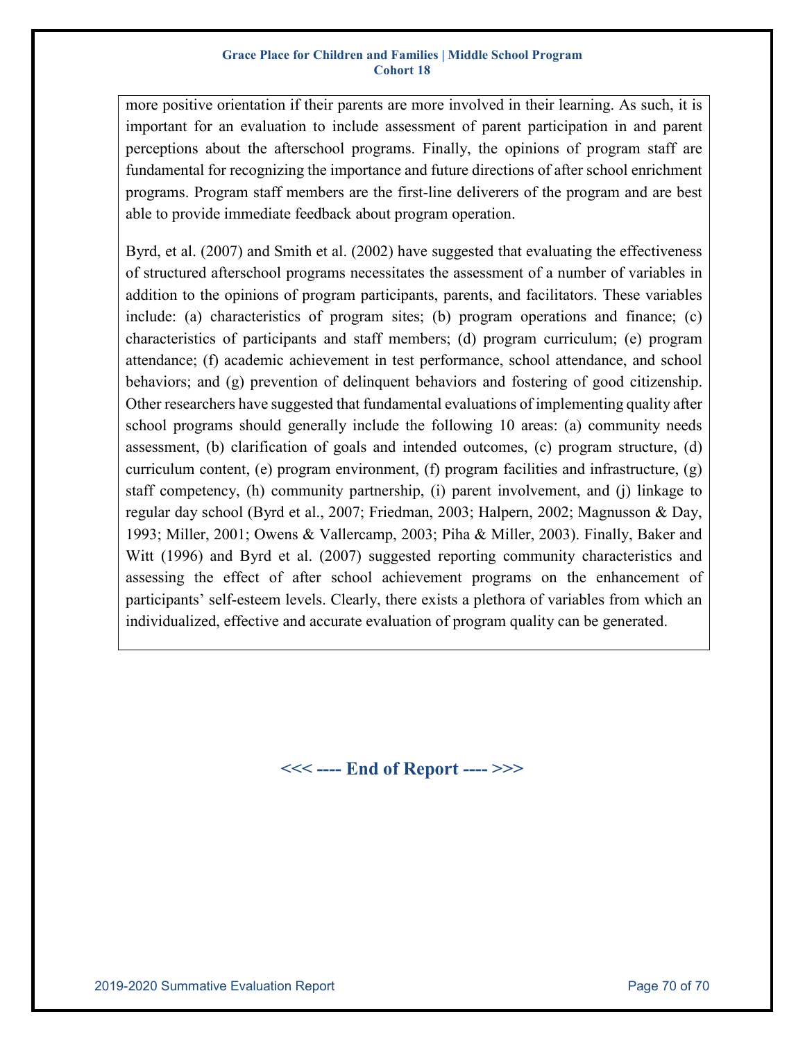more positive orientation if their parents are more involved in their learning. As such, it is important for an evaluation to include assessment of parent participation in and parent perceptions about the afterschool programs. Finally, the opinions of program staff are fundamental for recognizing the importance and future directions of after school enrichment programs. Program staff members are the first-line deliverers of the program and are best able to provide immediate feedback about program operation.

Byrd, et al. (2007) and Smith et al. (2002) have suggested that evaluating the effectiveness of structured afterschool programs necessitates the assessment of a number of variables in addition to the opinions of program participants, parents, and facilitators. These variables include: (a) characteristics of program sites; (b) program operations and finance; (c) characteristics of participants and staff members; (d) program curriculum; (e) program attendance; (f) academic achievement in test performance, school attendance, and school behaviors; and (g) prevention of delinquent behaviors and fostering of good citizenship. Other researchers have suggested that fundamental evaluations of implementing quality after school programs should generally include the following 10 areas: (a) community needs assessment, (b) clarification of goals and intended outcomes, (c) program structure, (d) curriculum content, (e) program environment, (f) program facilities and infrastructure, (g) staff competency, (h) community partnership, (i) parent involvement, and (j) linkage to regular day school (Byrd et al., 2007; Friedman, 2003; Halpern, 2002; Magnusson & Day, 1993; Miller, 2001; Owens & Vallercamp, 2003; Piha & Miller, 2003). Finally, Baker and Witt (1996) and Byrd et al. (2007) suggested reporting community characteristics and assessing the effect of after school achievement programs on the enhancement of participants' self-esteem levels. Clearly, there exists a plethora of variables from which an individualized, effective and accurate evaluation of program quality can be generated.

**<<< ---- End of Report ---- >>>**